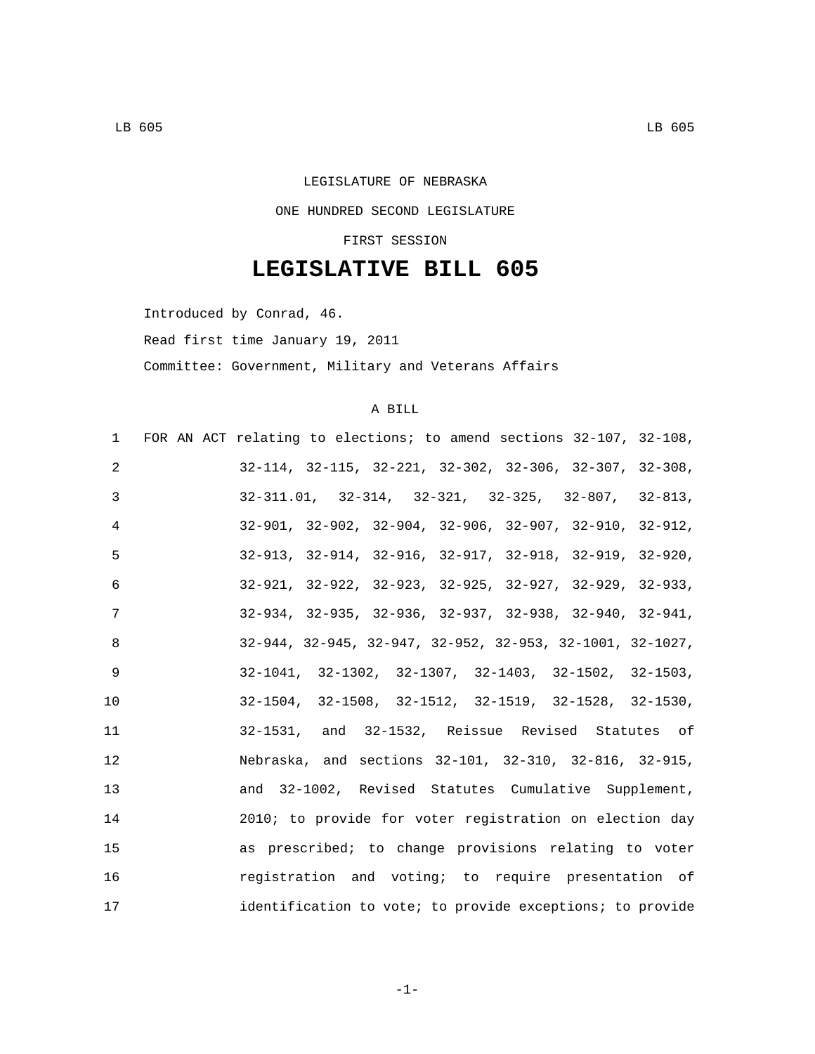LEGISLATURE OF NEBRASKA

ONE HUNDRED SECOND LEGISLATURE

FIRST SESSION

# LEGISLATIVE BILL 605

Introduced by Conrad, 46.

Read first time January 19, 2011

Committee: Government, Military and Veterans Affairs

A BILL

1 FOR AN ACT relating to elections; to amend sections 32-107, 32-108,
2 32-114, 32-115, 32-221, 32-302, 32-306, 32-307, 32-308,
3 32-311.01, 32-314, 32-321, 32-325, 32-807, 32-813,
4 32-901, 32-902, 32-904, 32-906, 32-907, 32-910, 32-912,
5 32-913, 32-914, 32-916, 32-917, 32-918, 32-919, 32-920,
6 32-921, 32-922, 32-923, 32-925, 32-927, 32-929, 32-933,
7 32-934, 32-935, 32-936, 32-937, 32-938, 32-940, 32-941,
8 32-944, 32-945, 32-947, 32-952, 32-953, 32-1001, 32-1027,
9 32-1041, 32-1302, 32-1307, 32-1403, 32-1502, 32-1503,
10 32-1504, 32-1508, 32-1512, 32-1519, 32-1528, 32-1530,
11 32-1531, and 32-1532, Reissue Revised Statutes of
12 Nebraska, and sections 32-101, 32-310, 32-816, 32-915,
13 and 32-1002, Revised Statutes Cumulative Supplement,
14 2010; to provide for voter registration on election day
15 as prescribed; to change provisions relating to voter
16 registration and voting; to require presentation of
17 identification to vote; to provide exceptions; to provide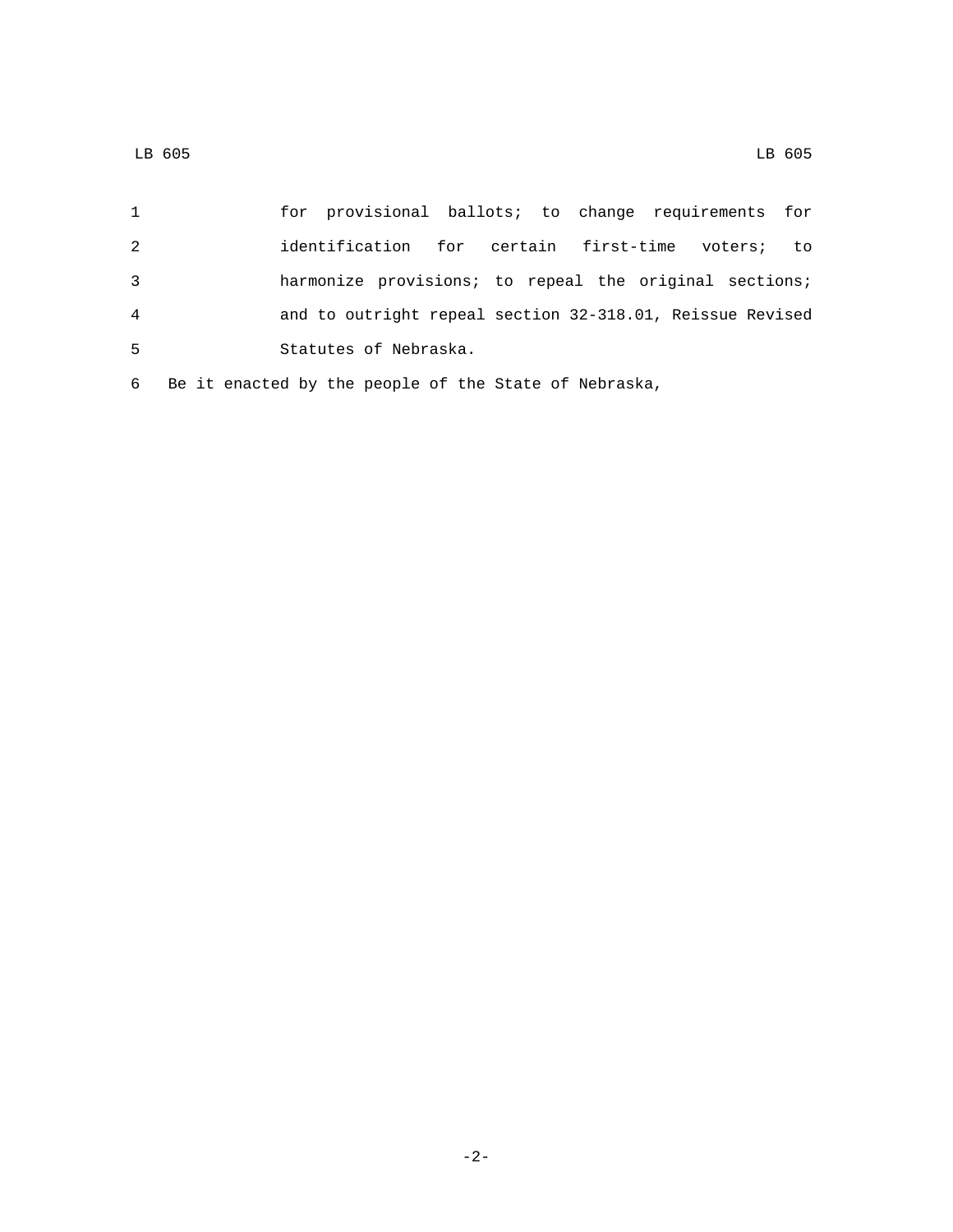for provisional ballots; to change requirements for identification for certain first-time voters; to harmonize provisions; to repeal the original sections; and to outright repeal section 32-318.01, Reissue Revised Statutes of Nebraska.

Be it enacted by the people of the State of Nebraska,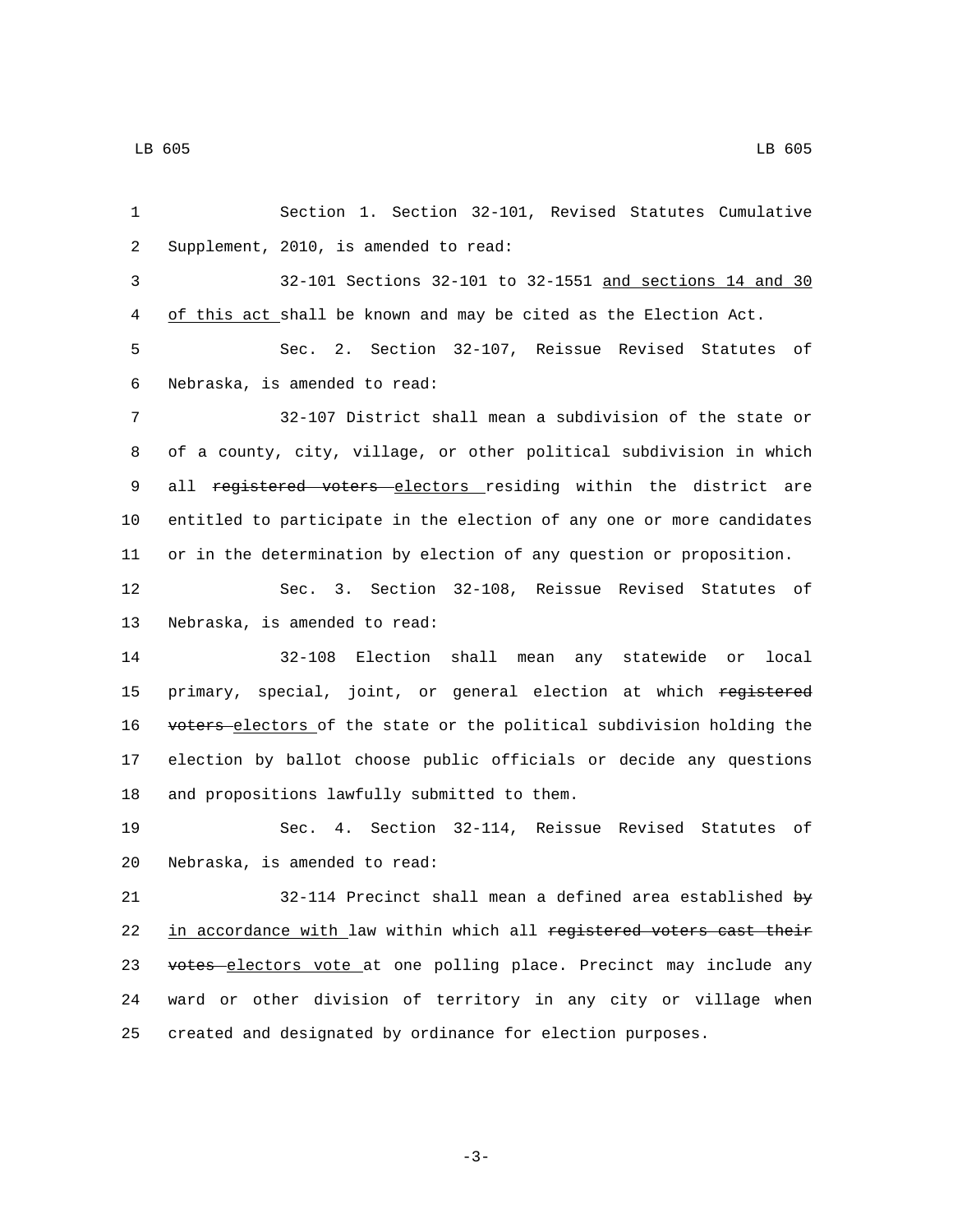Section 1. Section 32-101, Revised Statutes Cumulative Supplement, 2010, is amended to read:

32-101 Sections 32-101 to 32-1551 <u>and sections 14 and 30 of this act</u> shall be known and may be cited as the Election Act.

Sec. 2. Section 32-107, Reissue Revised Statutes of Nebraska, is amended to read:

32-107 District shall mean a subdivision of the state or of a county, city, village, or other political subdivision in which all ~~registered voters~~ <u>electors</u> residing within the district are entitled to participate in the election of any one or more candidates or in the determination by election of any question or proposition.

Sec. 3. Section 32-108, Reissue Revised Statutes of Nebraska, is amended to read:

32-108 Election shall mean any statewide or local primary, special, joint, or general election at which ~~registered voters~~ <u>electors</u> of the state or the political subdivision holding the election by ballot choose public officials or decide any questions and propositions lawfully submitted to them.

Sec. 4. Section 32-114, Reissue Revised Statutes of Nebraska, is amended to read:

32-114 Precinct shall mean a defined area established ~~by~~ <u>in accordance with</u> law within which all ~~registered voters cast their votes~~ <u>electors vote</u> at one polling place. Precinct may include any ward or other division of territory in any city or village when created and designated by ordinance for election purposes.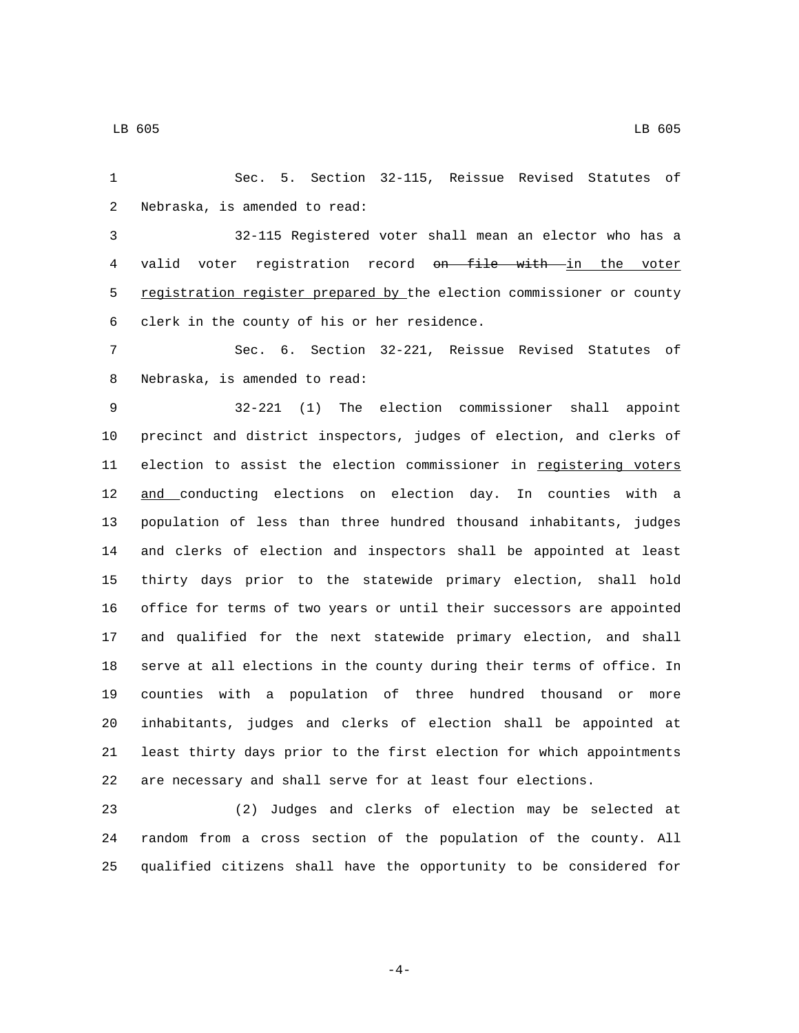Sec. 5. Section 32-115, Reissue Revised Statutes of Nebraska, is amended to read:

32-115 Registered voter shall mean an elector who has a valid voter registration record ~~on file with~~ in the voter registration register prepared by the election commissioner or county clerk in the county of his or her residence.

Sec. 6. Section 32-221, Reissue Revised Statutes of Nebraska, is amended to read:

32-221 (1) The election commissioner shall appoint precinct and district inspectors, judges of election, and clerks of election to assist the election commissioner in registering voters and conducting elections on election day. In counties with a population of less than three hundred thousand inhabitants, judges and clerks of election and inspectors shall be appointed at least thirty days prior to the statewide primary election, shall hold office for terms of two years or until their successors are appointed and qualified for the next statewide primary election, and shall serve at all elections in the county during their terms of office. In counties with a population of three hundred thousand or more inhabitants, judges and clerks of election shall be appointed at least thirty days prior to the first election for which appointments are necessary and shall serve for at least four elections.

(2) Judges and clerks of election may be selected at random from a cross section of the population of the county. All qualified citizens shall have the opportunity to be considered for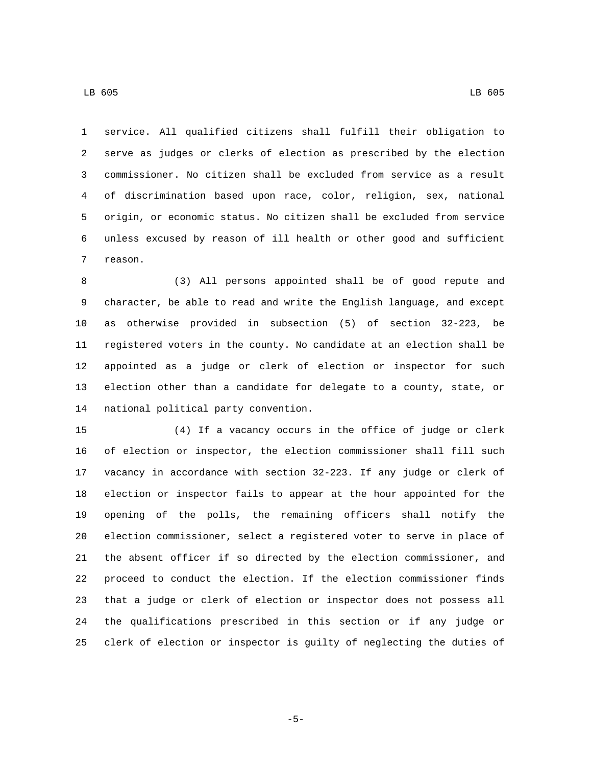service. All qualified citizens shall fulfill their obligation to serve as judges or clerks of election as prescribed by the election commissioner. No citizen shall be excluded from service as a result of discrimination based upon race, color, religion, sex, national origin, or economic status. No citizen shall be excluded from service unless excused by reason of ill health or other good and sufficient reason.

(3) All persons appointed shall be of good repute and character, be able to read and write the English language, and except as otherwise provided in subsection (5) of section 32-223, be registered voters in the county. No candidate at an election shall be appointed as a judge or clerk of election or inspector for such election other than a candidate for delegate to a county, state, or national political party convention.

(4) If a vacancy occurs in the office of judge or clerk of election or inspector, the election commissioner shall fill such vacancy in accordance with section 32-223. If any judge or clerk of election or inspector fails to appear at the hour appointed for the opening of the polls, the remaining officers shall notify the election commissioner, select a registered voter to serve in place of the absent officer if so directed by the election commissioner, and proceed to conduct the election. If the election commissioner finds that a judge or clerk of election or inspector does not possess all the qualifications prescribed in this section or if any judge or clerk of election or inspector is guilty of neglecting the duties of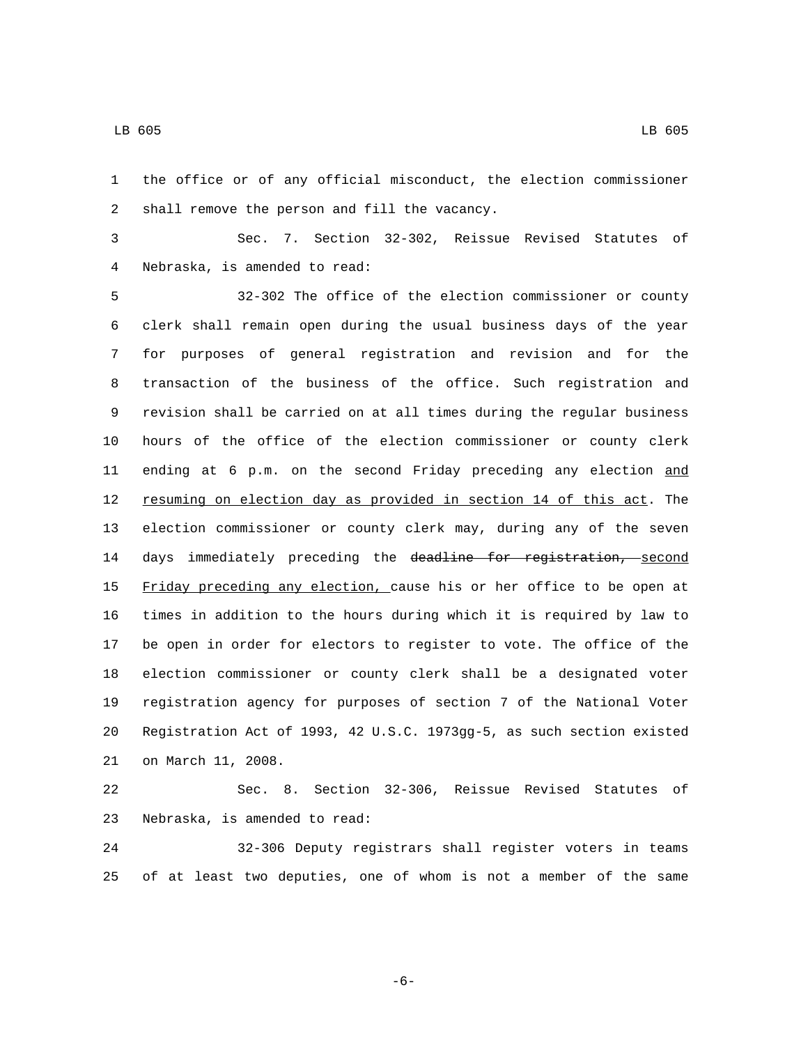the office or of any official misconduct, the election commissioner shall remove the person and fill the vacancy.

Sec. 7. Section 32-302, Reissue Revised Statutes of Nebraska, is amended to read:

32-302 The office of the election commissioner or county clerk shall remain open during the usual business days of the year for purposes of general registration and revision and for the transaction of the business of the office. Such registration and revision shall be carried on at all times during the regular business hours of the office of the election commissioner or county clerk ending at 6 p.m. on the second Friday preceding any election <u>and resuming on election day as provided in section 14 of this act</u>. The election commissioner or county clerk may, during any of the seven days immediately preceding the ~~deadline for registration,~~ <u>second Friday preceding any election,</u> cause his or her office to be open at times in addition to the hours during which it is required by law to be open in order for electors to register to vote. The office of the election commissioner or county clerk shall be a designated voter registration agency for purposes of section 7 of the National Voter Registration Act of 1993, 42 U.S.C. 1973gg-5, as such section existed on March 11, 2008.

Sec. 8. Section 32-306, Reissue Revised Statutes of Nebraska, is amended to read:

32-306 Deputy registrars shall register voters in teams of at least two deputies, one of whom is not a member of the same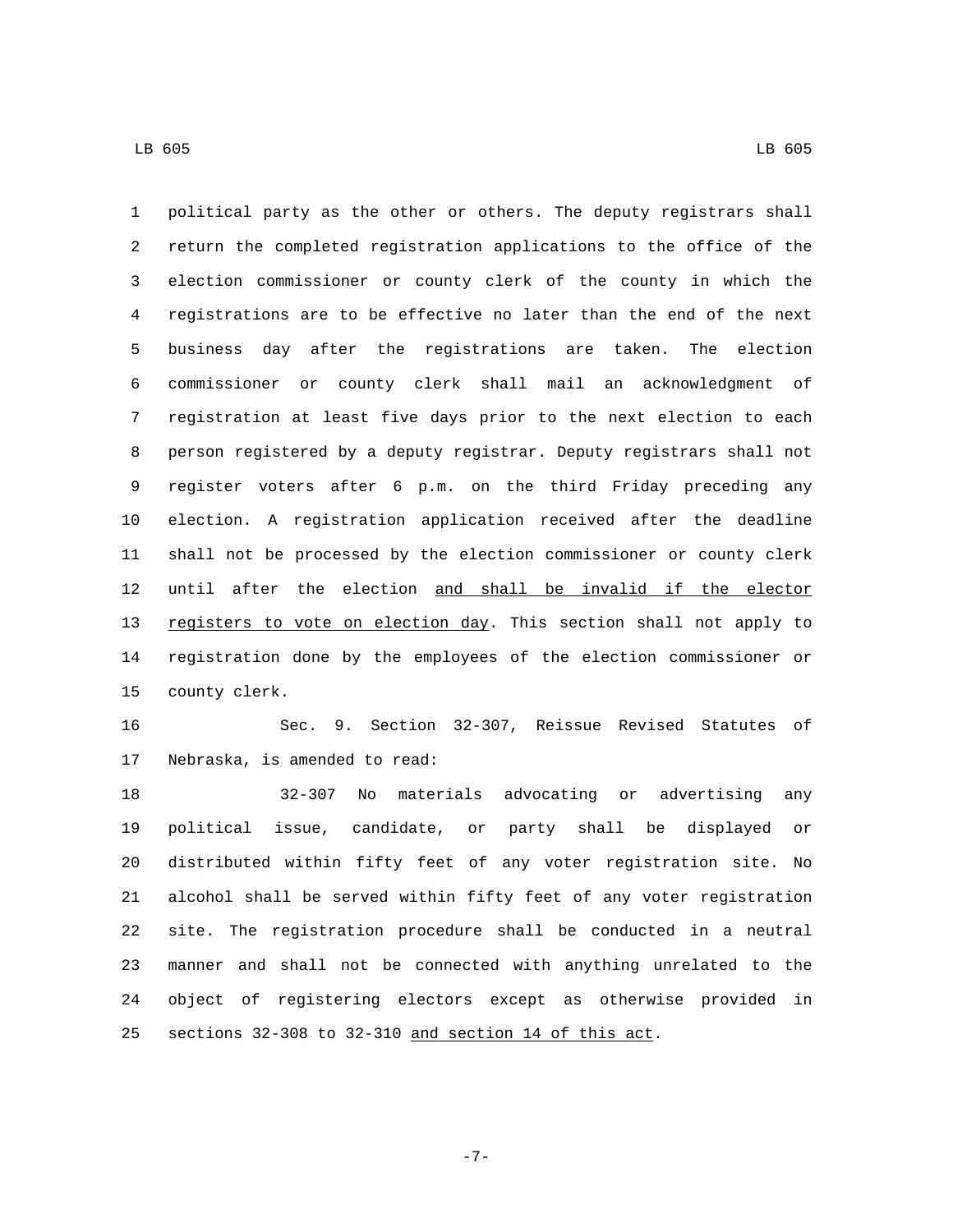political party as the other or others. The deputy registrars shall return the completed registration applications to the office of the election commissioner or county clerk of the county in which the registrations are to be effective no later than the end of the next business day after the registrations are taken. The election commissioner or county clerk shall mail an acknowledgment of registration at least five days prior to the next election to each person registered by a deputy registrar. Deputy registrars shall not register voters after 6 p.m. on the third Friday preceding any election. A registration application received after the deadline shall not be processed by the election commissioner or county clerk until after the election <u>and shall be invalid if the elector registers to vote on election day</u>. This section shall not apply to registration done by the employees of the election commissioner or county clerk.

Sec. 9. Section 32-307, Reissue Revised Statutes of Nebraska, is amended to read:

32-307 No materials advocating or advertising any political issue, candidate, or party shall be displayed or distributed within fifty feet of any voter registration site. No alcohol shall be served within fifty feet of any voter registration site. The registration procedure shall be conducted in a neutral manner and shall not be connected with anything unrelated to the object of registering electors except as otherwise provided in sections 32-308 to 32-310 <u>and section 14 of this act</u>.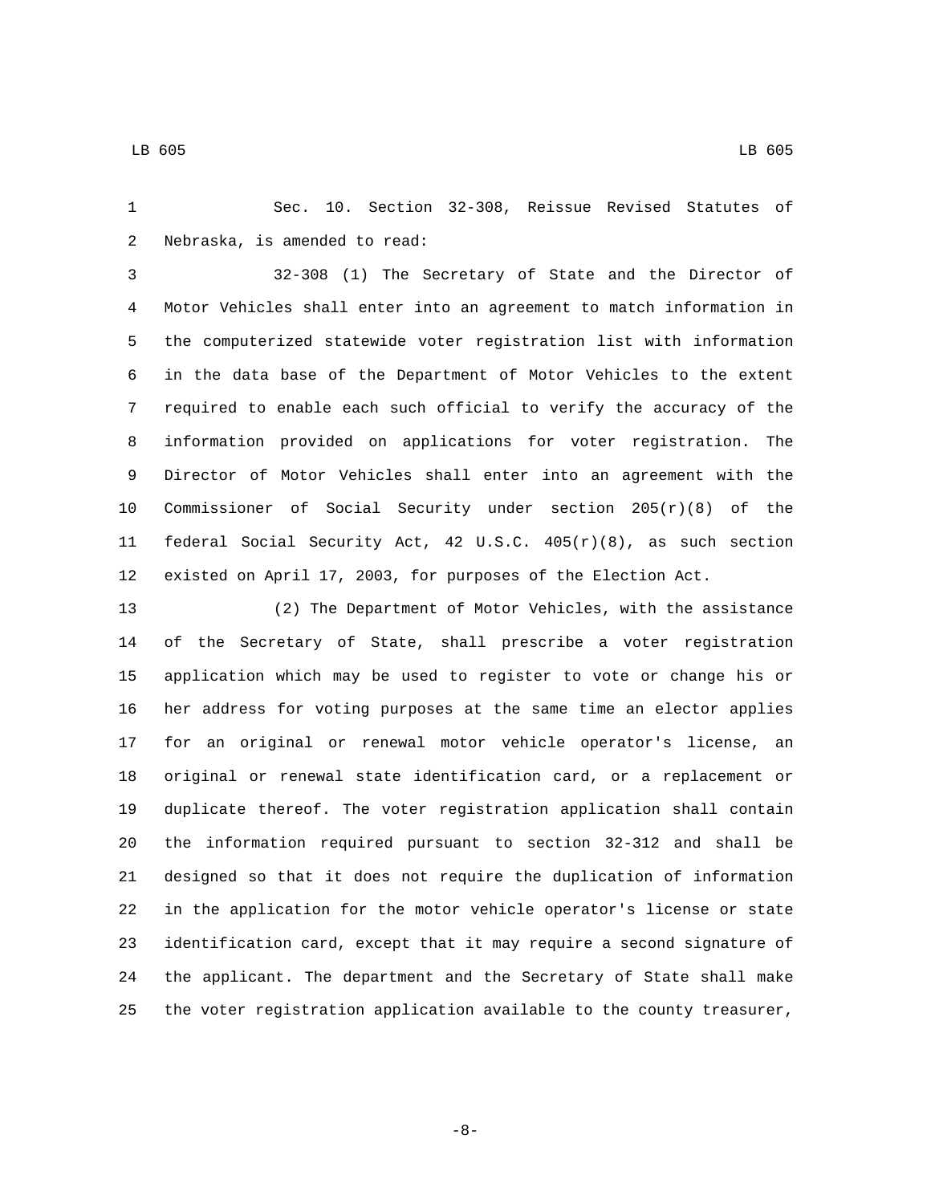Sec. 10. Section 32-308, Reissue Revised Statutes of Nebraska, is amended to read:

32-308 (1) The Secretary of State and the Director of Motor Vehicles shall enter into an agreement to match information in the computerized statewide voter registration list with information in the data base of the Department of Motor Vehicles to the extent required to enable each such official to verify the accuracy of the information provided on applications for voter registration. The Director of Motor Vehicles shall enter into an agreement with the Commissioner of Social Security under section 205(r)(8) of the federal Social Security Act, 42 U.S.C. 405(r)(8), as such section existed on April 17, 2003, for purposes of the Election Act.

(2) The Department of Motor Vehicles, with the assistance of the Secretary of State, shall prescribe a voter registration application which may be used to register to vote or change his or her address for voting purposes at the same time an elector applies for an original or renewal motor vehicle operator's license, an original or renewal state identification card, or a replacement or duplicate thereof. The voter registration application shall contain the information required pursuant to section 32-312 and shall be designed so that it does not require the duplication of information in the application for the motor vehicle operator's license or state identification card, except that it may require a second signature of the applicant. The department and the Secretary of State shall make the voter registration application available to the county treasurer,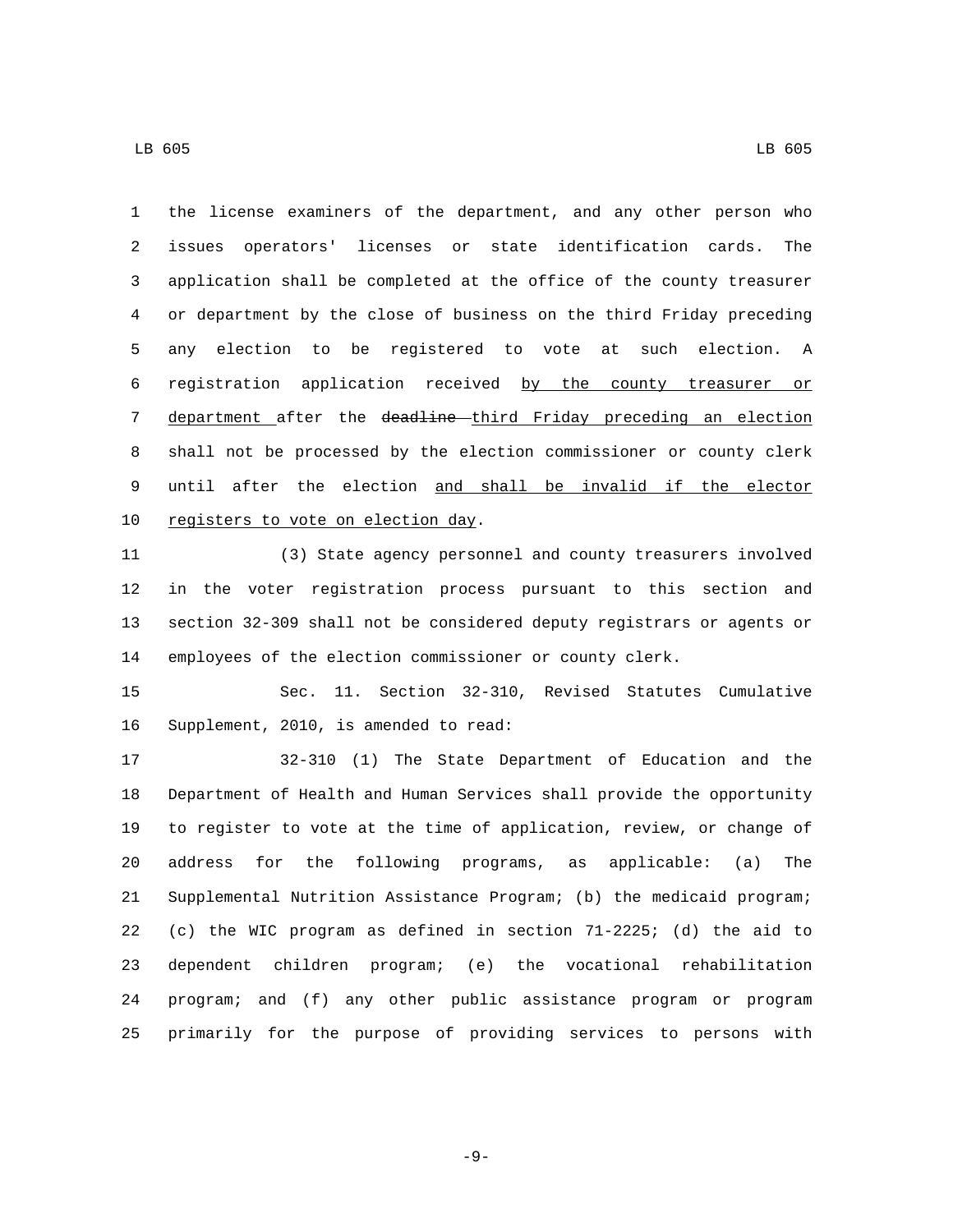the license examiners of the department, and any other person who issues operators' licenses or state identification cards. The application shall be completed at the office of the county treasurer or department by the close of business on the third Friday preceding any election to be registered to vote at such election. A registration application received <u>by the county treasurer or department</u> after the ~~deadline~~ <u>third Friday preceding an election</u> shall not be processed by the election commissioner or county clerk until after the election <u>and shall be invalid if the elector registers to vote on election day</u>.

(3) State agency personnel and county treasurers involved in the voter registration process pursuant to this section and section 32-309 shall not be considered deputy registrars or agents or employees of the election commissioner or county clerk.

Sec. 11. Section 32-310, Revised Statutes Cumulative Supplement, 2010, is amended to read:

32-310 (1) The State Department of Education and the Department of Health and Human Services shall provide the opportunity to register to vote at the time of application, review, or change of address for the following programs, as applicable: (a) The Supplemental Nutrition Assistance Program; (b) the medicaid program; (c) the WIC program as defined in section 71-2225; (d) the aid to dependent children program; (e) the vocational rehabilitation program; and (f) any other public assistance program or program primarily for the purpose of providing services to persons with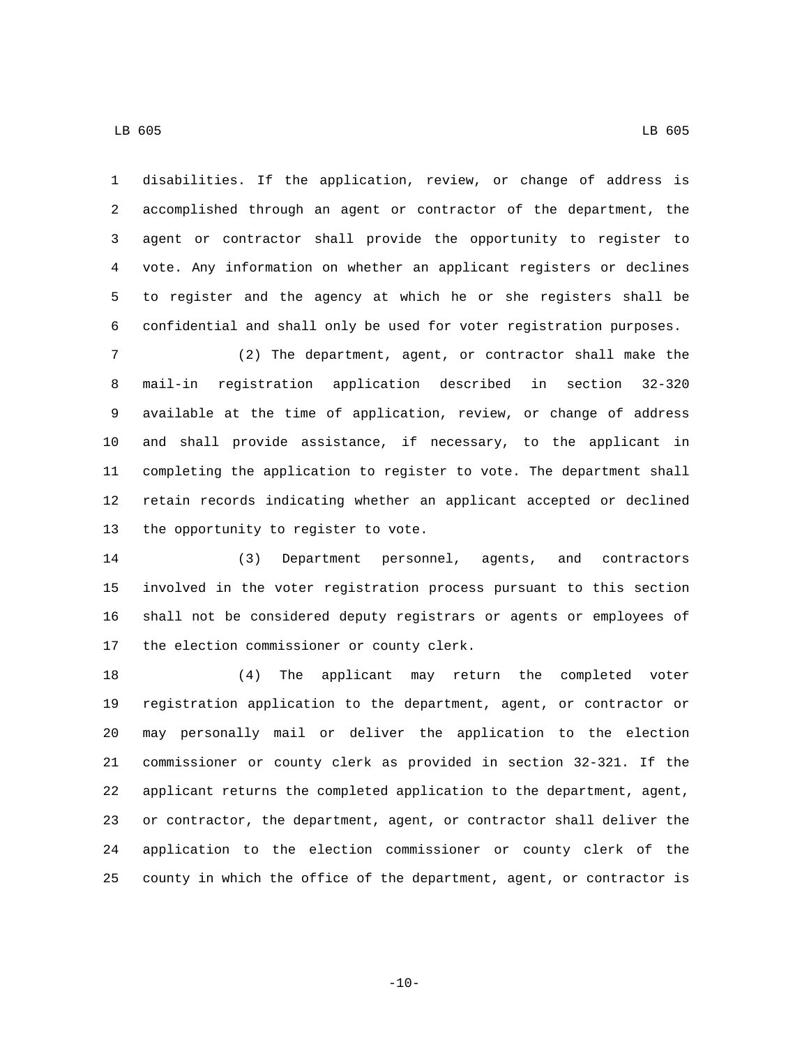disabilities. If the application, review, or change of address is accomplished through an agent or contractor of the department, the agent or contractor shall provide the opportunity to register to vote. Any information on whether an applicant registers or declines to register and the agency at which he or she registers shall be confidential and shall only be used for voter registration purposes.

(2) The department, agent, or contractor shall make the mail-in registration application described in section 32-320 available at the time of application, review, or change of address and shall provide assistance, if necessary, to the applicant in completing the application to register to vote. The department shall retain records indicating whether an applicant accepted or declined the opportunity to register to vote.

(3) Department personnel, agents, and contractors involved in the voter registration process pursuant to this section shall not be considered deputy registrars or agents or employees of the election commissioner or county clerk.

(4) The applicant may return the completed voter registration application to the department, agent, or contractor or may personally mail or deliver the application to the election commissioner or county clerk as provided in section 32-321. If the applicant returns the completed application to the department, agent, or contractor, the department, agent, or contractor shall deliver the application to the election commissioner or county clerk of the county in which the office of the department, agent, or contractor is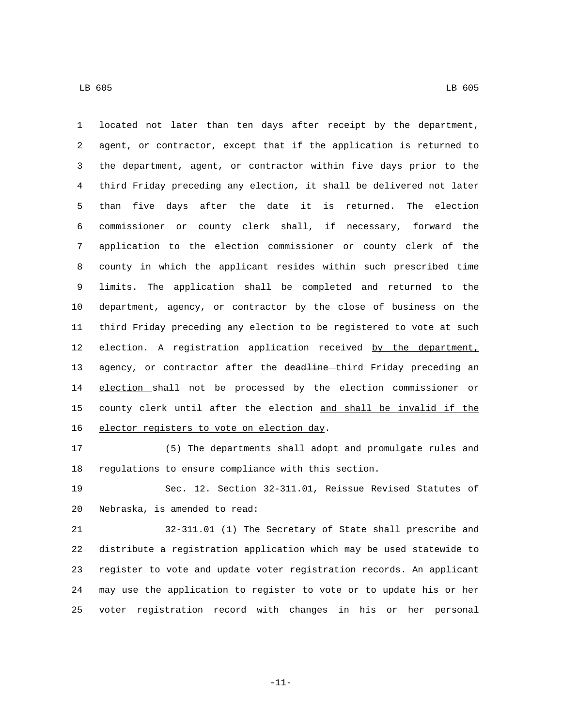located not later than ten days after receipt by the department, agent, or contractor, except that if the application is returned to the department, agent, or contractor within five days prior to the third Friday preceding any election, it shall be delivered not later than five days after the date it is returned. The election commissioner or county clerk shall, if necessary, forward the application to the election commissioner or county clerk of the county in which the applicant resides within such prescribed time limits. The application shall be completed and returned to the department, agency, or contractor by the close of business on the third Friday preceding any election to be registered to vote at such election. A registration application received by the department, agency, or contractor after the ~~deadline~~ third Friday preceding an election shall not be processed by the election commissioner or county clerk until after the election and shall be invalid if the elector registers to vote on election day.

(5) The departments shall adopt and promulgate rules and regulations to ensure compliance with this section.

Sec. 12. Section 32-311.01, Reissue Revised Statutes of Nebraska, is amended to read:

32-311.01 (1) The Secretary of State shall prescribe and distribute a registration application which may be used statewide to register to vote and update voter registration records. An applicant may use the application to register to vote or to update his or her voter registration record with changes in his or her personal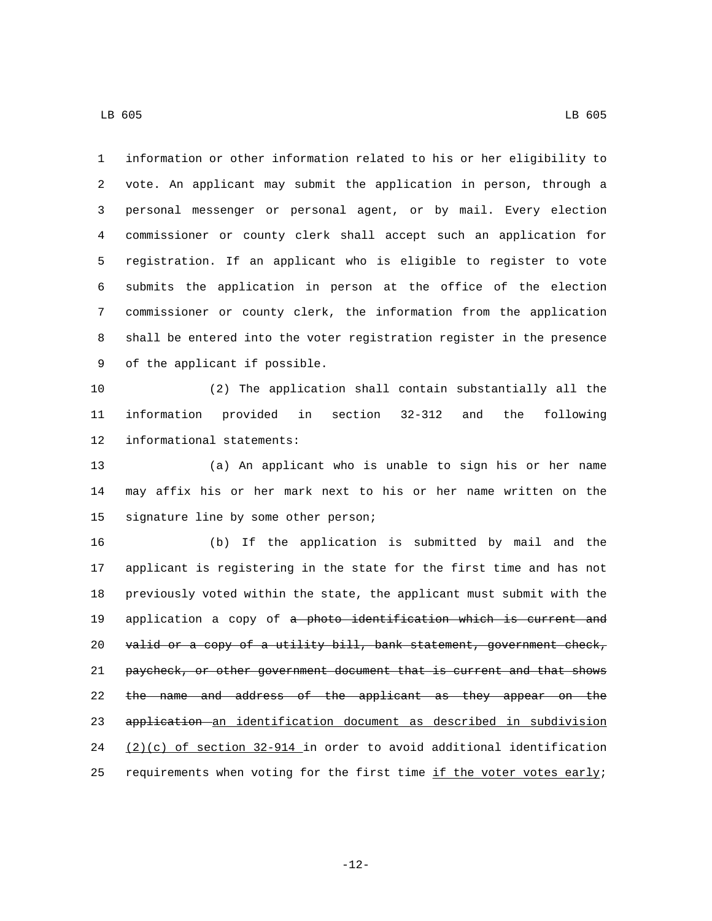information or other information related to his or her eligibility to vote. An applicant may submit the application in person, through a personal messenger or personal agent, or by mail. Every election commissioner or county clerk shall accept such an application for registration. If an applicant who is eligible to register to vote submits the application in person at the office of the election commissioner or county clerk, the information from the application shall be entered into the voter registration register in the presence of the applicant if possible.

(2) The application shall contain substantially all the information provided in section 32-312 and the following informational statements:

(a) An applicant who is unable to sign his or her name may affix his or her mark next to his or her name written on the signature line by some other person;

(b) If the application is submitted by mail and the applicant is registering in the state for the first time and has not previously voted within the state, the applicant must submit with the application a copy of ~~a photo identification which is current and valid or a copy of a utility bill, bank statement, government check, paycheck, or other government document that is current and that shows the name and address of the applicant as they appear on the application~~ <u>an identification document as described in subdivision (2)(c) of section 32-914</u> in order to avoid additional identification requirements when voting for the first time <u>if the voter votes early</u>;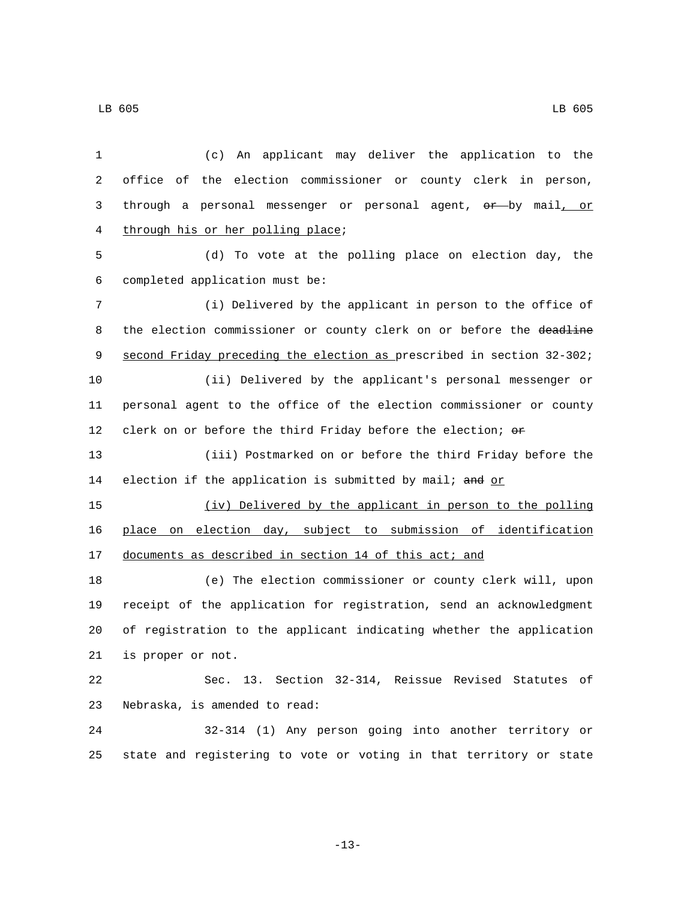(c) An applicant may deliver the application to the office of the election commissioner or county clerk in person, through a personal messenger or personal agent, ~~or~~ by mail, or through his or her polling place;

(d) To vote at the polling place on election day, the completed application must be:

(i) Delivered by the applicant in person to the office of the election commissioner or county clerk on or before the ~~deadline~~ second Friday preceding the election as prescribed in section 32-302;

(ii) Delivered by the applicant's personal messenger or personal agent to the office of the election commissioner or county clerk on or before the third Friday before the election; ~~or~~

(iii) Postmarked on or before the third Friday before the election if the application is submitted by mail; ~~and~~ or

(iv) Delivered by the applicant in person to the polling place on election day, subject to submission of identification documents as described in section 14 of this act; and

(e) The election commissioner or county clerk will, upon receipt of the application for registration, send an acknowledgment of registration to the applicant indicating whether the application is proper or not.

Sec. 13. Section 32-314, Reissue Revised Statutes of Nebraska, is amended to read:

32-314 (1) Any person going into another territory or state and registering to vote or voting in that territory or state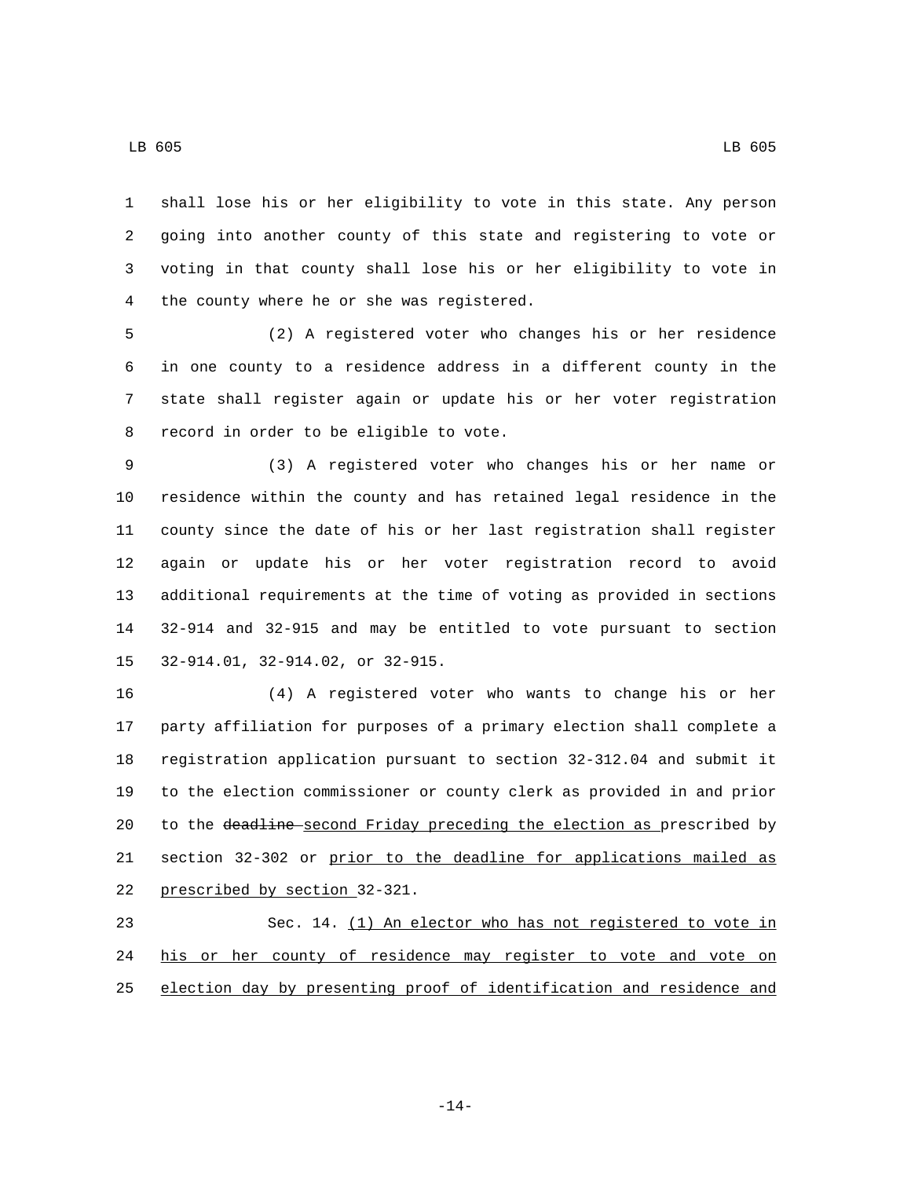shall lose his or her eligibility to vote in this state. Any person going into another county of this state and registering to vote or voting in that county shall lose his or her eligibility to vote in the county where he or she was registered.

(2) A registered voter who changes his or her residence in one county to a residence address in a different county in the state shall register again or update his or her voter registration record in order to be eligible to vote.

(3) A registered voter who changes his or her name or residence within the county and has retained legal residence in the county since the date of his or her last registration shall register again or update his or her voter registration record to avoid additional requirements at the time of voting as provided in sections 32-914 and 32-915 and may be entitled to vote pursuant to section 32-914.01, 32-914.02, or 32-915.

(4) A registered voter who wants to change his or her party affiliation for purposes of a primary election shall complete a registration application pursuant to section 32-312.04 and submit it to the election commissioner or county clerk as provided in and prior to the ~~deadline~~ second Friday preceding the election as prescribed by section 32-302 or prior to the deadline for applications mailed as prescribed by section 32-321.

Sec. 14. (1) An elector who has not registered to vote in his or her county of residence may register to vote and vote on election day by presenting proof of identification and residence and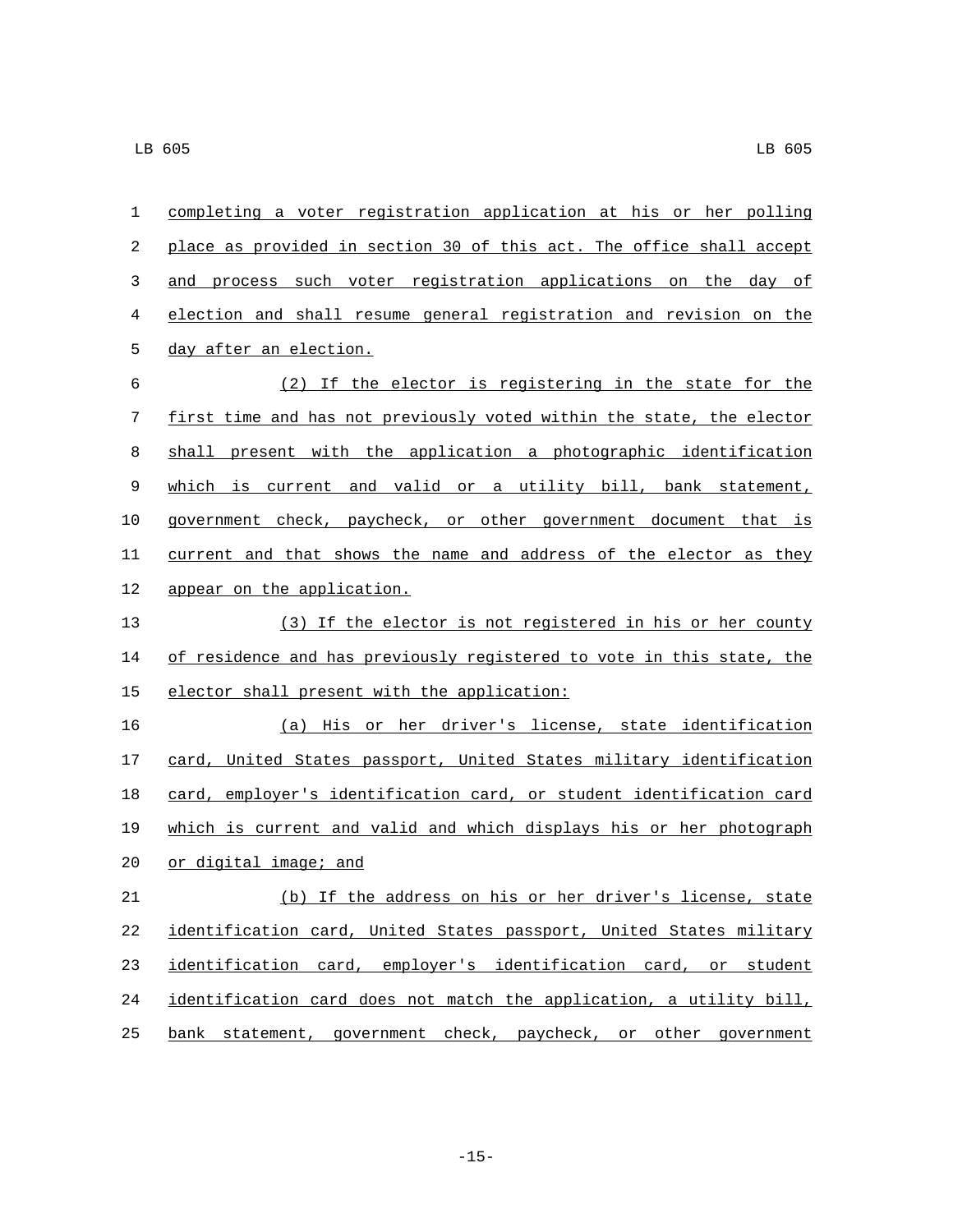completing a voter registration application at his or her polling place as provided in section 30 of this act. The office shall accept and process such voter registration applications on the day of election and shall resume general registration and revision on the day after an election.

(2) If the elector is registering in the state for the first time and has not previously voted within the state, the elector shall present with the application a photographic identification which is current and valid or a utility bill, bank statement, government check, paycheck, or other government document that is current and that shows the name and address of the elector as they appear on the application.

(3) If the elector is not registered in his or her county of residence and has previously registered to vote in this state, the elector shall present with the application:

(a) His or her driver's license, state identification card, United States passport, United States military identification card, employer's identification card, or student identification card which is current and valid and which displays his or her photograph or digital image; and

(b) If the address on his or her driver's license, state identification card, United States passport, United States military identification card, employer's identification card, or student identification card does not match the application, a utility bill, bank statement, government check, paycheck, or other government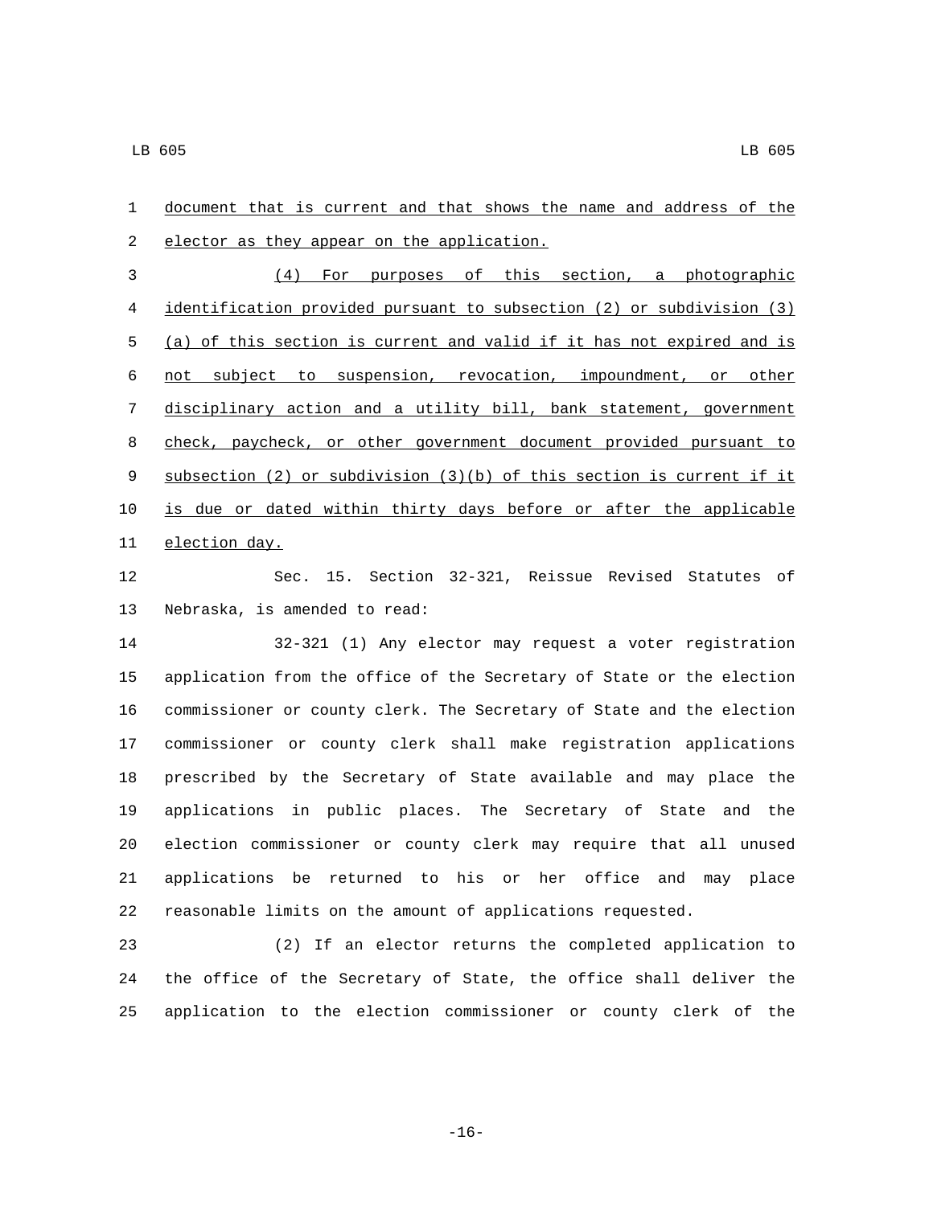document that is current and that shows the name and address of the elector as they appear on the application.

(4) For purposes of this section, a photographic identification provided pursuant to subsection (2) or subdivision (3)(a) of this section is current and valid if it has not expired and is not subject to suspension, revocation, impoundment, or other disciplinary action and a utility bill, bank statement, government check, paycheck, or other government document provided pursuant to subsection (2) or subdivision (3)(b) of this section is current if it is due or dated within thirty days before or after the applicable election day.

Sec. 15. Section 32-321, Reissue Revised Statutes of Nebraska, is amended to read:

32-321 (1) Any elector may request a voter registration application from the office of the Secretary of State or the election commissioner or county clerk. The Secretary of State and the election commissioner or county clerk shall make registration applications prescribed by the Secretary of State available and may place the applications in public places. The Secretary of State and the election commissioner or county clerk may require that all unused applications be returned to his or her office and may place reasonable limits on the amount of applications requested.

(2) If an elector returns the completed application to the office of the Secretary of State, the office shall deliver the application to the election commissioner or county clerk of the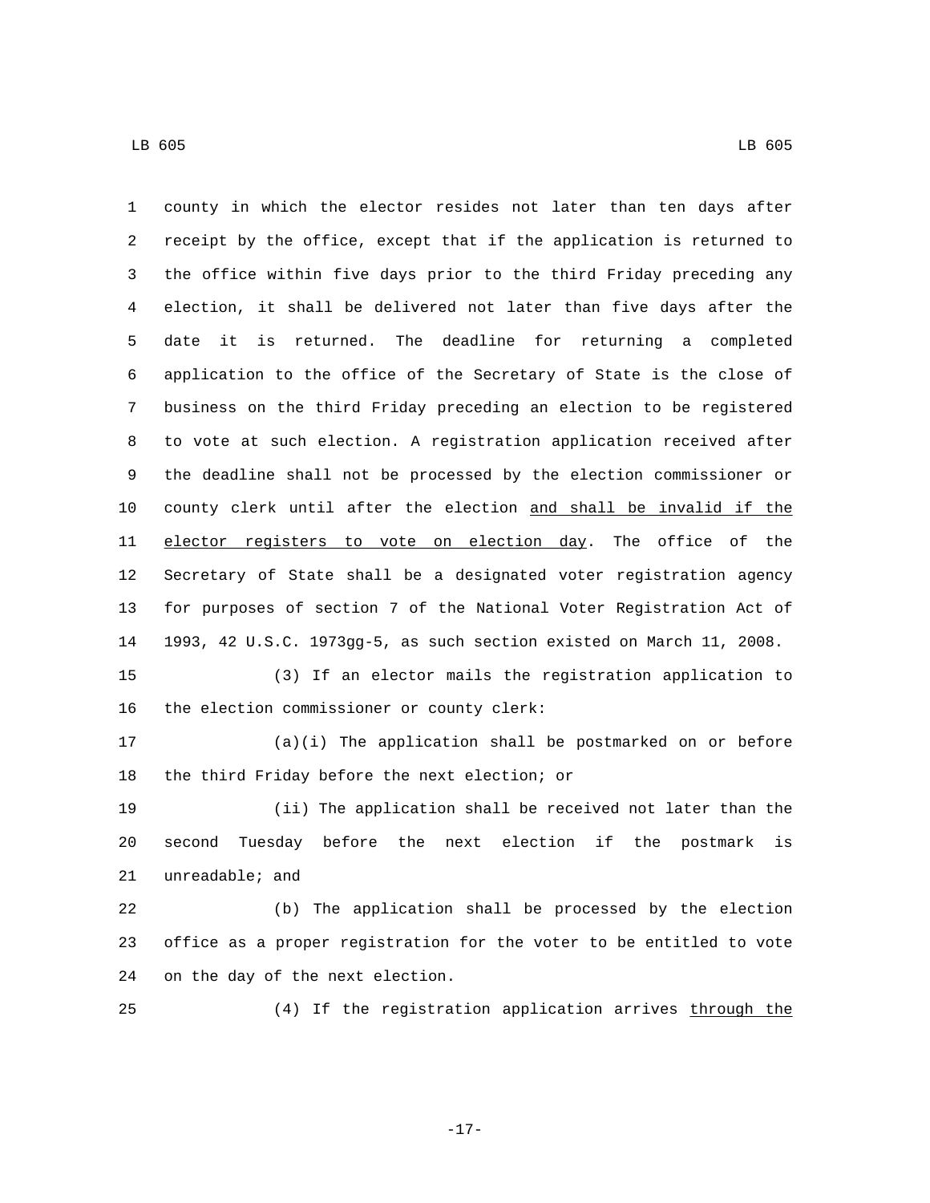county in which the elector resides not later than ten days after receipt by the office, except that if the application is returned to the office within five days prior to the third Friday preceding any election, it shall be delivered not later than five days after the date it is returned. The deadline for returning a completed application to the office of the Secretary of State is the close of business on the third Friday preceding an election to be registered to vote at such election. A registration application received after the deadline shall not be processed by the election commissioner or county clerk until after the election <u>and shall be invalid if the elector registers to vote on election day</u>. The office of the Secretary of State shall be a designated voter registration agency for purposes of section 7 of the National Voter Registration Act of 1993, 42 U.S.C. 1973gg-5, as such section existed on March 11, 2008.

(3) If an elector mails the registration application to the election commissioner or county clerk:

(a)(i) The application shall be postmarked on or before the third Friday before the next election; or

(ii) The application shall be received not later than the second Tuesday before the next election if the postmark is unreadable; and

(b) The application shall be processed by the election office as a proper registration for the voter to be entitled to vote on the day of the next election.

(4) If the registration application arrives <u>through the</u>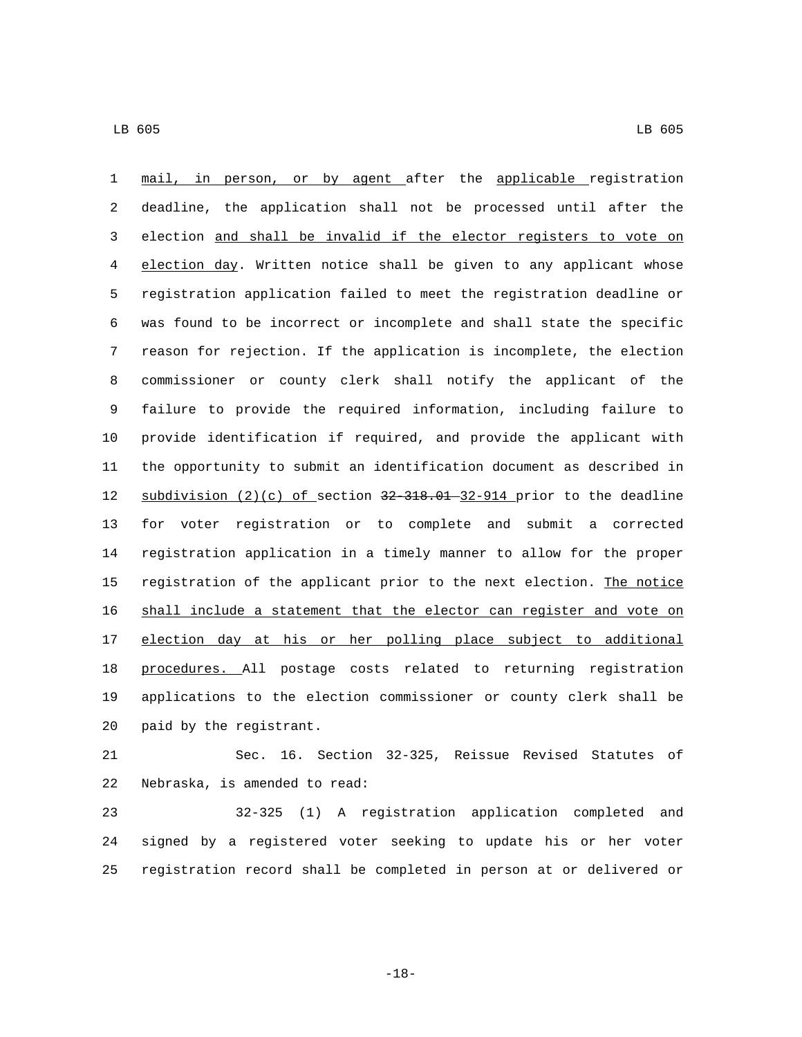mail, in person, or by agent after the applicable registration deadline, the application shall not be processed until after the election and shall be invalid if the elector registers to vote on election day. Written notice shall be given to any applicant whose registration application failed to meet the registration deadline or was found to be incorrect or incomplete and shall state the specific reason for rejection. If the application is incomplete, the election commissioner or county clerk shall notify the applicant of the failure to provide the required information, including failure to provide identification if required, and provide the applicant with the opportunity to submit an identification document as described in subdivision (2)(c) of section ~~32-318.01~~ 32-914 prior to the deadline for voter registration or to complete and submit a corrected registration application in a timely manner to allow for the proper registration of the applicant prior to the next election. The notice shall include a statement that the elector can register and vote on election day at his or her polling place subject to additional procedures. All postage costs related to returning registration applications to the election commissioner or county clerk shall be paid by the registrant.

Sec. 16. Section 32-325, Reissue Revised Statutes of Nebraska, is amended to read:

32-325 (1) A registration application completed and signed by a registered voter seeking to update his or her voter registration record shall be completed in person at or delivered or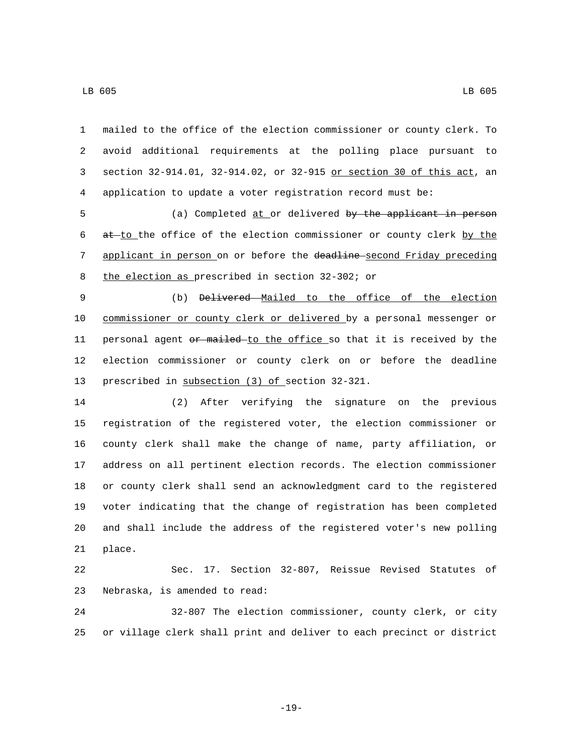mailed to the office of the election commissioner or county clerk. To avoid additional requirements at the polling place pursuant to section 32-914.01, 32-914.02, or 32-915 or section 30 of this act, an application to update a voter registration record must be:

(a) Completed at or delivered ~~by the applicant in person at~~ to the office of the election commissioner or county clerk by the applicant in person on or before the ~~deadline~~ second Friday preceding the election as prescribed in section 32-302; or

(b) ~~Delivered~~ Mailed to the office of the election commissioner or county clerk or delivered by a personal messenger or personal agent ~~or mailed~~ to the office so that it is received by the election commissioner or county clerk on or before the deadline prescribed in subsection (3) of section 32-321.

(2) After verifying the signature on the previous registration of the registered voter, the election commissioner or county clerk shall make the change of name, party affiliation, or address on all pertinent election records. The election commissioner or county clerk shall send an acknowledgment card to the registered voter indicating that the change of registration has been completed and shall include the address of the registered voter's new polling place.

Sec. 17. Section 32-807, Reissue Revised Statutes of Nebraska, is amended to read:

32-807 The election commissioner, county clerk, or city or village clerk shall print and deliver to each precinct or district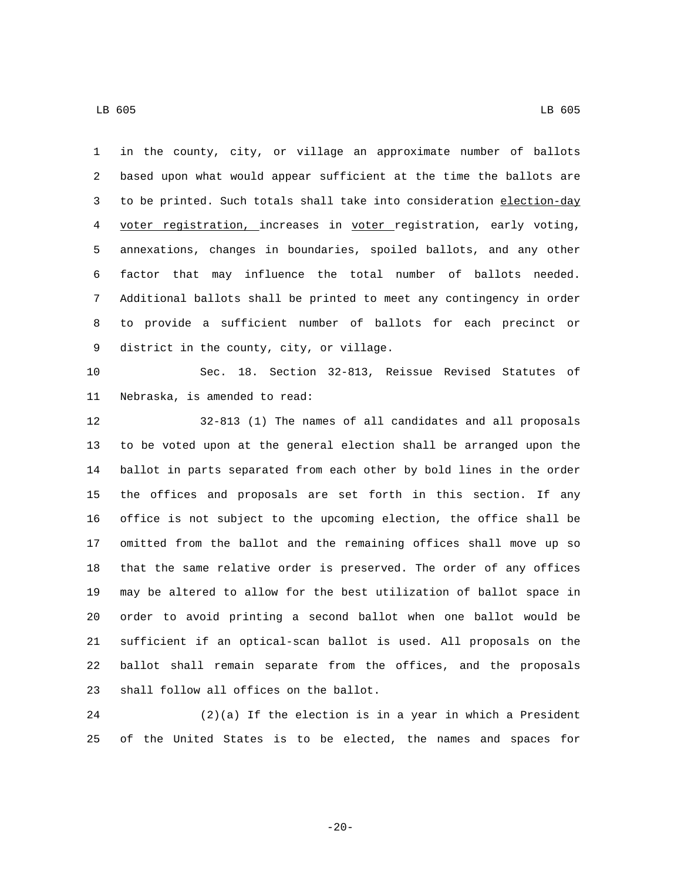in the county, city, or village an approximate number of ballots based upon what would appear sufficient at the time the ballots are to be printed. Such totals shall take into consideration election-day voter registration, increases in voter registration, early voting, annexations, changes in boundaries, spoiled ballots, and any other factor that may influence the total number of ballots needed. Additional ballots shall be printed to meet any contingency in order to provide a sufficient number of ballots for each precinct or district in the county, city, or village.

Sec. 18. Section 32-813, Reissue Revised Statutes of Nebraska, is amended to read:

32-813 (1) The names of all candidates and all proposals to be voted upon at the general election shall be arranged upon the ballot in parts separated from each other by bold lines in the order the offices and proposals are set forth in this section. If any office is not subject to the upcoming election, the office shall be omitted from the ballot and the remaining offices shall move up so that the same relative order is preserved. The order of any offices may be altered to allow for the best utilization of ballot space in order to avoid printing a second ballot when one ballot would be sufficient if an optical-scan ballot is used. All proposals on the ballot shall remain separate from the offices, and the proposals shall follow all offices on the ballot.

(2)(a) If the election is in a year in which a President of the United States is to be elected, the names and spaces for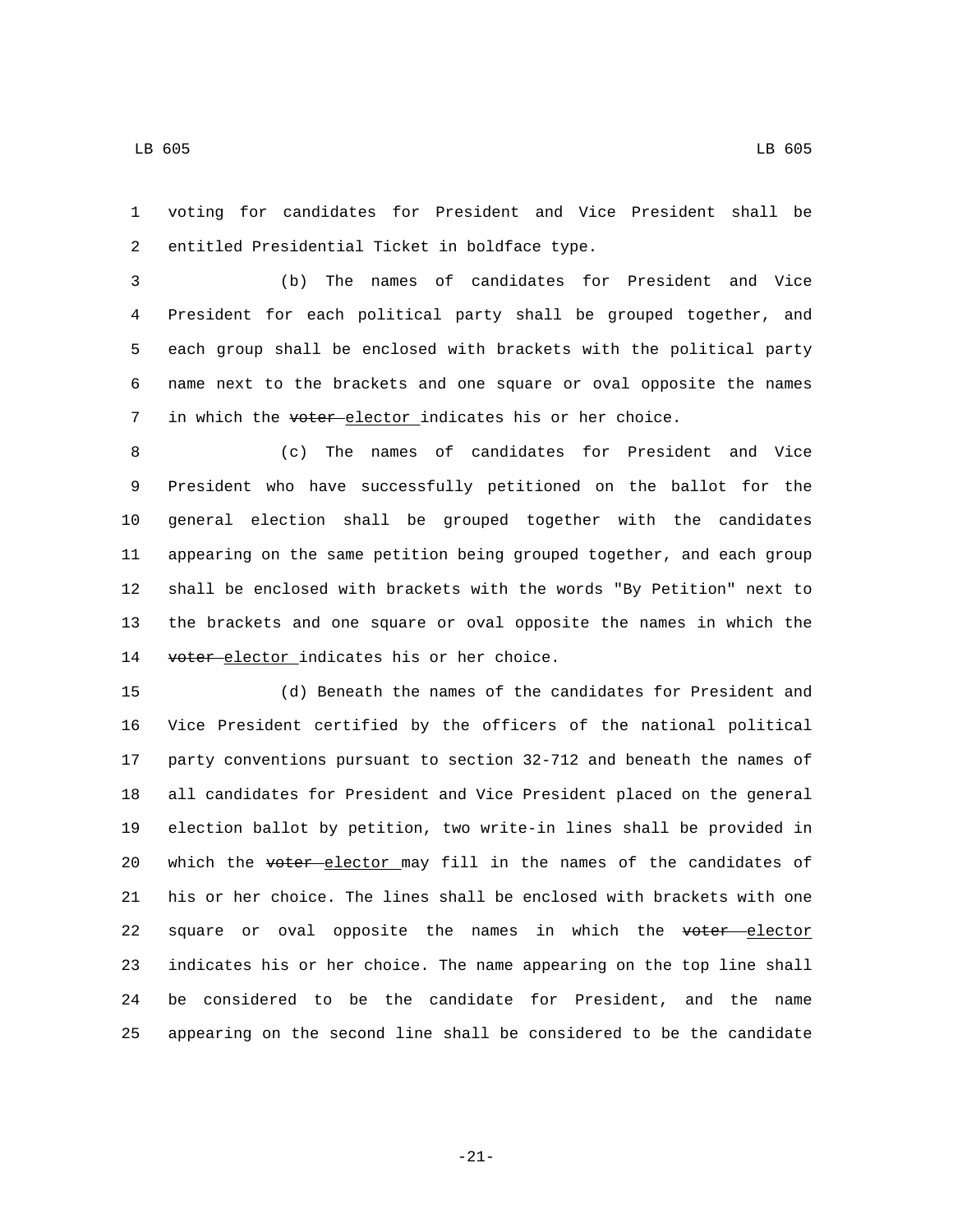voting for candidates for President and Vice President shall be entitled Presidential Ticket in boldface type.

(b) The names of candidates for President and Vice President for each political party shall be grouped together, and each group shall be enclosed with brackets with the political party name next to the brackets and one square or oval opposite the names in which the ~~voter~~ elector indicates his or her choice.

(c) The names of candidates for President and Vice President who have successfully petitioned on the ballot for the general election shall be grouped together with the candidates appearing on the same petition being grouped together, and each group shall be enclosed with brackets with the words "By Petition" next to the brackets and one square or oval opposite the names in which the ~~voter~~ elector indicates his or her choice.

(d) Beneath the names of the candidates for President and Vice President certified by the officers of the national political party conventions pursuant to section 32-712 and beneath the names of all candidates for President and Vice President placed on the general election ballot by petition, two write-in lines shall be provided in which the ~~voter~~ elector may fill in the names of the candidates of his or her choice. The lines shall be enclosed with brackets with one square or oval opposite the names in which the ~~voter~~ elector indicates his or her choice. The name appearing on the top line shall be considered to be the candidate for President, and the name appearing on the second line shall be considered to be the candidate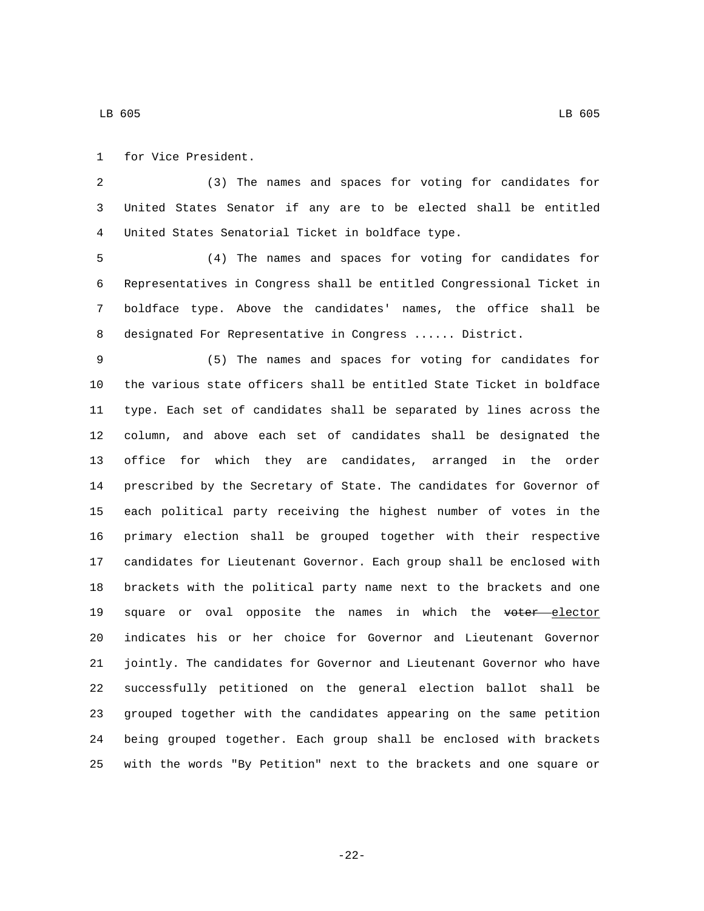for Vice President.

(3) The names and spaces for voting for candidates for United States Senator if any are to be elected shall be entitled United States Senatorial Ticket in boldface type.

(4) The names and spaces for voting for candidates for Representatives in Congress shall be entitled Congressional Ticket in boldface type. Above the candidates' names, the office shall be designated For Representative in Congress ...... District.

(5) The names and spaces for voting for candidates for the various state officers shall be entitled State Ticket in boldface type. Each set of candidates shall be separated by lines across the column, and above each set of candidates shall be designated the office for which they are candidates, arranged in the order prescribed by the Secretary of State. The candidates for Governor of each political party receiving the highest number of votes in the primary election shall be grouped together with their respective candidates for Lieutenant Governor. Each group shall be enclosed with brackets with the political party name next to the brackets and one square or oval opposite the names in which the ~~voter~~ elector indicates his or her choice for Governor and Lieutenant Governor jointly. The candidates for Governor and Lieutenant Governor who have successfully petitioned on the general election ballot shall be grouped together with the candidates appearing on the same petition being grouped together. Each group shall be enclosed with brackets with the words "By Petition" next to the brackets and one square or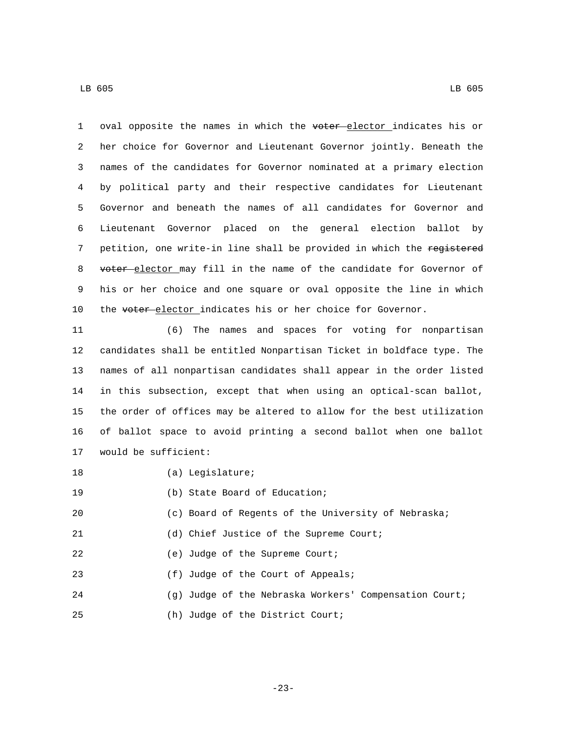oval opposite the names in which the ~~voter~~ elector indicates his or her choice for Governor and Lieutenant Governor jointly. Beneath the names of the candidates for Governor nominated at a primary election by political party and their respective candidates for Lieutenant Governor and beneath the names of all candidates for Governor and Lieutenant Governor placed on the general election ballot by petition, one write-in line shall be provided in which the ~~registered voter~~ elector may fill in the name of the candidate for Governor of his or her choice and one square or oval opposite the line in which the ~~voter~~ elector indicates his or her choice for Governor.

(6) The names and spaces for voting for nonpartisan candidates shall be entitled Nonpartisan Ticket in boldface type. The names of all nonpartisan candidates shall appear in the order listed in this subsection, except that when using an optical-scan ballot, the order of offices may be altered to allow for the best utilization of ballot space to avoid printing a second ballot when one ballot would be sufficient:

(a) Legislature;

(b) State Board of Education;

(c) Board of Regents of the University of Nebraska;

(d) Chief Justice of the Supreme Court;

(e) Judge of the Supreme Court;

(f) Judge of the Court of Appeals;

(g) Judge of the Nebraska Workers' Compensation Court;

(h) Judge of the District Court;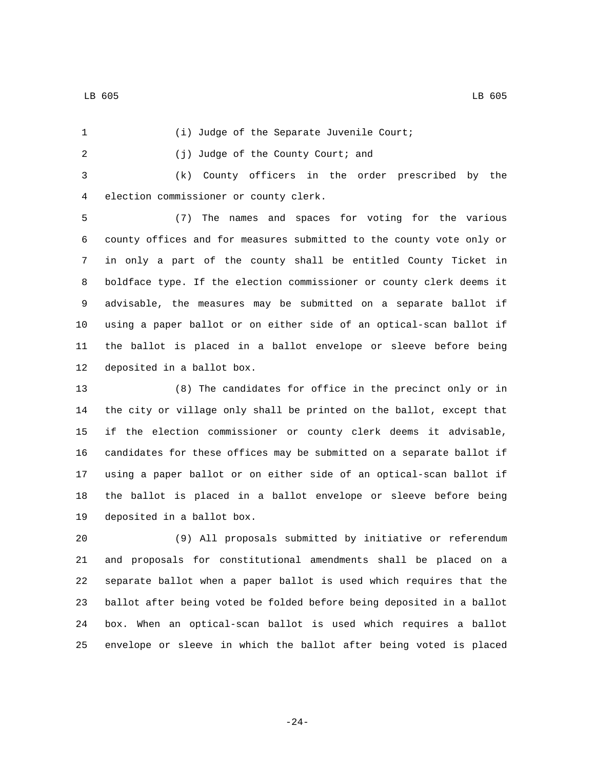(i) Judge of the Separate Juvenile Court;

(j) Judge of the County Court; and

(k) County officers in the order prescribed by the election commissioner or county clerk.

(7) The names and spaces for voting for the various county offices and for measures submitted to the county vote only or in only a part of the county shall be entitled County Ticket in boldface type. If the election commissioner or county clerk deems it advisable, the measures may be submitted on a separate ballot if using a paper ballot or on either side of an optical-scan ballot if the ballot is placed in a ballot envelope or sleeve before being deposited in a ballot box.

(8) The candidates for office in the precinct only or in the city or village only shall be printed on the ballot, except that if the election commissioner or county clerk deems it advisable, candidates for these offices may be submitted on a separate ballot if using a paper ballot or on either side of an optical-scan ballot if the ballot is placed in a ballot envelope or sleeve before being deposited in a ballot box.

(9) All proposals submitted by initiative or referendum and proposals for constitutional amendments shall be placed on a separate ballot when a paper ballot is used which requires that the ballot after being voted be folded before being deposited in a ballot box. When an optical-scan ballot is used which requires a ballot envelope or sleeve in which the ballot after being voted is placed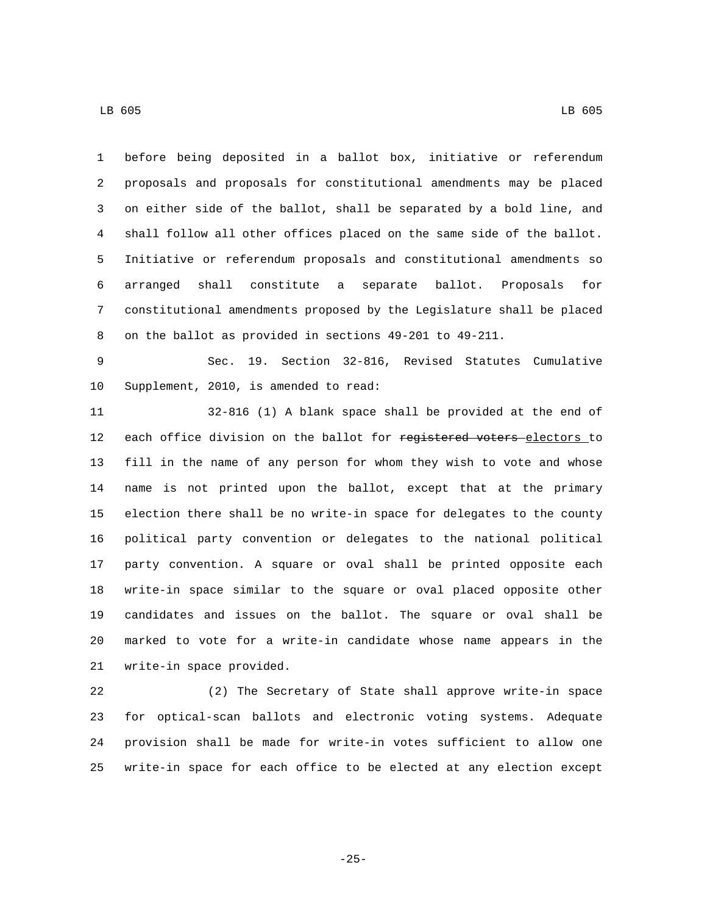before being deposited in a ballot box, initiative or referendum proposals and proposals for constitutional amendments may be placed on either side of the ballot, shall be separated by a bold line, and shall follow all other offices placed on the same side of the ballot. Initiative or referendum proposals and constitutional amendments so arranged shall constitute a separate ballot. Proposals for constitutional amendments proposed by the Legislature shall be placed on the ballot as provided in sections 49-201 to 49-211.

Sec. 19. Section 32-816, Revised Statutes Cumulative Supplement, 2010, is amended to read:

32-816 (1) A blank space shall be provided at the end of each office division on the ballot for ~~registered voters~~ electors to fill in the name of any person for whom they wish to vote and whose name is not printed upon the ballot, except that at the primary election there shall be no write-in space for delegates to the county political party convention or delegates to the national political party convention. A square or oval shall be printed opposite each write-in space similar to the square or oval placed opposite other candidates and issues on the ballot. The square or oval shall be marked to vote for a write-in candidate whose name appears in the write-in space provided.

(2) The Secretary of State shall approve write-in space for optical-scan ballots and electronic voting systems. Adequate provision shall be made for write-in votes sufficient to allow one write-in space for each office to be elected at any election except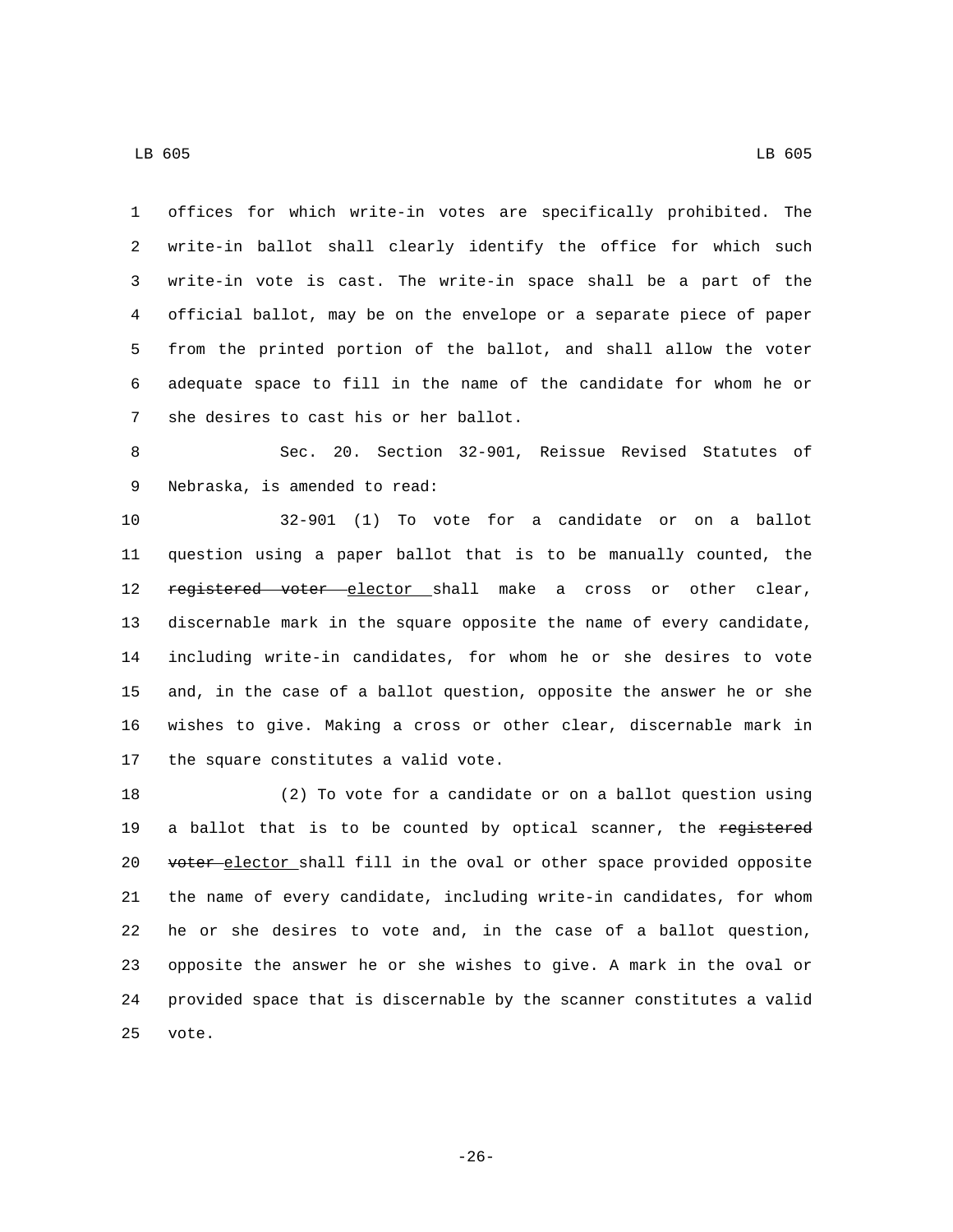offices for which write-in votes are specifically prohibited. The write-in ballot shall clearly identify the office for which such write-in vote is cast. The write-in space shall be a part of the official ballot, may be on the envelope or a separate piece of paper from the printed portion of the ballot, and shall allow the voter adequate space to fill in the name of the candidate for whom he or she desires to cast his or her ballot.

Sec. 20. Section 32-901, Reissue Revised Statutes of Nebraska, is amended to read:

32-901 (1) To vote for a candidate or on a ballot question using a paper ballot that is to be manually counted, the ~~registered voter~~ elector shall make a cross or other clear, discernable mark in the square opposite the name of every candidate, including write-in candidates, for whom he or she desires to vote and, in the case of a ballot question, opposite the answer he or she wishes to give. Making a cross or other clear, discernable mark in the square constitutes a valid vote.

(2) To vote for a candidate or on a ballot question using a ballot that is to be counted by optical scanner, the ~~registered voter~~ elector shall fill in the oval or other space provided opposite the name of every candidate, including write-in candidates, for whom he or she desires to vote and, in the case of a ballot question, opposite the answer he or she wishes to give. A mark in the oval or provided space that is discernable by the scanner constitutes a valid vote.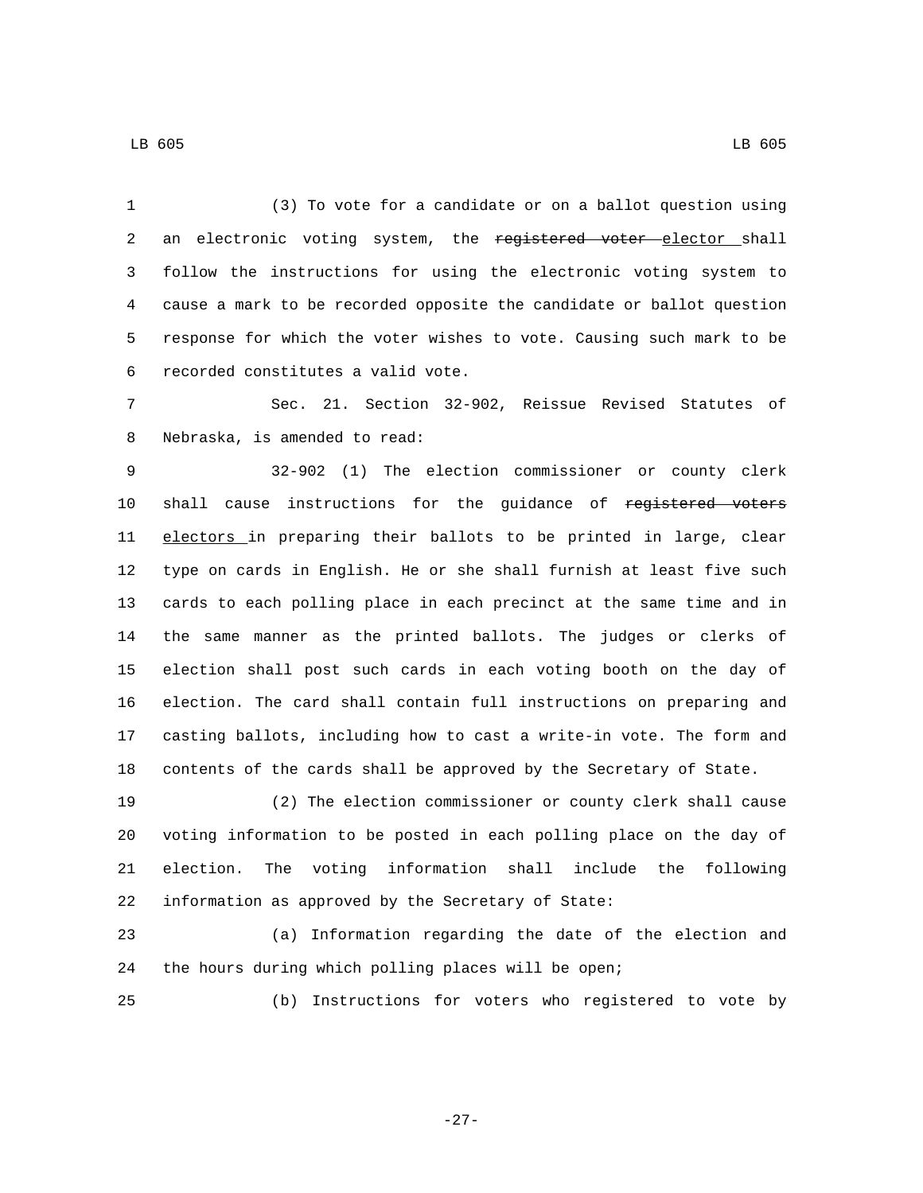(3) To vote for a candidate or on a ballot question using an electronic voting system, the ~~registered voter~~ elector shall follow the instructions for using the electronic voting system to cause a mark to be recorded opposite the candidate or ballot question response for which the voter wishes to vote. Causing such mark to be recorded constitutes a valid vote.

Sec. 21. Section 32-902, Reissue Revised Statutes of Nebraska, is amended to read:

32-902 (1) The election commissioner or county clerk shall cause instructions for the guidance of ~~registered voters~~ electors in preparing their ballots to be printed in large, clear type on cards in English. He or she shall furnish at least five such cards to each polling place in each precinct at the same time and in the same manner as the printed ballots. The judges or clerks of election shall post such cards in each voting booth on the day of election. The card shall contain full instructions on preparing and casting ballots, including how to cast a write-in vote. The form and contents of the cards shall be approved by the Secretary of State.

(2) The election commissioner or county clerk shall cause voting information to be posted in each polling place on the day of election. The voting information shall include the following information as approved by the Secretary of State:

(a) Information regarding the date of the election and the hours during which polling places will be open;

(b) Instructions for voters who registered to vote by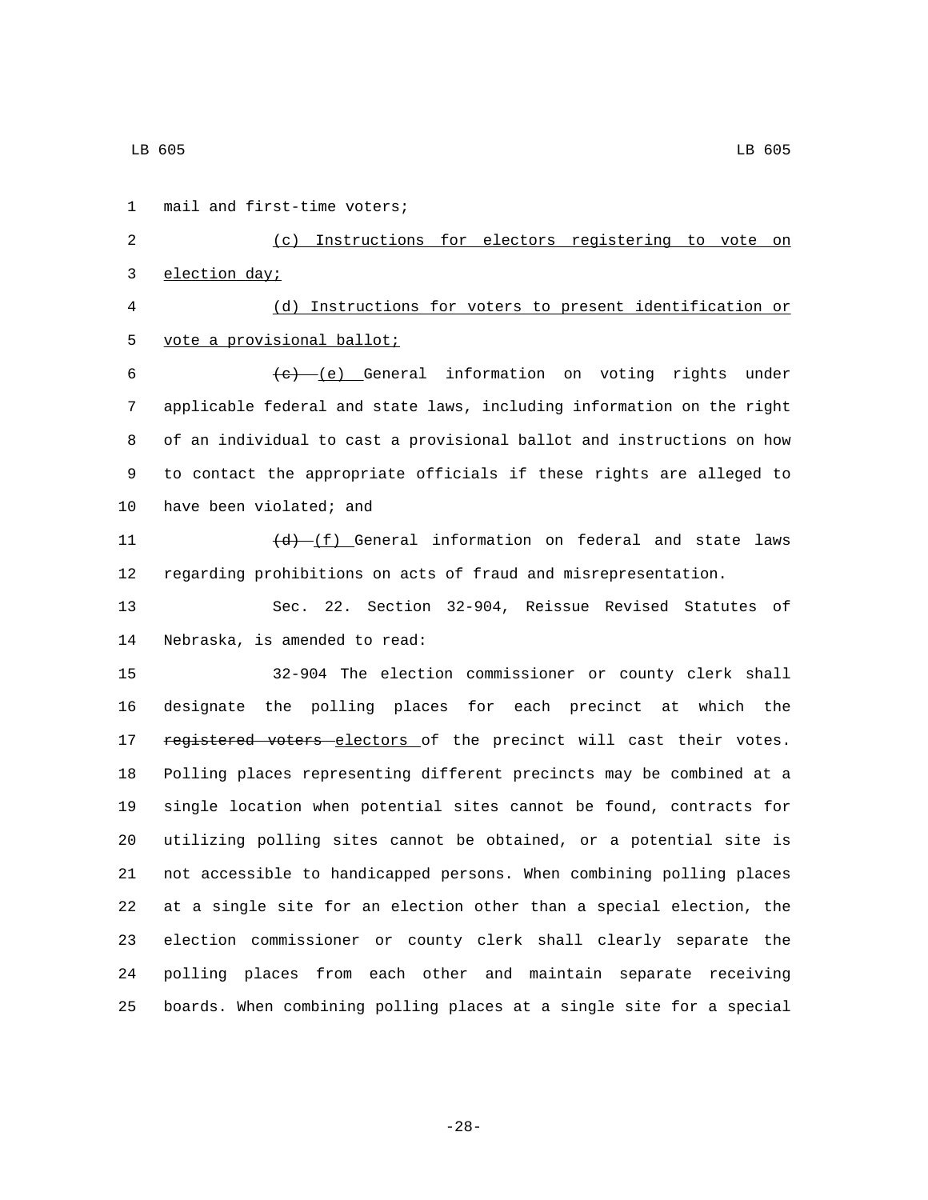mail and first-time voters;

(c) Instructions for electors registering to vote on election day;

(d) Instructions for voters to present identification or vote a provisional ballot;

~~(c)~~ (e) General information on voting rights under applicable federal and state laws, including information on the right of an individual to cast a provisional ballot and instructions on how to contact the appropriate officials if these rights are alleged to have been violated; and

~~(d)~~ (f) General information on federal and state laws regarding prohibitions on acts of fraud and misrepresentation.

Sec. 22. Section 32-904, Reissue Revised Statutes of Nebraska, is amended to read:

32-904 The election commissioner or county clerk shall designate the polling places for each precinct at which the ~~registered voters~~ electors of the precinct will cast their votes. Polling places representing different precincts may be combined at a single location when potential sites cannot be found, contracts for utilizing polling sites cannot be obtained, or a potential site is not accessible to handicapped persons. When combining polling places at a single site for an election other than a special election, the election commissioner or county clerk shall clearly separate the polling places from each other and maintain separate receiving boards. When combining polling places at a single site for a special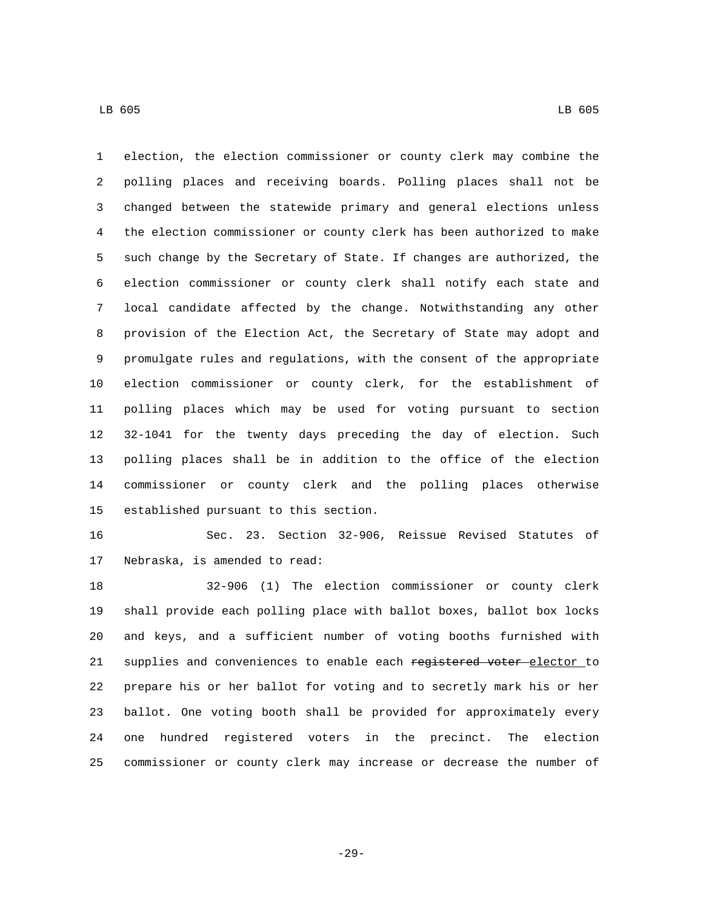election, the election commissioner or county clerk may combine the polling places and receiving boards. Polling places shall not be changed between the statewide primary and general elections unless the election commissioner or county clerk has been authorized to make such change by the Secretary of State. If changes are authorized, the election commissioner or county clerk shall notify each state and local candidate affected by the change. Notwithstanding any other provision of the Election Act, the Secretary of State may adopt and promulgate rules and regulations, with the consent of the appropriate election commissioner or county clerk, for the establishment of polling places which may be used for voting pursuant to section 32-1041 for the twenty days preceding the day of election. Such polling places shall be in addition to the office of the election commissioner or county clerk and the polling places otherwise established pursuant to this section.

Sec. 23. Section 32-906, Reissue Revised Statutes of Nebraska, is amended to read:

32-906 (1) The election commissioner or county clerk shall provide each polling place with ballot boxes, ballot box locks and keys, and a sufficient number of voting booths furnished with supplies and conveniences to enable each ~~registered voter~~ elector to prepare his or her ballot for voting and to secretly mark his or her ballot. One voting booth shall be provided for approximately every one hundred registered voters in the precinct. The election commissioner or county clerk may increase or decrease the number of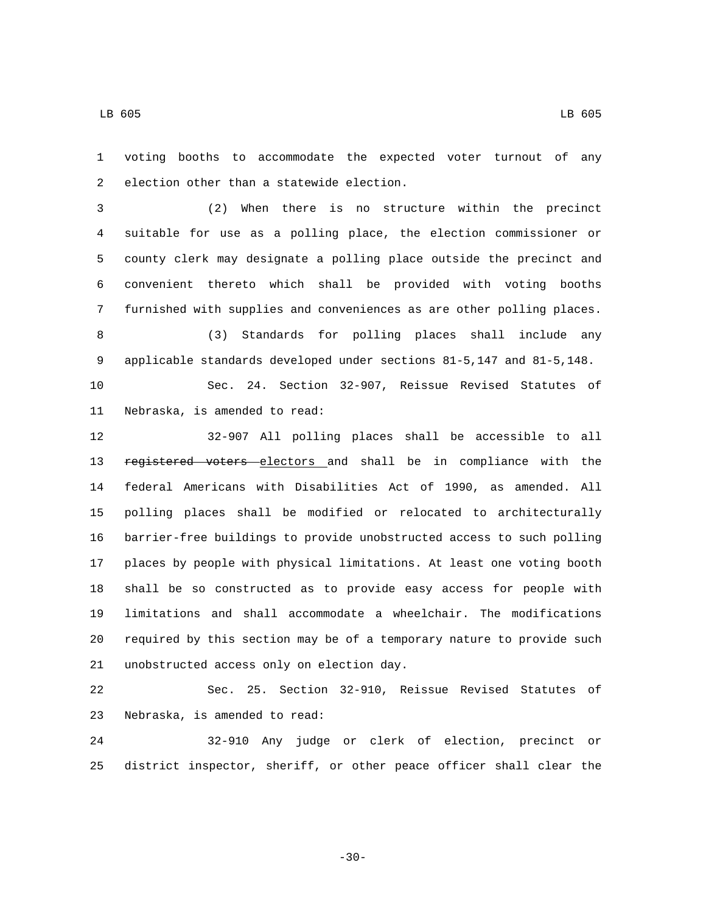voting booths to accommodate the expected voter turnout of any election other than a statewide election.

(2) When there is no structure within the precinct suitable for use as a polling place, the election commissioner or county clerk may designate a polling place outside the precinct and convenient thereto which shall be provided with voting booths furnished with supplies and conveniences as are other polling places.

(3) Standards for polling places shall include any applicable standards developed under sections 81-5,147 and 81-5,148.

Sec. 24. Section 32-907, Reissue Revised Statutes of Nebraska, is amended to read:

32-907 All polling places shall be accessible to all ~~registered voters~~ electors and shall be in compliance with the federal Americans with Disabilities Act of 1990, as amended. All polling places shall be modified or relocated to architecturally barrier-free buildings to provide unobstructed access to such polling places by people with physical limitations. At least one voting booth shall be so constructed as to provide easy access for people with limitations and shall accommodate a wheelchair. The modifications required by this section may be of a temporary nature to provide such unobstructed access only on election day.

Sec. 25. Section 32-910, Reissue Revised Statutes of Nebraska, is amended to read:

32-910 Any judge or clerk of election, precinct or district inspector, sheriff, or other peace officer shall clear the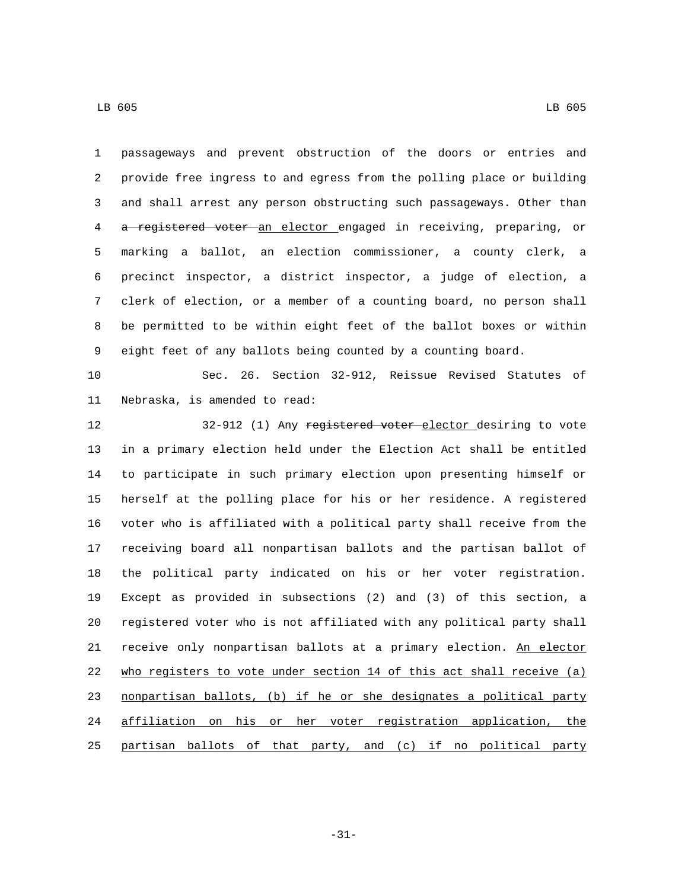passageways and prevent obstruction of the doors or entries and provide free ingress to and egress from the polling place or building and shall arrest any person obstructing such passageways. Other than ~~a registered voter~~ <u>an elector</u> engaged in receiving, preparing, or marking a ballot, an election commissioner, a county clerk, a precinct inspector, a district inspector, a judge of election, a clerk of election, or a member of a counting board, no person shall be permitted to be within eight feet of the ballot boxes or within eight feet of any ballots being counted by a counting board.

Sec. 26. Section 32-912, Reissue Revised Statutes of Nebraska, is amended to read:

32-912 (1) Any ~~registered voter~~ <u>elector</u> desiring to vote in a primary election held under the Election Act shall be entitled to participate in such primary election upon presenting himself or herself at the polling place for his or her residence. A registered voter who is affiliated with a political party shall receive from the receiving board all nonpartisan ballots and the partisan ballot of the political party indicated on his or her voter registration. Except as provided in subsections (2) and (3) of this section, a registered voter who is not affiliated with any political party shall receive only nonpartisan ballots at a primary election. <u>An elector who registers to vote under section 14 of this act shall receive (a) nonpartisan ballots, (b) if he or she designates a political party affiliation on his or her voter registration application, the partisan ballots of that party, and (c) if no political party</u>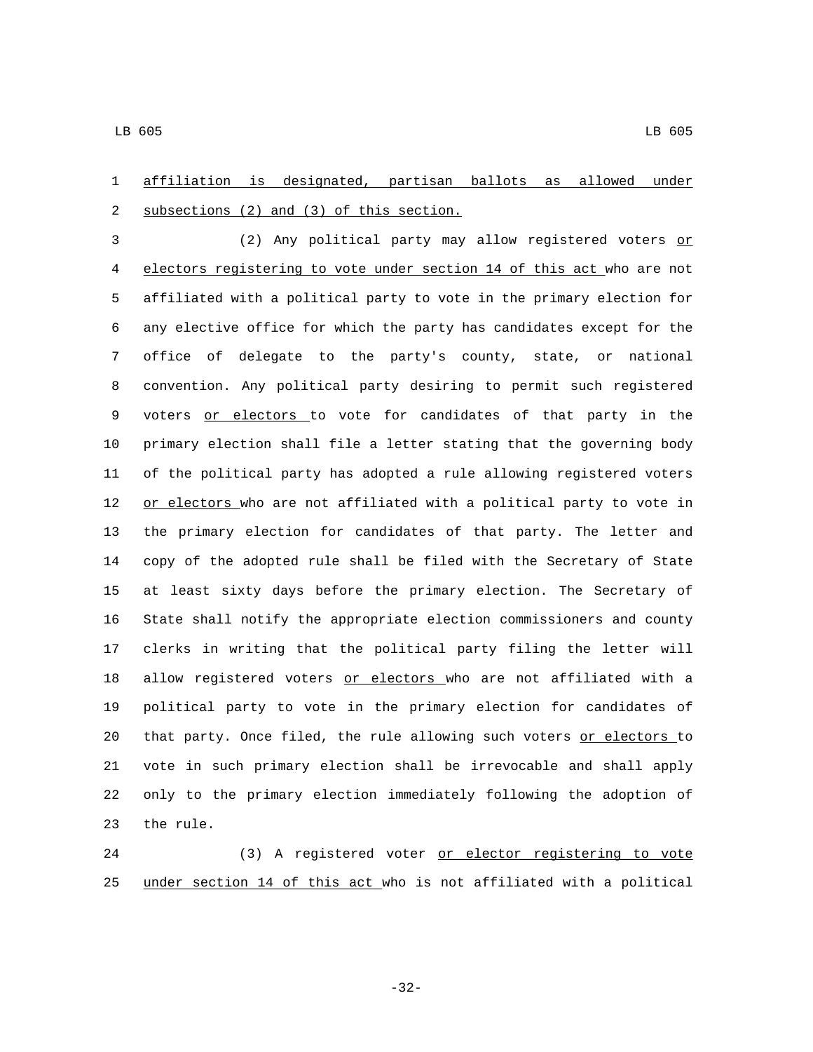affiliation is designated, partisan ballots as allowed under subsections (2) and (3) of this section.

(2) Any political party may allow registered voters or electors registering to vote under section 14 of this act who are not affiliated with a political party to vote in the primary election for any elective office for which the party has candidates except for the office of delegate to the party's county, state, or national convention. Any political party desiring to permit such registered voters or electors to vote for candidates of that party in the primary election shall file a letter stating that the governing body of the political party has adopted a rule allowing registered voters or electors who are not affiliated with a political party to vote in the primary election for candidates of that party. The letter and copy of the adopted rule shall be filed with the Secretary of State at least sixty days before the primary election. The Secretary of State shall notify the appropriate election commissioners and county clerks in writing that the political party filing the letter will allow registered voters or electors who are not affiliated with a political party to vote in the primary election for candidates of that party. Once filed, the rule allowing such voters or electors to vote in such primary election shall be irrevocable and shall apply only to the primary election immediately following the adoption of the rule.

(3) A registered voter or elector registering to vote under section 14 of this act who is not affiliated with a political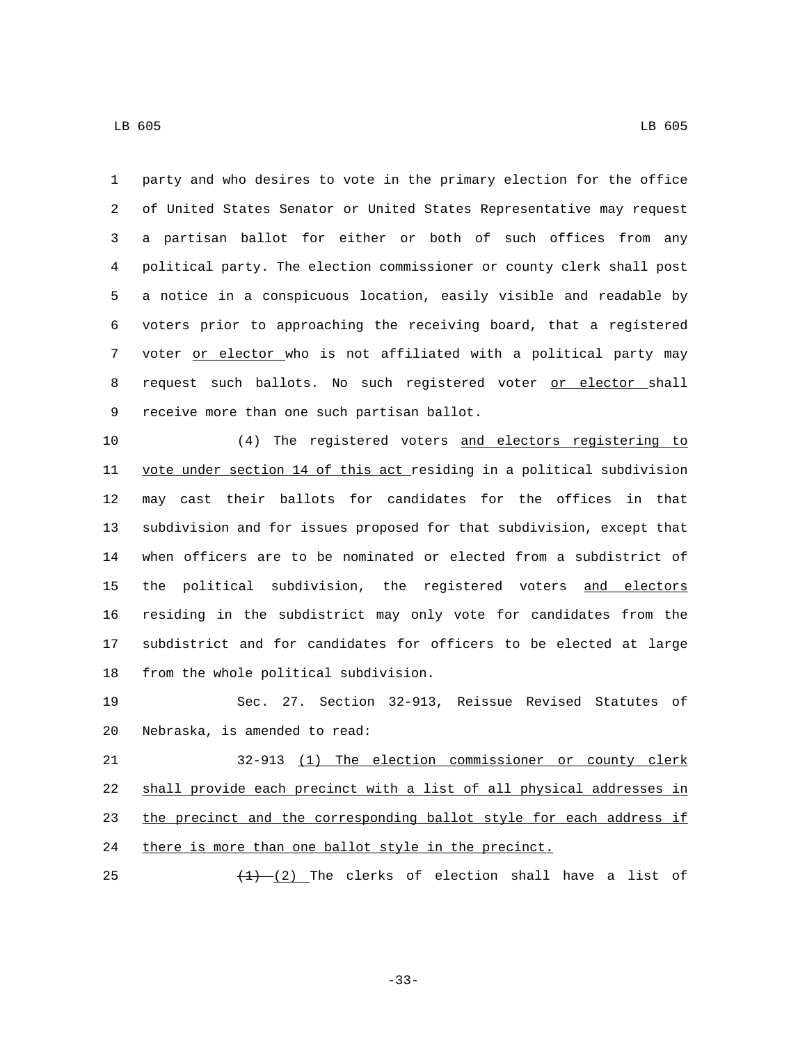party and who desires to vote in the primary election for the office of United States Senator or United States Representative may request a partisan ballot for either or both of such offices from any political party. The election commissioner or county clerk shall post a notice in a conspicuous location, easily visible and readable by voters prior to approaching the receiving board, that a registered voter or elector who is not affiliated with a political party may request such ballots. No such registered voter or elector shall receive more than one such partisan ballot.

(4) The registered voters and electors registering to vote under section 14 of this act residing in a political subdivision may cast their ballots for candidates for the offices in that subdivision and for issues proposed for that subdivision, except that when officers are to be nominated or elected from a subdistrict of the political subdivision, the registered voters and electors residing in the subdistrict may only vote for candidates from the subdistrict and for candidates for officers to be elected at large from the whole political subdivision.

Sec. 27. Section 32-913, Reissue Revised Statutes of Nebraska, is amended to read:

32-913 (1) The election commissioner or county clerk shall provide each precinct with a list of all physical addresses in the precinct and the corresponding ballot style for each address if there is more than one ballot style in the precinct.

~~(1)~~ (2) The clerks of election shall have a list of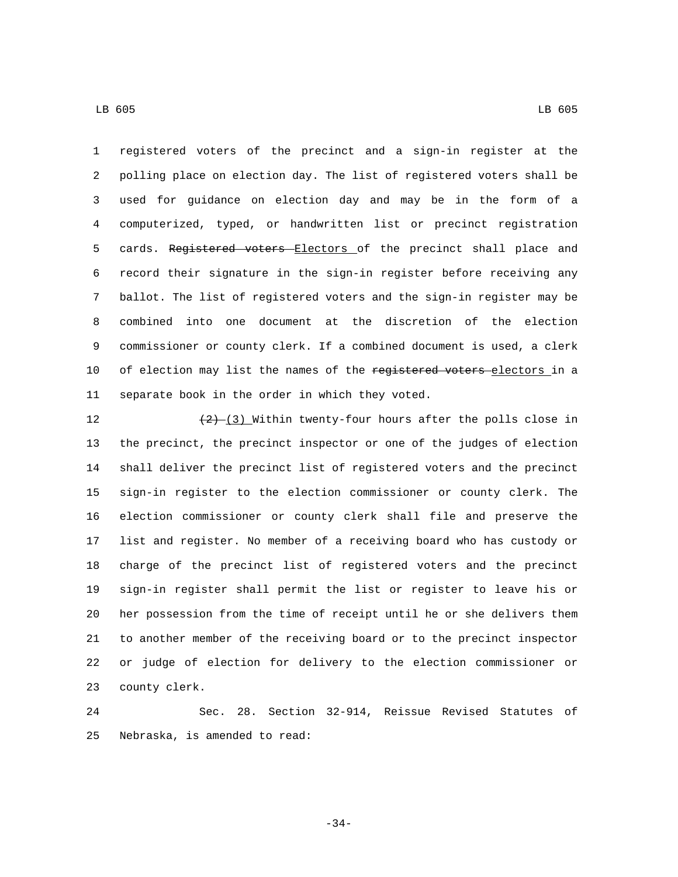registered voters of the precinct and a sign-in register at the polling place on election day. The list of registered voters shall be used for guidance on election day and may be in the form of a computerized, typed, or handwritten list or precinct registration cards. ~~Registered voters~~ Electors of the precinct shall place and record their signature in the sign-in register before receiving any ballot. The list of registered voters and the sign-in register may be combined into one document at the discretion of the election commissioner or county clerk. If a combined document is used, a clerk of election may list the names of the ~~registered voters~~ electors in a separate book in the order in which they voted.

~~(2)~~ (3) Within twenty-four hours after the polls close in the precinct, the precinct inspector or one of the judges of election shall deliver the precinct list of registered voters and the precinct sign-in register to the election commissioner or county clerk. The election commissioner or county clerk shall file and preserve the list and register. No member of a receiving board who has custody or charge of the precinct list of registered voters and the precinct sign-in register shall permit the list or register to leave his or her possession from the time of receipt until he or she delivers them to another member of the receiving board or to the precinct inspector or judge of election for delivery to the election commissioner or county clerk.

Sec. 28. Section 32-914, Reissue Revised Statutes of Nebraska, is amended to read: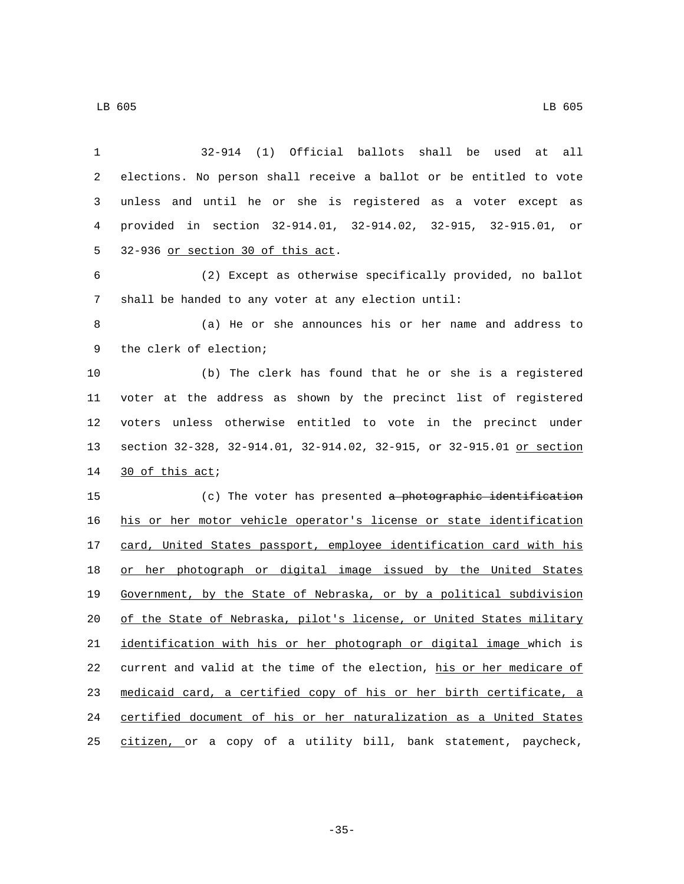32-914 (1) Official ballots shall be used at all elections. No person shall receive a ballot or be entitled to vote unless and until he or she is registered as a voter except as provided in section 32-914.01, 32-914.02, 32-915, 32-915.01, or 32-936 <u>or section 30 of this act</u>.

(2) Except as otherwise specifically provided, no ballot shall be handed to any voter at any election until:

(a) He or she announces his or her name and address to the clerk of election;

(b) The clerk has found that he or she is a registered voter at the address as shown by the precinct list of registered voters unless otherwise entitled to vote in the precinct under section 32-328, 32-914.01, 32-914.02, 32-915, or 32-915.01 <u>or section 30 of this act</u>;

(c) The voter has presented ~~a photographic identification~~ <u>his or her motor vehicle operator's license or state identification card, United States passport, employee identification card with his or her photograph or digital image issued by the United States Government, by the State of Nebraska, or by a political subdivision of the State of Nebraska, pilot's license, or United States military identification with his or her photograph or digital image</u> which is current and valid at the time of the election, <u>his or her medicare of medicaid card, a certified copy of his or her birth certificate, a certified document of his or her naturalization as a United States citizen,</u> or a copy of a utility bill, bank statement, paycheck,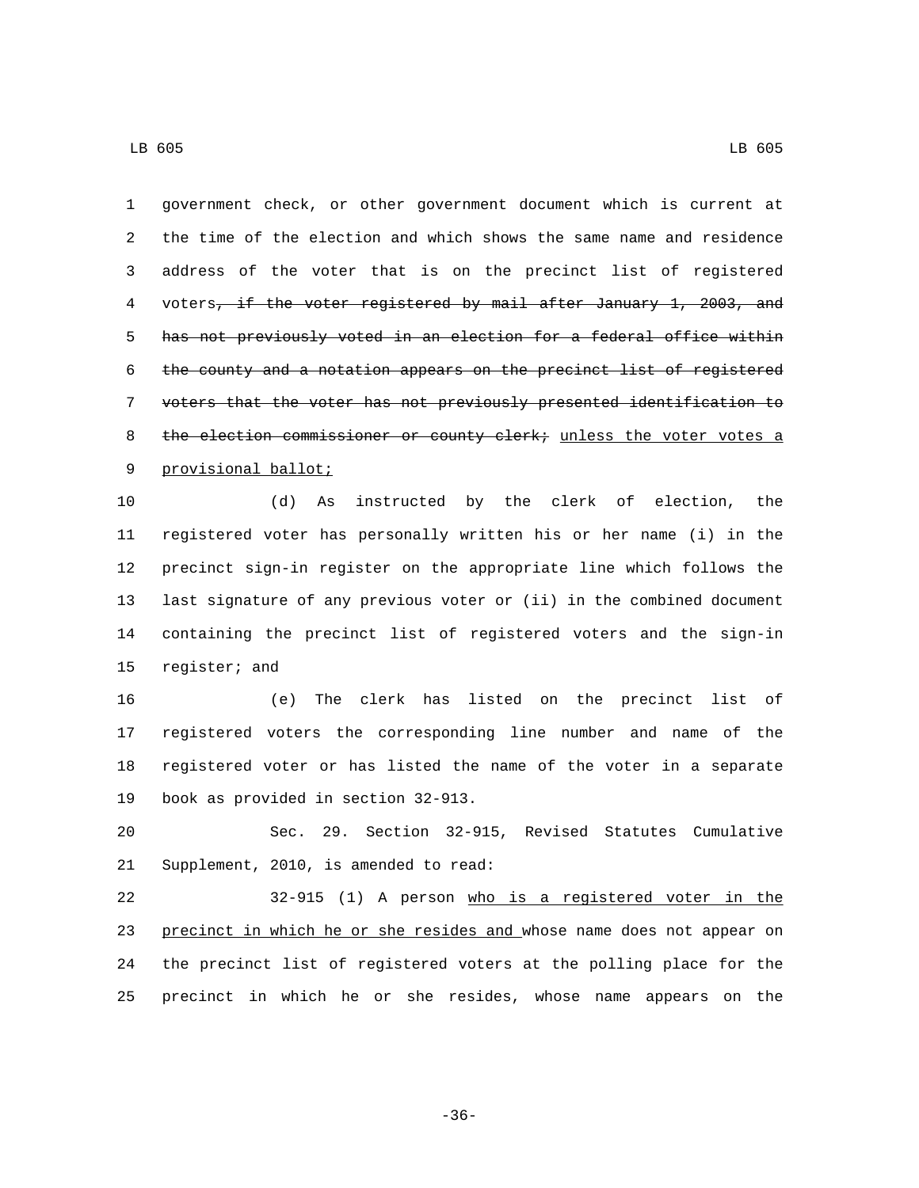government check, or other government document which is current at the time of the election and which shows the same name and residence address of the voter that is on the precinct list of registered voters~~, if the voter registered by mail after January 1, 2003, and has not previously voted in an election for a federal office within the county and a notation appears on the precinct list of registered voters that the voter has not previously presented identification to the election commissioner or county clerk;~~ unless the voter votes a provisional ballot;

(d) As instructed by the clerk of election, the registered voter has personally written his or her name (i) in the precinct sign-in register on the appropriate line which follows the last signature of any previous voter or (ii) in the combined document containing the precinct list of registered voters and the sign-in register; and

(e) The clerk has listed on the precinct list of registered voters the corresponding line number and name of the registered voter or has listed the name of the voter in a separate book as provided in section 32-913.

Sec. 29. Section 32-915, Revised Statutes Cumulative Supplement, 2010, is amended to read:

32-915 (1) A person who is a registered voter in the precinct in which he or she resides and whose name does not appear on the precinct list of registered voters at the polling place for the precinct in which he or she resides, whose name appears on the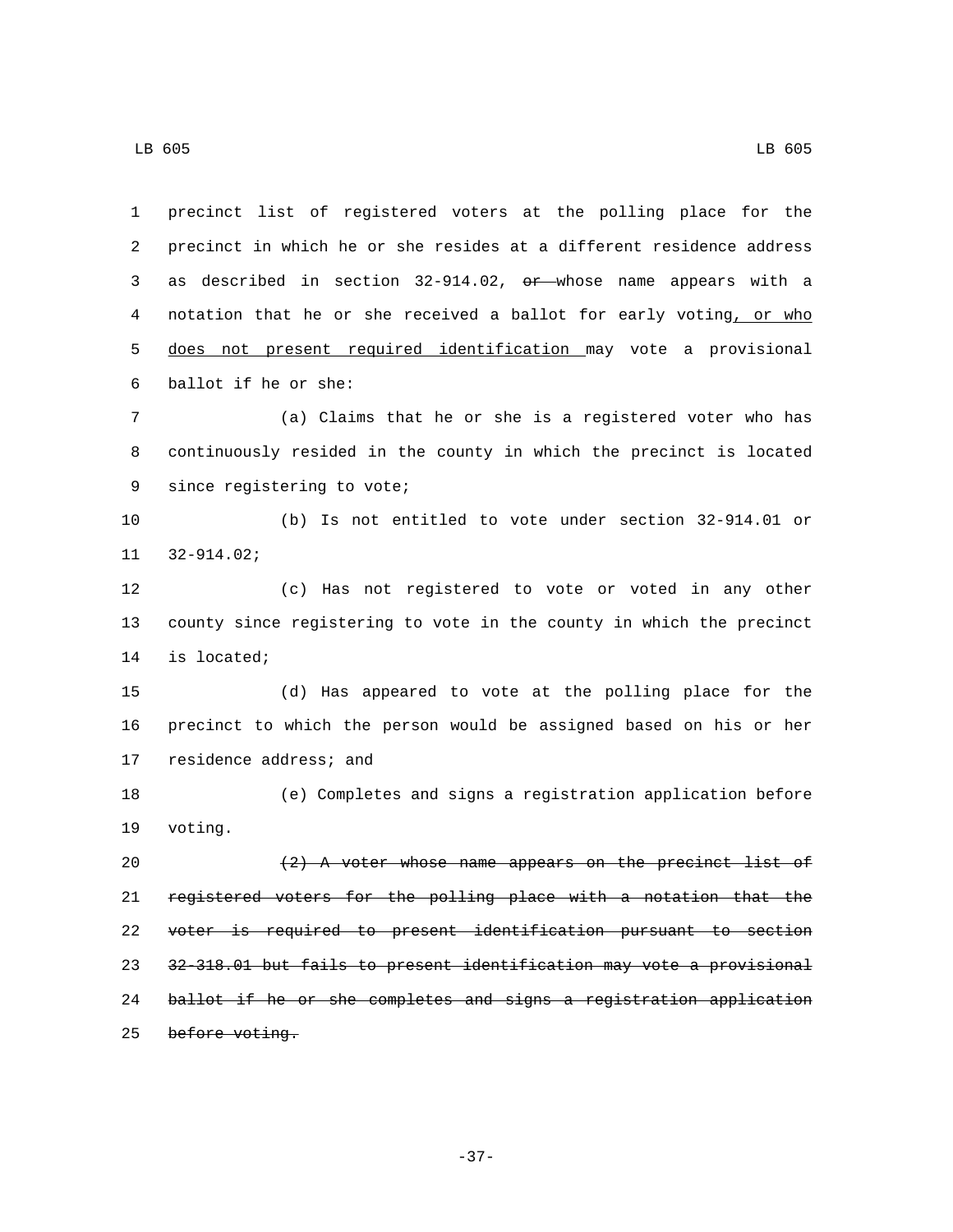precinct list of registered voters at the polling place for the precinct in which he or she resides at a different residence address as described in section 32-914.02, ~~or~~ whose name appears with a notation that he or she received a ballot for early voting, or who does not present required identification may vote a provisional ballot if he or she:

(a) Claims that he or she is a registered voter who has continuously resided in the county in which the precinct is located since registering to vote;

(b) Is not entitled to vote under section 32-914.01 or 32-914.02;

(c) Has not registered to vote or voted in any other county since registering to vote in the county in which the precinct is located;

(d) Has appeared to vote at the polling place for the precinct to which the person would be assigned based on his or her residence address; and

(e) Completes and signs a registration application before voting.

~~(2) A voter whose name appears on the precinct list of registered voters for the polling place with a notation that the voter is required to present identification pursuant to section 32-318.01 but fails to present identification may vote a provisional ballot if he or she completes and signs a registration application before voting.~~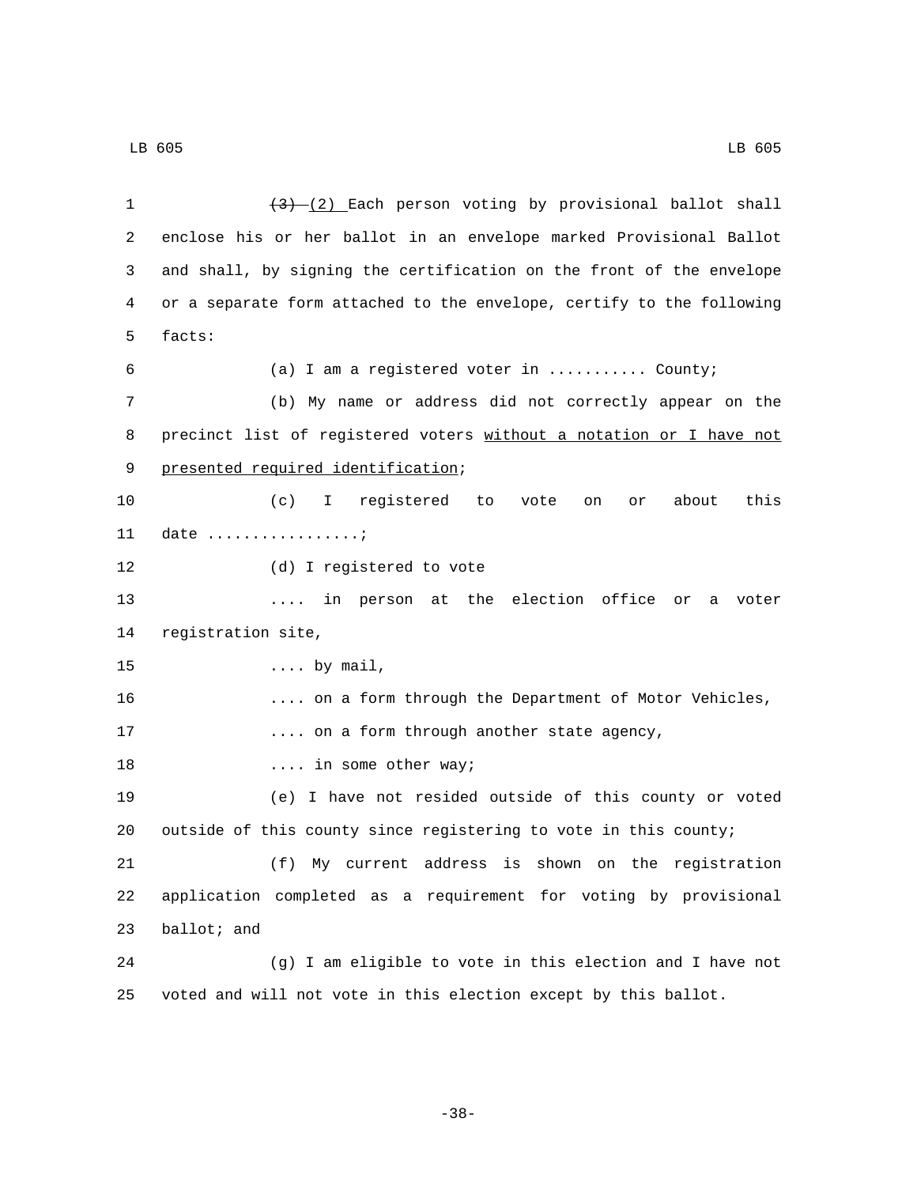~~(3)~~ (2) Each person voting by provisional ballot shall enclose his or her ballot in an envelope marked Provisional Ballot and shall, by signing the certification on the front of the envelope or a separate form attached to the envelope, certify to the following facts:

(a) I am a registered voter in .......... County;

(b) My name or address did not correctly appear on the precinct list of registered voters <u>without a notation or I have not presented required identification</u>;

(c) I registered to vote on or about this date ................;

(d) I registered to vote

.... in person at the election office or a voter registration site,

.... by mail,

.... on a form through the Department of Motor Vehicles,

.... on a form through another state agency,

.... in some other way;

(e) I have not resided outside of this county or voted outside of this county since registering to vote in this county;

(f) My current address is shown on the registration application completed as a requirement for voting by provisional ballot; and

(g) I am eligible to vote in this election and I have not voted and will not vote in this election except by this ballot.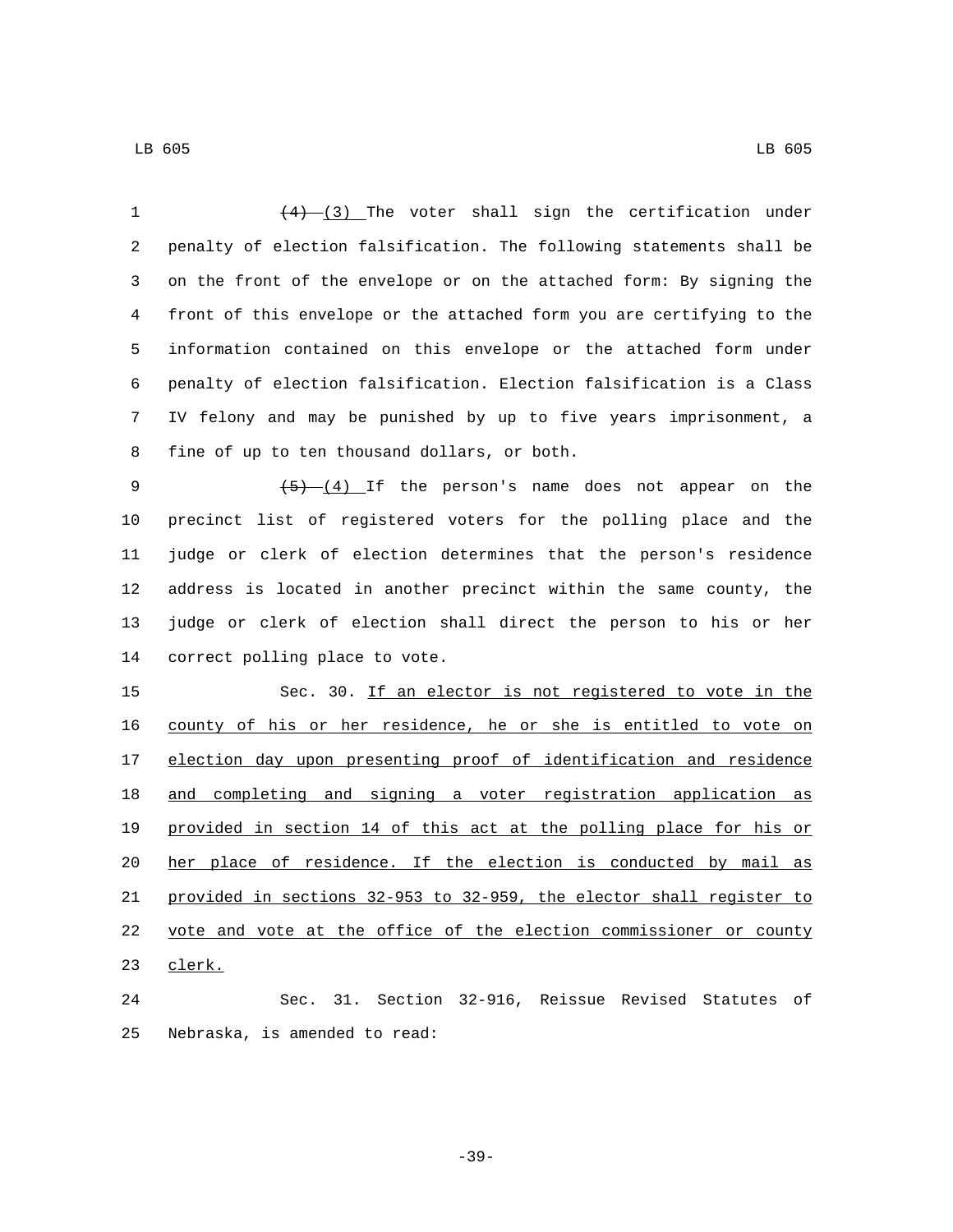~~(4)~~ (3) The voter shall sign the certification under penalty of election falsification. The following statements shall be on the front of the envelope or on the attached form: By signing the front of this envelope or the attached form you are certifying to the information contained on this envelope or the attached form under penalty of election falsification. Election falsification is a Class IV felony and may be punished by up to five years imprisonment, a fine of up to ten thousand dollars, or both.

~~(5)~~ (4) If the person's name does not appear on the precinct list of registered voters for the polling place and the judge or clerk of election determines that the person's residence address is located in another precinct within the same county, the judge or clerk of election shall direct the person to his or her correct polling place to vote.

Sec. 30. <u>If an elector is not registered to vote in the county of his or her residence, he or she is entitled to vote on election day upon presenting proof of identification and residence and completing and signing a voter registration application as provided in section 14 of this act at the polling place for his or her place of residence. If the election is conducted by mail as provided in sections 32-953 to 32-959, the elector shall register to vote and vote at the office of the election commissioner or county clerk.</u>

Sec. 31. Section 32-916, Reissue Revised Statutes of Nebraska, is amended to read: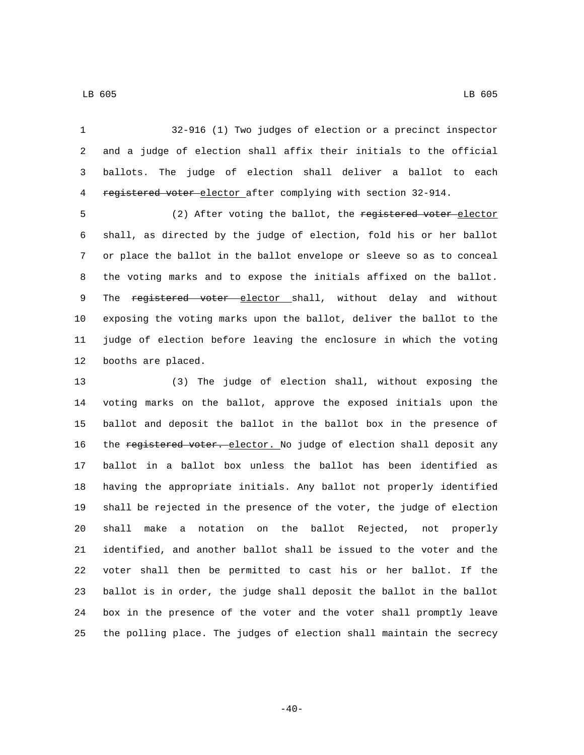32-916 (1) Two judges of election or a precinct inspector and a judge of election shall affix their initials to the official ballots. The judge of election shall deliver a ballot to each ~~registered voter~~ elector after complying with section 32-914.

(2) After voting the ballot, the ~~registered voter~~ elector shall, as directed by the judge of election, fold his or her ballot or place the ballot in the ballot envelope or sleeve so as to conceal the voting marks and to expose the initials affixed on the ballot. The ~~registered voter~~ elector shall, without delay and without exposing the voting marks upon the ballot, deliver the ballot to the judge of election before leaving the enclosure in which the voting booths are placed.

(3) The judge of election shall, without exposing the voting marks on the ballot, approve the exposed initials upon the ballot and deposit the ballot in the ballot box in the presence of the ~~registered voter.~~ elector. No judge of election shall deposit any ballot in a ballot box unless the ballot has been identified as having the appropriate initials. Any ballot not properly identified shall be rejected in the presence of the voter, the judge of election shall make a notation on the ballot Rejected, not properly identified, and another ballot shall be issued to the voter and the voter shall then be permitted to cast his or her ballot. If the ballot is in order, the judge shall deposit the ballot in the ballot box in the presence of the voter and the voter shall promptly leave the polling place. The judges of election shall maintain the secrecy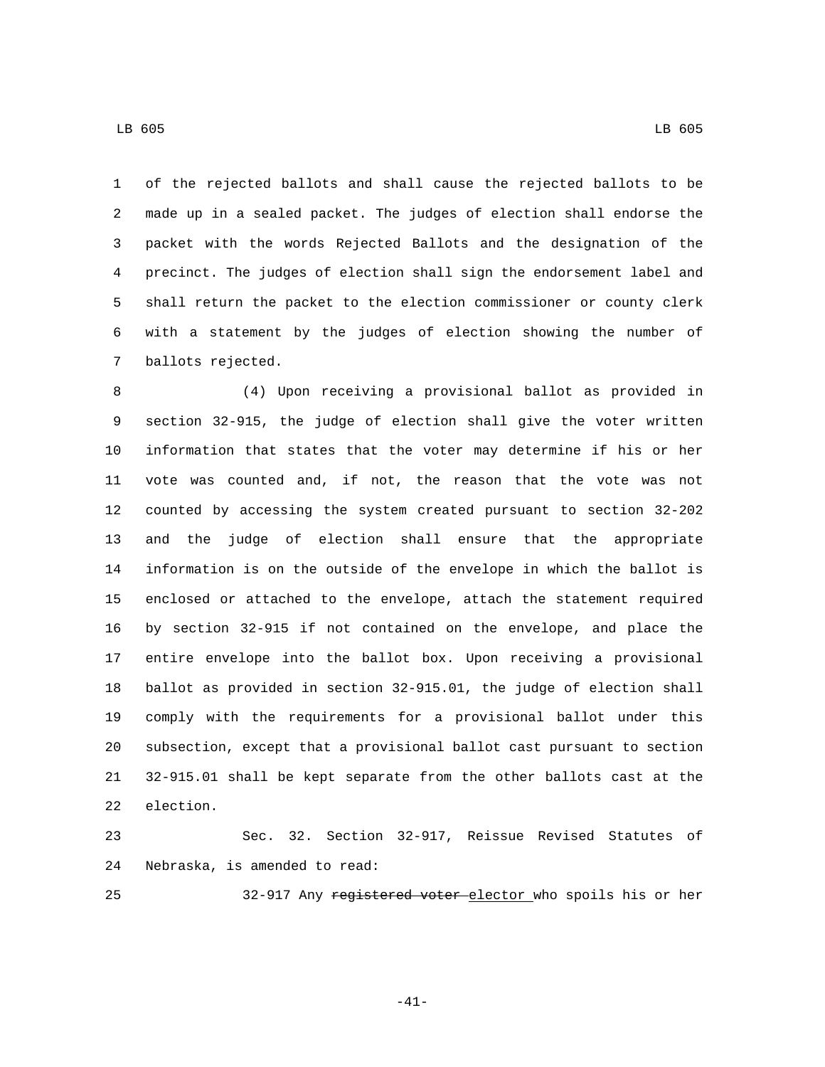of the rejected ballots and shall cause the rejected ballots to be made up in a sealed packet. The judges of election shall endorse the packet with the words Rejected Ballots and the designation of the precinct. The judges of election shall sign the endorsement label and shall return the packet to the election commissioner or county clerk with a statement by the judges of election showing the number of ballots rejected.

(4) Upon receiving a provisional ballot as provided in section 32-915, the judge of election shall give the voter written information that states that the voter may determine if his or her vote was counted and, if not, the reason that the vote was not counted by accessing the system created pursuant to section 32-202 and the judge of election shall ensure that the appropriate information is on the outside of the envelope in which the ballot is enclosed or attached to the envelope, attach the statement required by section 32-915 if not contained on the envelope, and place the entire envelope into the ballot box. Upon receiving a provisional ballot as provided in section 32-915.01, the judge of election shall comply with the requirements for a provisional ballot under this subsection, except that a provisional ballot cast pursuant to section 32-915.01 shall be kept separate from the other ballots cast at the election.

Sec. 32. Section 32-917, Reissue Revised Statutes of Nebraska, is amended to read:

32-917 Any ~~registered voter~~ elector who spoils his or her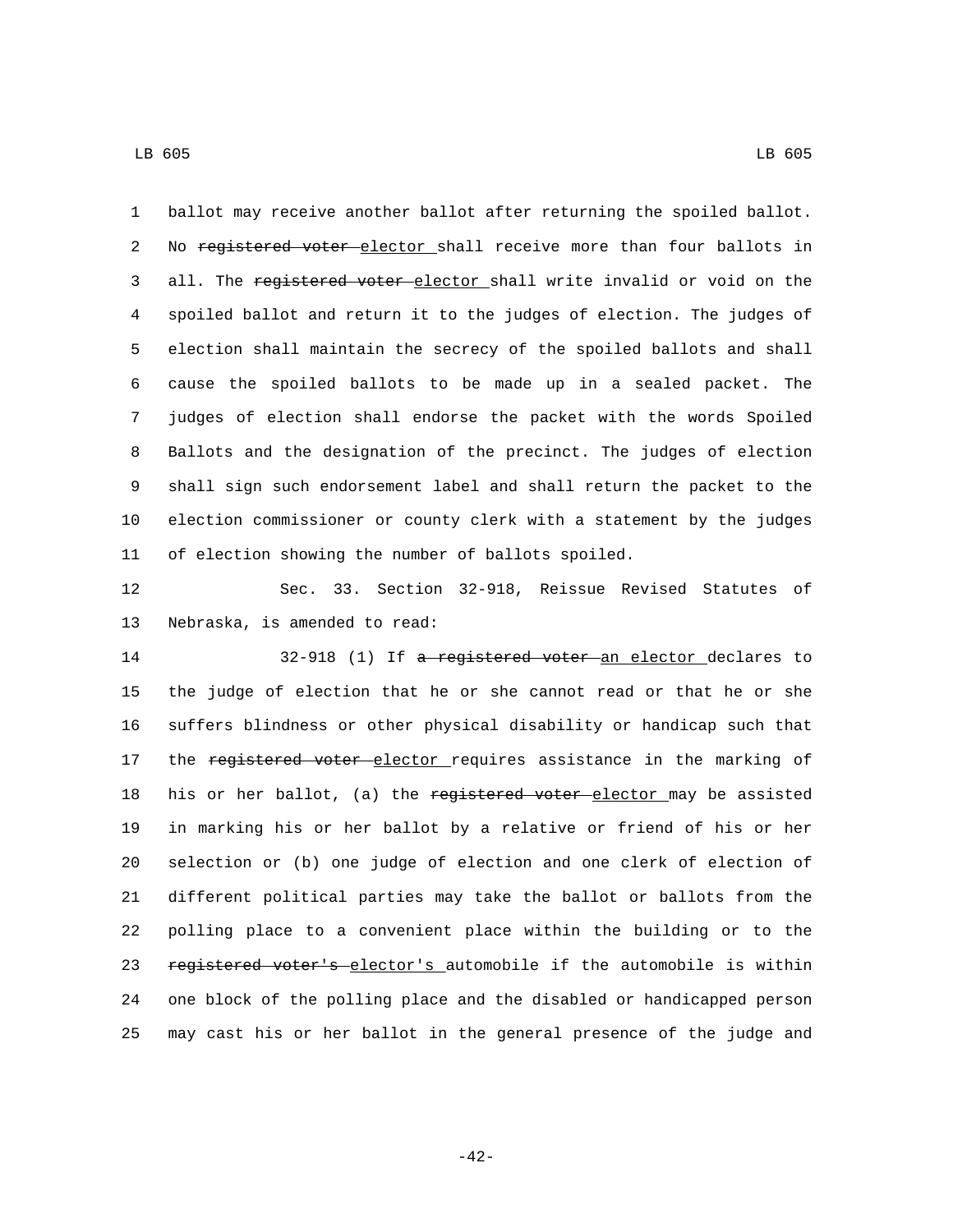ballot may receive another ballot after returning the spoiled ballot. No ~~registered voter~~ elector shall receive more than four ballots in all. The ~~registered voter~~ elector shall write invalid or void on the spoiled ballot and return it to the judges of election. The judges of election shall maintain the secrecy of the spoiled ballots and shall cause the spoiled ballots to be made up in a sealed packet. The judges of election shall endorse the packet with the words Spoiled Ballots and the designation of the precinct. The judges of election shall sign such endorsement label and shall return the packet to the election commissioner or county clerk with a statement by the judges of election showing the number of ballots spoiled.

Sec. 33. Section 32-918, Reissue Revised Statutes of Nebraska, is amended to read:

32-918 (1) If ~~a registered voter~~ an elector declares to the judge of election that he or she cannot read or that he or she suffers blindness or other physical disability or handicap such that the ~~registered voter~~ elector requires assistance in the marking of his or her ballot, (a) the ~~registered voter~~ elector may be assisted in marking his or her ballot by a relative or friend of his or her selection or (b) one judge of election and one clerk of election of different political parties may take the ballot or ballots from the polling place to a convenient place within the building or to the ~~registered voter's~~ elector's automobile if the automobile is within one block of the polling place and the disabled or handicapped person may cast his or her ballot in the general presence of the judge and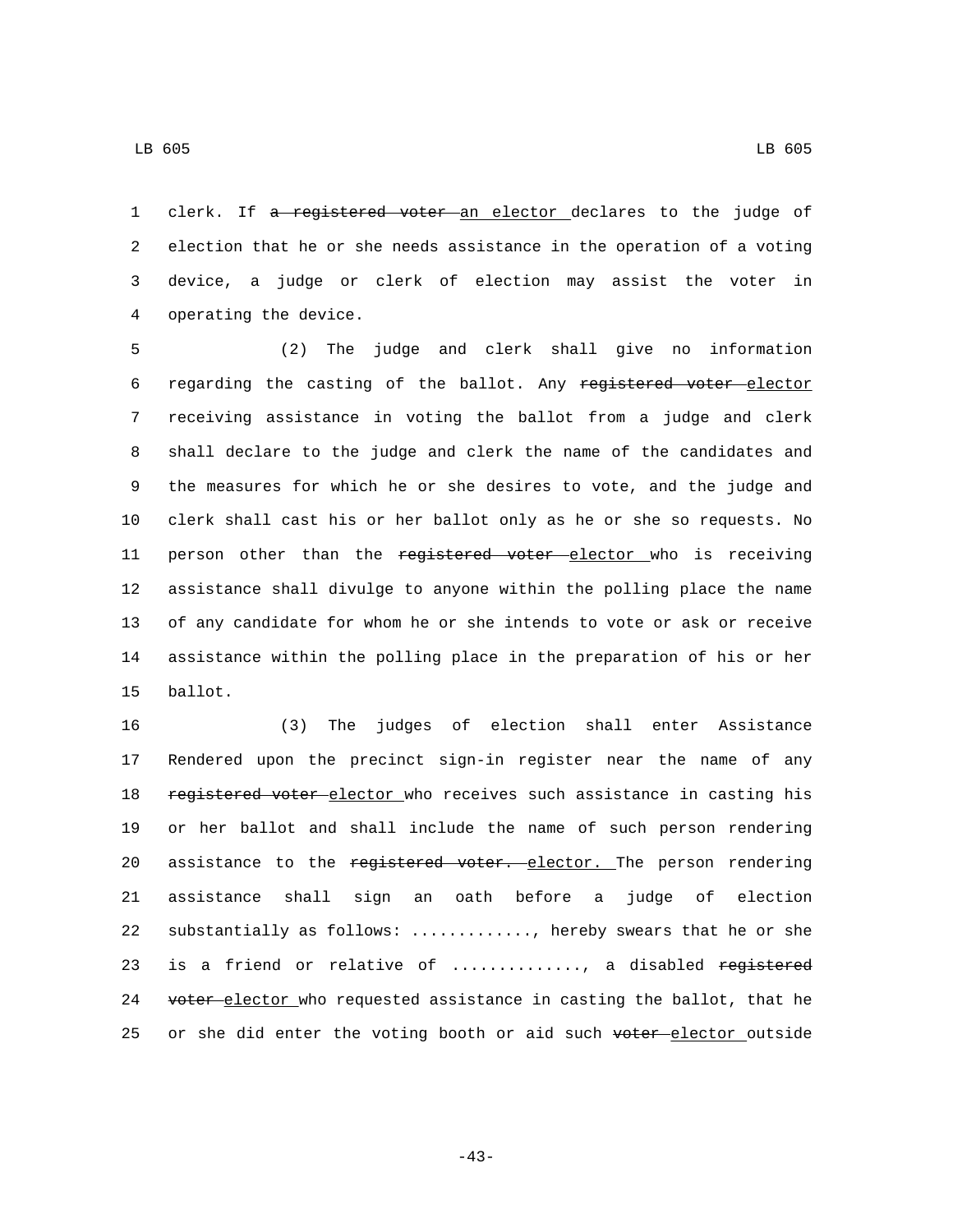clerk. If ~~a registered voter~~ an elector declares to the judge of election that he or she needs assistance in the operation of a voting device, a judge or clerk of election may assist the voter in operating the device.

(2) The judge and clerk shall give no information regarding the casting of the ballot. Any ~~registered voter~~ elector receiving assistance in voting the ballot from a judge and clerk shall declare to the judge and clerk the name of the candidates and the measures for which he or she desires to vote, and the judge and clerk shall cast his or her ballot only as he or she so requests. No person other than the ~~registered voter~~ elector who is receiving assistance shall divulge to anyone within the polling place the name of any candidate for whom he or she intends to vote or ask or receive assistance within the polling place in the preparation of his or her ballot.

(3) The judges of election shall enter Assistance Rendered upon the precinct sign-in register near the name of any ~~registered voter~~ elector who receives such assistance in casting his or her ballot and shall include the name of such person rendering assistance to the ~~registered voter.~~ elector. The person rendering assistance shall sign an oath before a judge of election substantially as follows: ............., hereby swears that he or she is a friend or relative of ............., a disabled ~~registered voter~~ elector who requested assistance in casting the ballot, that he or she did enter the voting booth or aid such ~~voter~~ elector outside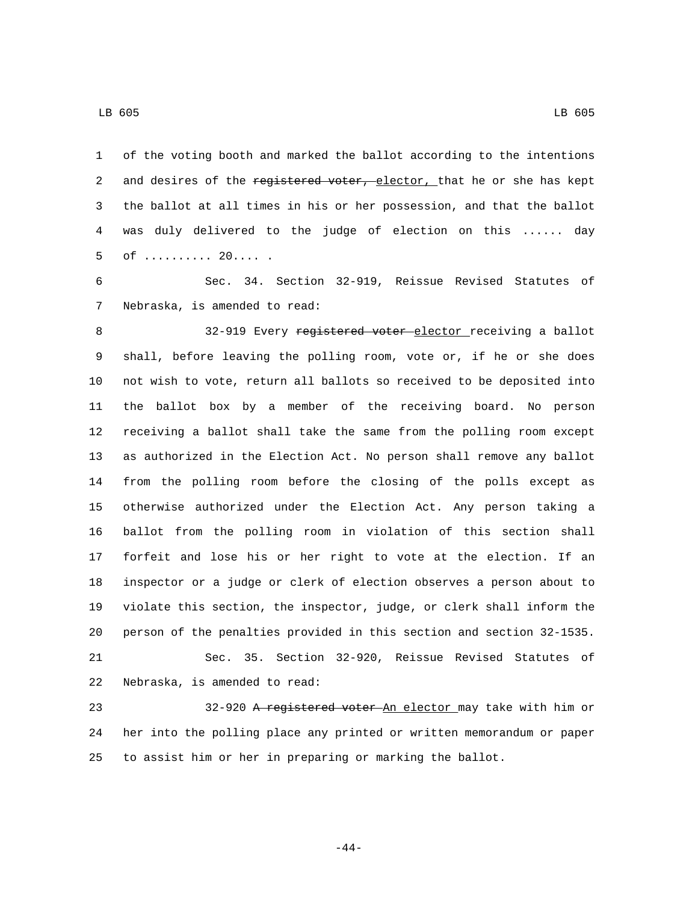of the voting booth and marked the ballot according to the intentions and desires of the ~~registered voter,~~ elector, that he or she has kept the ballot at all times in his or her possession, and that the ballot was duly delivered to the judge of election on this ...... day of .......... 20.... .

Sec. 34. Section 32-919, Reissue Revised Statutes of Nebraska, is amended to read:

32-919 Every ~~registered voter~~ elector receiving a ballot shall, before leaving the polling room, vote or, if he or she does not wish to vote, return all ballots so received to be deposited into the ballot box by a member of the receiving board. No person receiving a ballot shall take the same from the polling room except as authorized in the Election Act. No person shall remove any ballot from the polling room before the closing of the polls except as otherwise authorized under the Election Act. Any person taking a ballot from the polling room in violation of this section shall forfeit and lose his or her right to vote at the election. If an inspector or a judge or clerk of election observes a person about to violate this section, the inspector, judge, or clerk shall inform the person of the penalties provided in this section and section 32-1535.

Sec. 35. Section 32-920, Reissue Revised Statutes of Nebraska, is amended to read:

32-920 ~~A registered voter~~ An elector may take with him or her into the polling place any printed or written memorandum or paper to assist him or her in preparing or marking the ballot.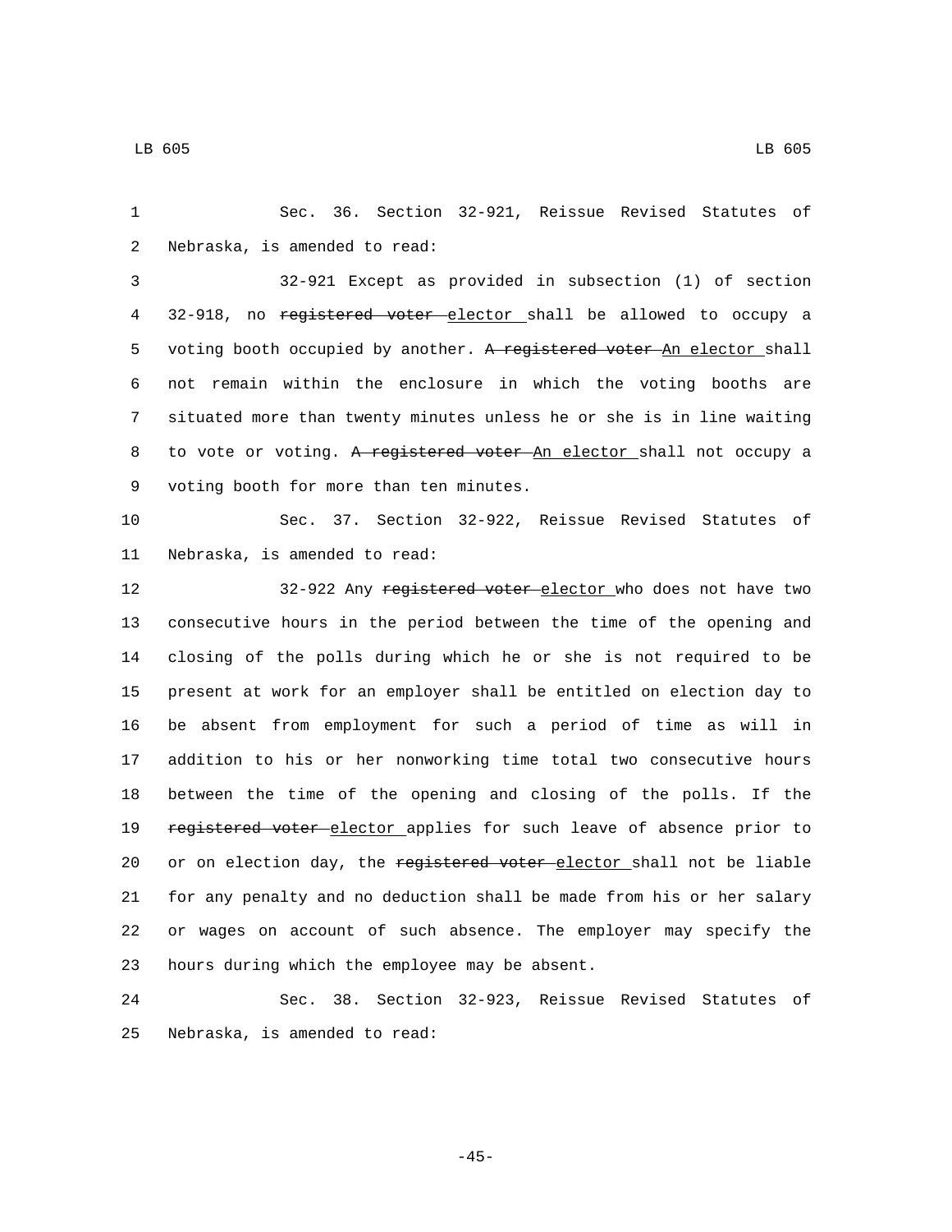Sec. 36. Section 32-921, Reissue Revised Statutes of Nebraska, is amended to read:

32-921 Except as provided in subsection (1) of section 32-918, no ~~registered voter~~ elector shall be allowed to occupy a voting booth occupied by another. ~~A registered voter~~ An elector shall not remain within the enclosure in which the voting booths are situated more than twenty minutes unless he or she is in line waiting to vote or voting. ~~A registered voter~~ An elector shall not occupy a voting booth for more than ten minutes.

Sec. 37. Section 32-922, Reissue Revised Statutes of Nebraska, is amended to read:

32-922 Any ~~registered voter~~ elector who does not have two consecutive hours in the period between the time of the opening and closing of the polls during which he or she is not required to be present at work for an employer shall be entitled on election day to be absent from employment for such a period of time as will in addition to his or her nonworking time total two consecutive hours between the time of the opening and closing of the polls. If the ~~registered voter~~ elector applies for such leave of absence prior to or on election day, the ~~registered voter~~ elector shall not be liable for any penalty and no deduction shall be made from his or her salary or wages on account of such absence. The employer may specify the hours during which the employee may be absent.

Sec. 38. Section 32-923, Reissue Revised Statutes of Nebraska, is amended to read: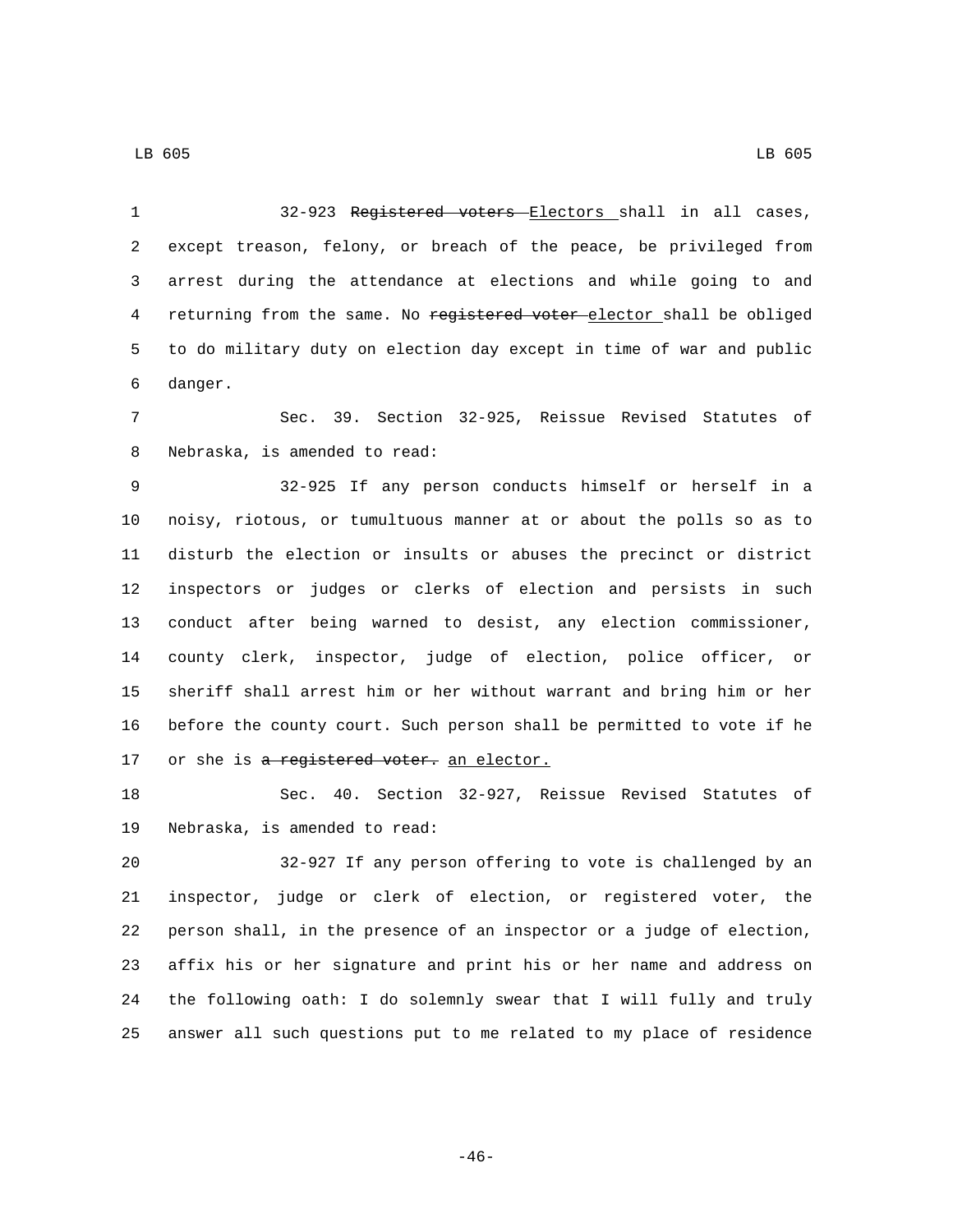32-923 ~~Registered voters~~ Electors shall in all cases, except treason, felony, or breach of the peace, be privileged from arrest during the attendance at elections and while going to and returning from the same. No ~~registered voter~~ elector shall be obliged to do military duty on election day except in time of war and public danger.

Sec. 39. Section 32-925, Reissue Revised Statutes of Nebraska, is amended to read:

32-925 If any person conducts himself or herself in a noisy, riotous, or tumultuous manner at or about the polls so as to disturb the election or insults or abuses the precinct or district inspectors or judges or clerks of election and persists in such conduct after being warned to desist, any election commissioner, county clerk, inspector, judge of election, police officer, or sheriff shall arrest him or her without warrant and bring him or her before the county court. Such person shall be permitted to vote if he or she is ~~a registered voter.~~ an elector.

Sec. 40. Section 32-927, Reissue Revised Statutes of Nebraska, is amended to read:

32-927 If any person offering to vote is challenged by an inspector, judge or clerk of election, or registered voter, the person shall, in the presence of an inspector or a judge of election, affix his or her signature and print his or her name and address on the following oath: I do solemnly swear that I will fully and truly answer all such questions put to me related to my place of residence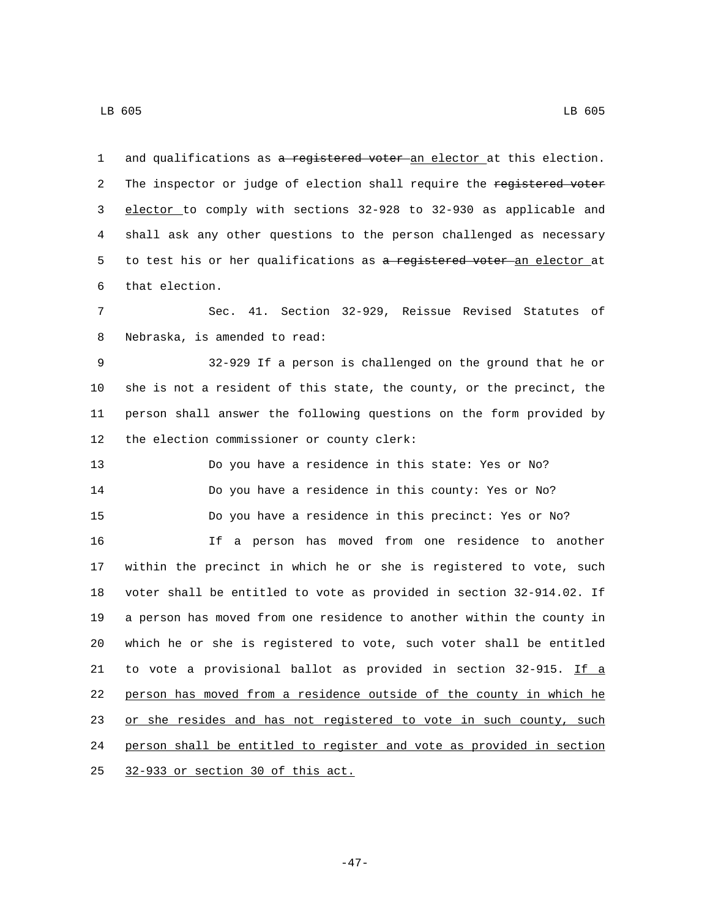and qualifications as ~~a registered voter~~ an elector at this election. The inspector or judge of election shall require the ~~registered voter~~ elector to comply with sections 32-928 to 32-930 as applicable and shall ask any other questions to the person challenged as necessary to test his or her qualifications as ~~a registered voter~~ an elector at that election.

Sec. 41. Section 32-929, Reissue Revised Statutes of Nebraska, is amended to read:

32-929 If a person is challenged on the ground that he or she is not a resident of this state, the county, or the precinct, the person shall answer the following questions on the form provided by the election commissioner or county clerk:

Do you have a residence in this state: Yes or No?

Do you have a residence in this county: Yes or No?

Do you have a residence in this precinct: Yes or No?

If a person has moved from one residence to another within the precinct in which he or she is registered to vote, such voter shall be entitled to vote as provided in section 32-914.02. If a person has moved from one residence to another within the county in which he or she is registered to vote, such voter shall be entitled to vote a provisional ballot as provided in section 32-915. <u>If a person has moved from a residence outside of the county in which he or she resides and has not registered to vote in such county, such person shall be entitled to register and vote as provided in section 32-933 or section 30 of this act.</u>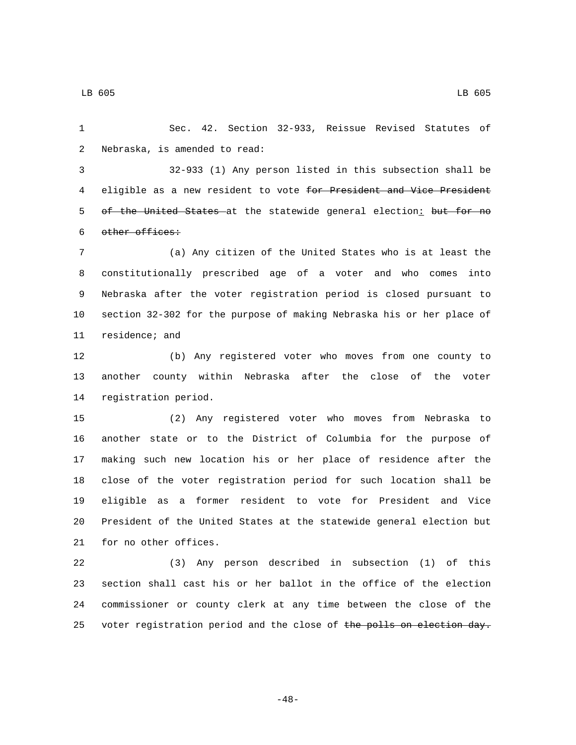Sec. 42. Section 32-933, Reissue Revised Statutes of Nebraska, is amended to read:

32-933 (1) Any person listed in this subsection shall be eligible as a new resident to vote ~~for President and Vice President of the United States~~ at the statewide general election: ~~but for no other offices:~~

(a) Any citizen of the United States who is at least the constitutionally prescribed age of a voter and who comes into Nebraska after the voter registration period is closed pursuant to section 32-302 for the purpose of making Nebraska his or her place of residence; and

(b) Any registered voter who moves from one county to another county within Nebraska after the close of the voter registration period.

(2) Any registered voter who moves from Nebraska to another state or to the District of Columbia for the purpose of making such new location his or her place of residence after the close of the voter registration period for such location shall be eligible as a former resident to vote for President and Vice President of the United States at the statewide general election but for no other offices.

(3) Any person described in subsection (1) of this section shall cast his or her ballot in the office of the election commissioner or county clerk at any time between the close of the voter registration period and the close of ~~the polls on election day.~~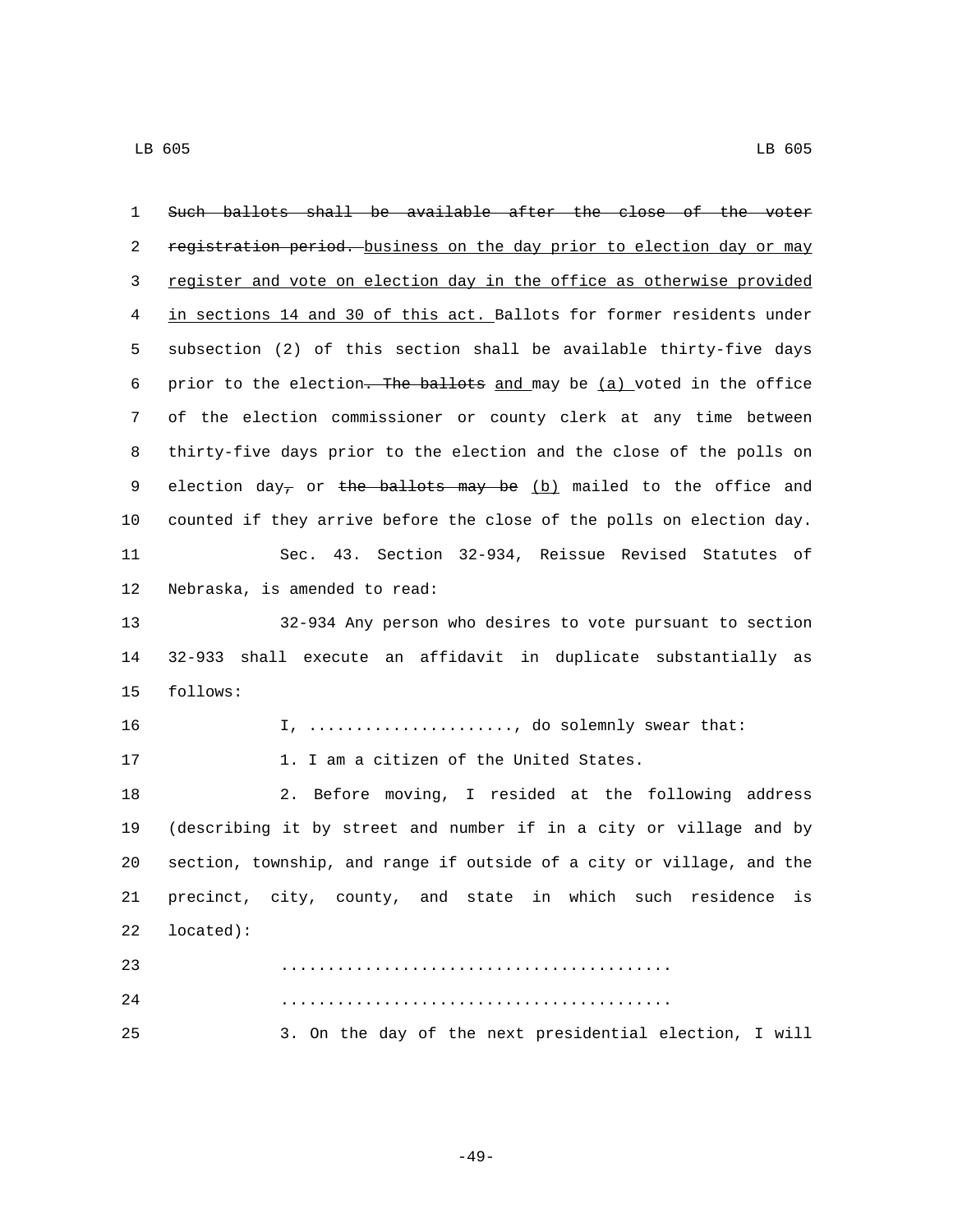~~Such ballots shall be available after the close of the voter registration period.~~ business on the day prior to election day or may register and vote on election day in the office as otherwise provided in sections 14 and 30 of this act. Ballots for former residents under subsection (2) of this section shall be available thirty-five days prior to the election~~. The ballots~~ and may be (a) voted in the office of the election commissioner or county clerk at any time between thirty-five days prior to the election and the close of the polls on election day~~,~~ or ~~the ballots may be~~ (b) mailed to the office and counted if they arrive before the close of the polls on election day.

Sec. 43. Section 32-934, Reissue Revised Statutes of Nebraska, is amended to read:

32-934 Any person who desires to vote pursuant to section 32-933 shall execute an affidavit in duplicate substantially as follows:

I, ....................., do solemnly swear that:

1. I am a citizen of the United States.

2. Before moving, I resided at the following address (describing it by street and number if in a city or village and by section, township, and range if outside of a city or village, and the precinct, city, county, and state in which such residence is located):

........................................

........................................

3. On the day of the next presidential election, I will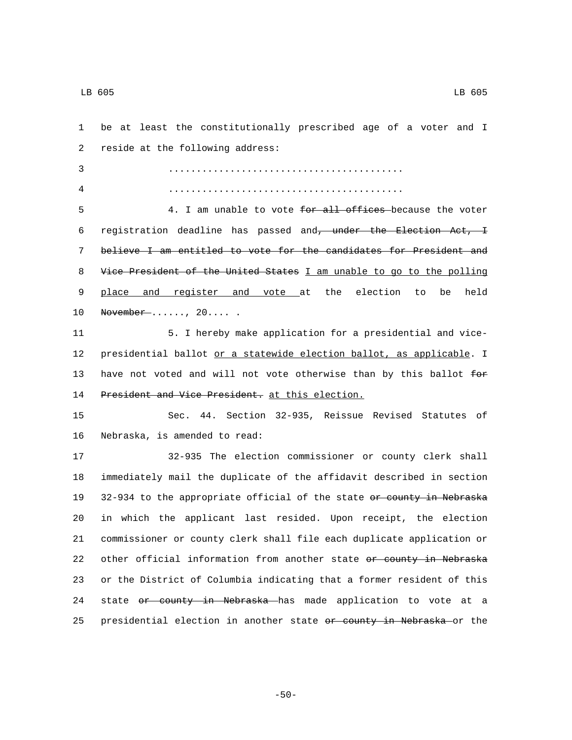be at least the constitutionally prescribed age of a voter and I reside at the following address:

.........................................

.........................................

4. I am unable to vote ~~for all offices~~ because the voter registration deadline has passed and~~, under the Election Act, I believe I am entitled to vote for the candidates for President and Vice President of the United States~~ I am unable to go to the polling place and register and vote at the election to be held ~~November~~ ......, 20.... .

5. I hereby make application for a presidential and vice-presidential ballot or a statewide election ballot, as applicable. I have not voted and will not vote otherwise than by this ballot ~~for President and Vice President.~~ at this election.

Sec. 44. Section 32-935, Reissue Revised Statutes of Nebraska, is amended to read:

32-935 The election commissioner or county clerk shall immediately mail the duplicate of the affidavit described in section 32-934 to the appropriate official of the state ~~or county in Nebraska~~ in which the applicant last resided. Upon receipt, the election commissioner or county clerk shall file each duplicate application or other official information from another state ~~or county in Nebraska~~ or the District of Columbia indicating that a former resident of this state ~~or county in Nebraska~~ has made application to vote at a presidential election in another state ~~or county in Nebraska~~ or the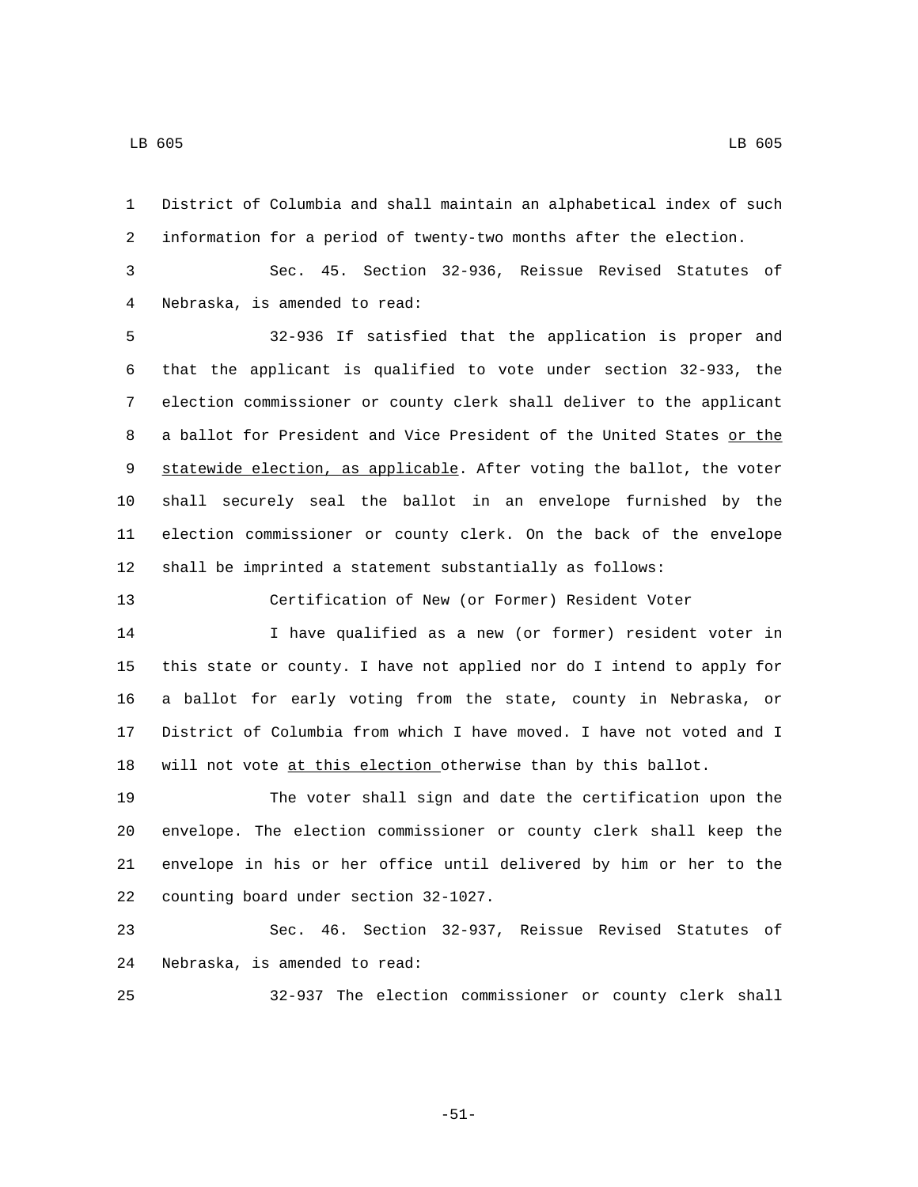District of Columbia and shall maintain an alphabetical index of such information for a period of twenty-two months after the election.

Sec. 45. Section 32-936, Reissue Revised Statutes of Nebraska, is amended to read:

32-936 If satisfied that the application is proper and that the applicant is qualified to vote under section 32-933, the election commissioner or county clerk shall deliver to the applicant a ballot for President and Vice President of the United States <u>or the statewide election, as applicable</u>. After voting the ballot, the voter shall securely seal the ballot in an envelope furnished by the election commissioner or county clerk. On the back of the envelope shall be imprinted a statement substantially as follows:

Certification of New (or Former) Resident Voter

I have qualified as a new (or former) resident voter in this state or county. I have not applied nor do I intend to apply for a ballot for early voting from the state, county in Nebraska, or District of Columbia from which I have moved. I have not voted and I will not vote <u>at this election</u> otherwise than by this ballot.

The voter shall sign and date the certification upon the envelope. The election commissioner or county clerk shall keep the envelope in his or her office until delivered by him or her to the counting board under section 32-1027.

Sec. 46. Section 32-937, Reissue Revised Statutes of Nebraska, is amended to read:

32-937 The election commissioner or county clerk shall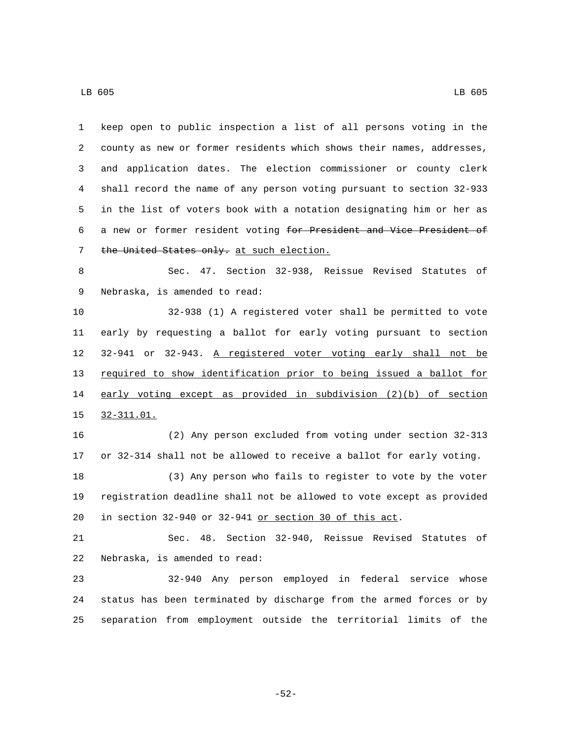keep open to public inspection a list of all persons voting in the county as new or former residents which shows their names, addresses, and application dates. The election commissioner or county clerk shall record the name of any person voting pursuant to section 32-933 in the list of voters book with a notation designating him or her as a new or former resident voting ~~for President and Vice President of the United States only.~~ <u>at such election.</u>

Sec. 47. Section 32-938, Reissue Revised Statutes of Nebraska, is amended to read:

32-938 (1) A registered voter shall be permitted to vote early by requesting a ballot for early voting pursuant to section 32-941 or 32-943. <u>A registered voter voting early shall not be required to show identification prior to being issued a ballot for early voting except as provided in subdivision (2)(b) of section 32-311.01.</u>

(2) Any person excluded from voting under section 32-313 or 32-314 shall not be allowed to receive a ballot for early voting.

(3) Any person who fails to register to vote by the voter registration deadline shall not be allowed to vote except as provided in section 32-940 or 32-941 <u>or section 30 of this act</u>.

Sec. 48. Section 32-940, Reissue Revised Statutes of Nebraska, is amended to read:

32-940 Any person employed in federal service whose status has been terminated by discharge from the armed forces or by separation from employment outside the territorial limits of the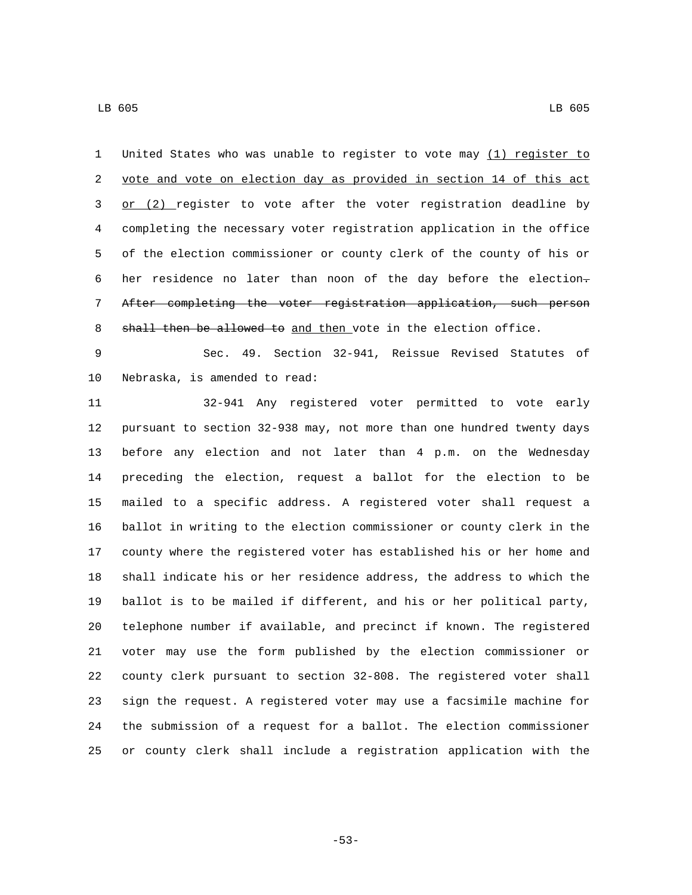United States who was unable to register to vote may (1) register to vote and vote on election day as provided in section 14 of this act or (2) register to vote after the voter registration deadline by completing the necessary voter registration application in the office of the election commissioner or county clerk of the county of his or her residence no later than noon of the day before the election. ~~After completing the voter registration application, such person shall then be allowed to~~ and then vote in the election office.

Sec. 49. Section 32-941, Reissue Revised Statutes of Nebraska, is amended to read:

32-941 Any registered voter permitted to vote early pursuant to section 32-938 may, not more than one hundred twenty days before any election and not later than 4 p.m. on the Wednesday preceding the election, request a ballot for the election to be mailed to a specific address. A registered voter shall request a ballot in writing to the election commissioner or county clerk in the county where the registered voter has established his or her home and shall indicate his or her residence address, the address to which the ballot is to be mailed if different, and his or her political party, telephone number if available, and precinct if known. The registered voter may use the form published by the election commissioner or county clerk pursuant to section 32-808. The registered voter shall sign the request. A registered voter may use a facsimile machine for the submission of a request for a ballot. The election commissioner or county clerk shall include a registration application with the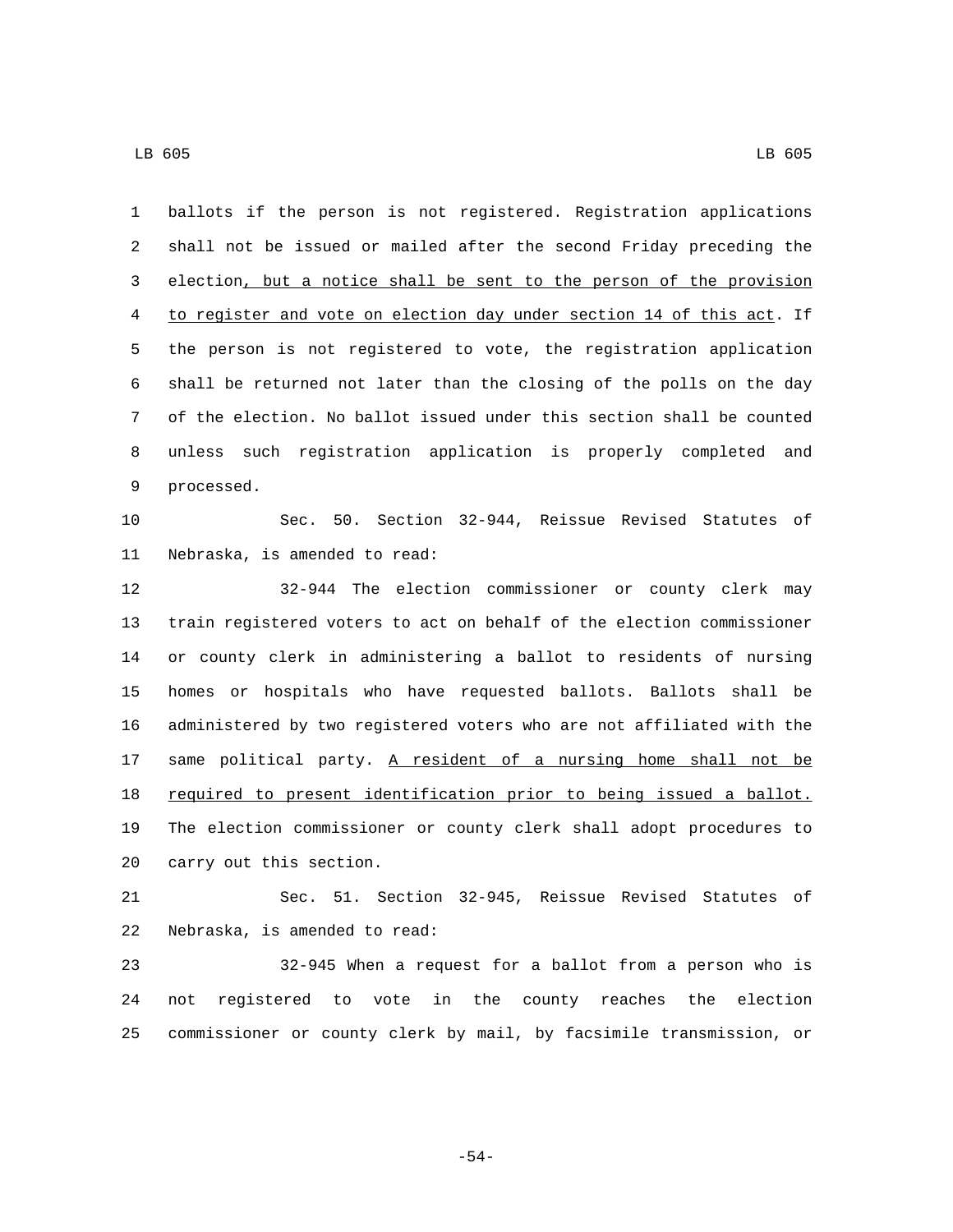ballots if the person is not registered. Registration applications shall not be issued or mailed after the second Friday preceding the election<u>, but a notice shall be sent to the person of the provision to register and vote on election day under section 14 of this act</u>. If the person is not registered to vote, the registration application shall be returned not later than the closing of the polls on the day of the election. No ballot issued under this section shall be counted unless such registration application is properly completed and processed.

Sec. 50. Section 32-944, Reissue Revised Statutes of Nebraska, is amended to read:

32-944 The election commissioner or county clerk may train registered voters to act on behalf of the election commissioner or county clerk in administering a ballot to residents of nursing homes or hospitals who have requested ballots. Ballots shall be administered by two registered voters who are not affiliated with the same political party. <u>A resident of a nursing home shall not be required to present identification prior to being issued a ballot.</u> The election commissioner or county clerk shall adopt procedures to carry out this section.

Sec. 51. Section 32-945, Reissue Revised Statutes of Nebraska, is amended to read:

32-945 When a request for a ballot from a person who is not registered to vote in the county reaches the election commissioner or county clerk by mail, by facsimile transmission, or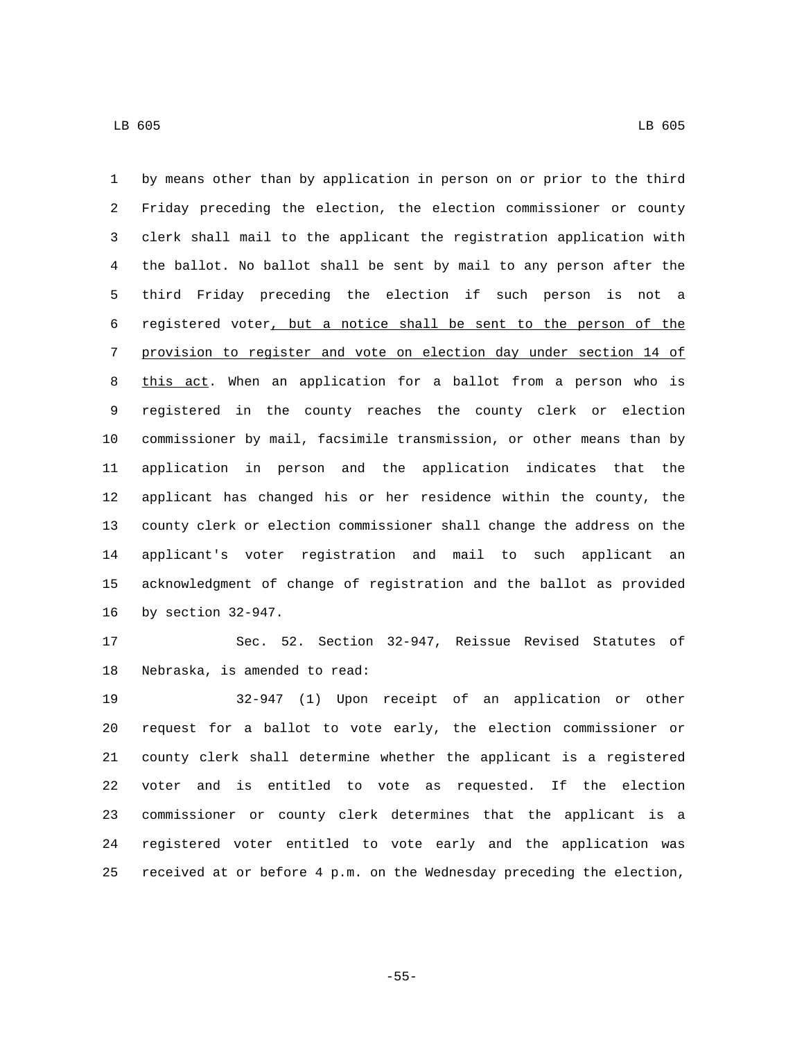by means other than by application in person on or prior to the third Friday preceding the election, the election commissioner or county clerk shall mail to the applicant the registration application with the ballot. No ballot shall be sent by mail to any person after the third Friday preceding the election if such person is not a registered voter, but a notice shall be sent to the person of the provision to register and vote on election day under section 14 of this act. When an application for a ballot from a person who is registered in the county reaches the county clerk or election commissioner by mail, facsimile transmission, or other means than by application in person and the application indicates that the applicant has changed his or her residence within the county, the county clerk or election commissioner shall change the address on the applicant's voter registration and mail to such applicant an acknowledgment of change of registration and the ballot as provided by section 32-947.

Sec. 52. Section 32-947, Reissue Revised Statutes of Nebraska, is amended to read:

32-947 (1) Upon receipt of an application or other request for a ballot to vote early, the election commissioner or county clerk shall determine whether the applicant is a registered voter and is entitled to vote as requested. If the election commissioner or county clerk determines that the applicant is a registered voter entitled to vote early and the application was received at or before 4 p.m. on the Wednesday preceding the election,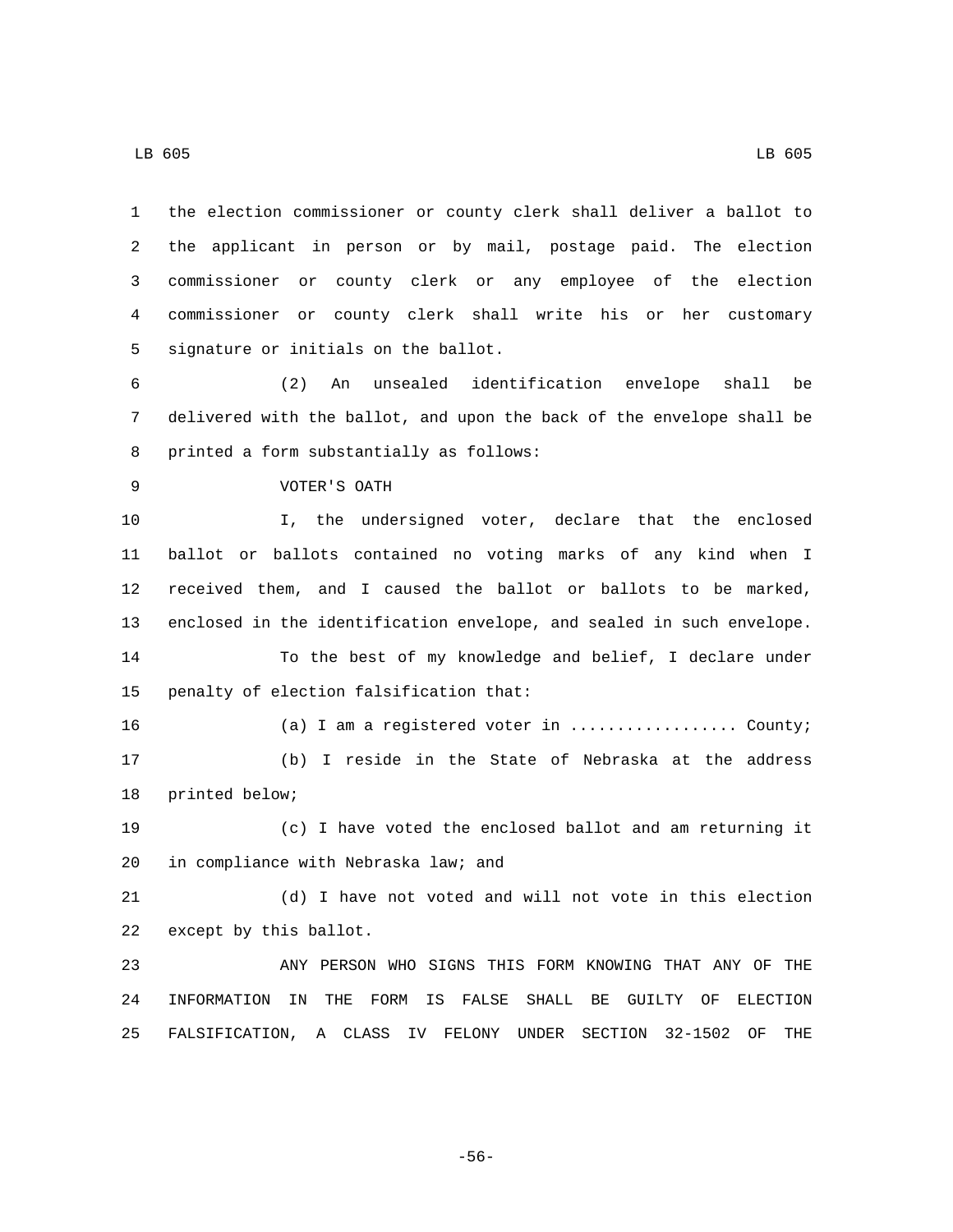the election commissioner or county clerk shall deliver a ballot to the applicant in person or by mail, postage paid. The election commissioner or county clerk or any employee of the election commissioner or county clerk shall write his or her customary signature or initials on the ballot.

(2) An unsealed identification envelope shall be delivered with the ballot, and upon the back of the envelope shall be printed a form substantially as follows:

VOTER'S OATH

I, the undersigned voter, declare that the enclosed ballot or ballots contained no voting marks of any kind when I received them, and I caused the ballot or ballots to be marked, enclosed in the identification envelope, and sealed in such envelope.

To the best of my knowledge and belief, I declare under penalty of election falsification that:

(a) I am a registered voter in .................. County;

(b) I reside in the State of Nebraska at the address printed below;

(c) I have voted the enclosed ballot and am returning it in compliance with Nebraska law; and

(d) I have not voted and will not vote in this election except by this ballot.

ANY PERSON WHO SIGNS THIS FORM KNOWING THAT ANY OF THE INFORMATION IN THE FORM IS FALSE SHALL BE GUILTY OF ELECTION FALSIFICATION, A CLASS IV FELONY UNDER SECTION 32-1502 OF THE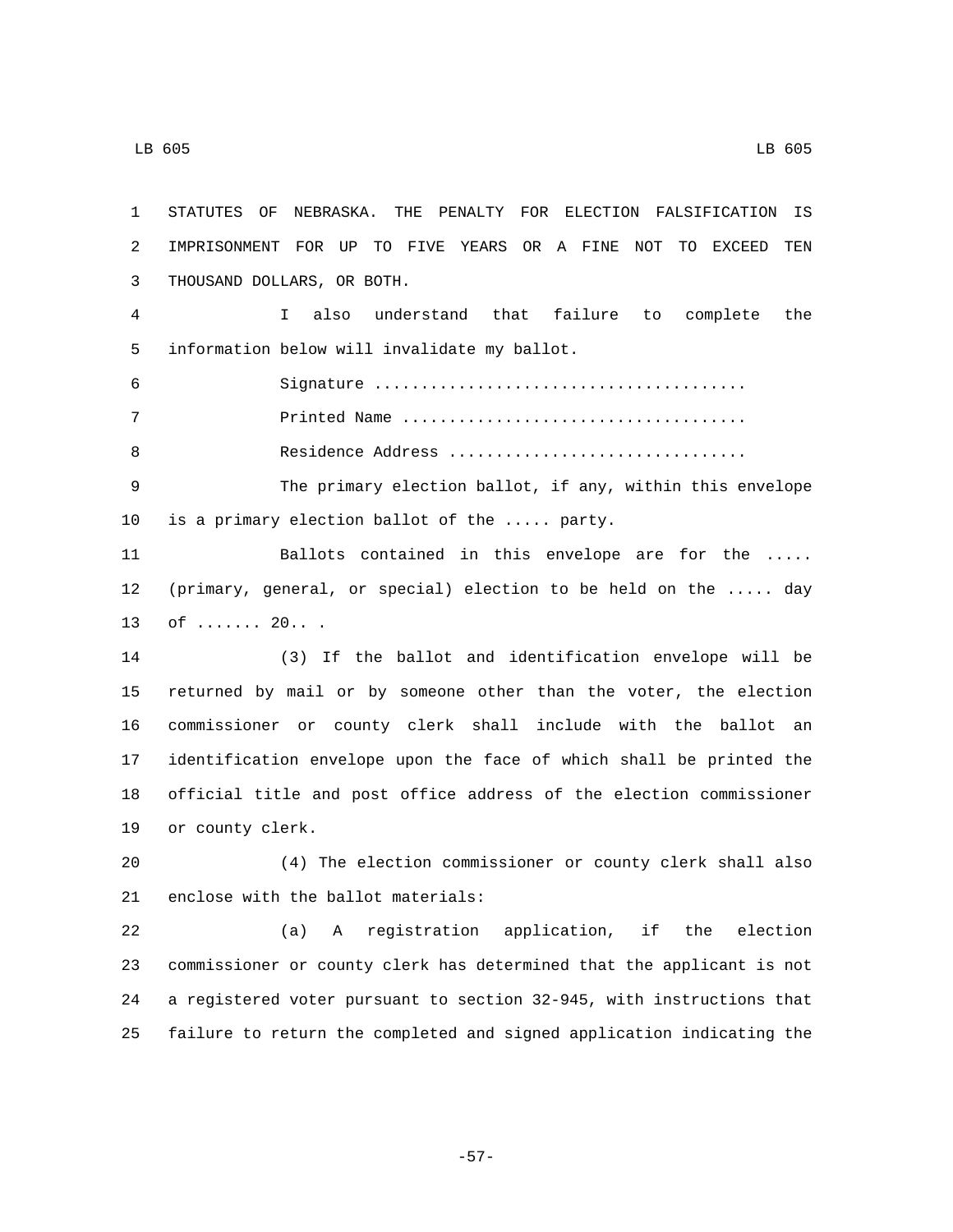STATUTES OF NEBRASKA. THE PENALTY FOR ELECTION FALSIFICATION IS IMPRISONMENT FOR UP TO FIVE YEARS OR A FINE NOT TO EXCEED TEN THOUSAND DOLLARS, OR BOTH.

I also understand that failure to complete the information below will invalidate my ballot.

Signature .......................................

Printed Name ....................................

Residence Address ...............................

The primary election ballot, if any, within this envelope is a primary election ballot of the ..... party.

Ballots contained in this envelope are for the ..... (primary, general, or special) election to be held on the ..... day of ....... 20.. .

(3) If the ballot and identification envelope will be returned by mail or by someone other than the voter, the election commissioner or county clerk shall include with the ballot an identification envelope upon the face of which shall be printed the official title and post office address of the election commissioner or county clerk.

(4) The election commissioner or county clerk shall also enclose with the ballot materials:

(a) A registration application, if the election commissioner or county clerk has determined that the applicant is not a registered voter pursuant to section 32-945, with instructions that failure to return the completed and signed application indicating the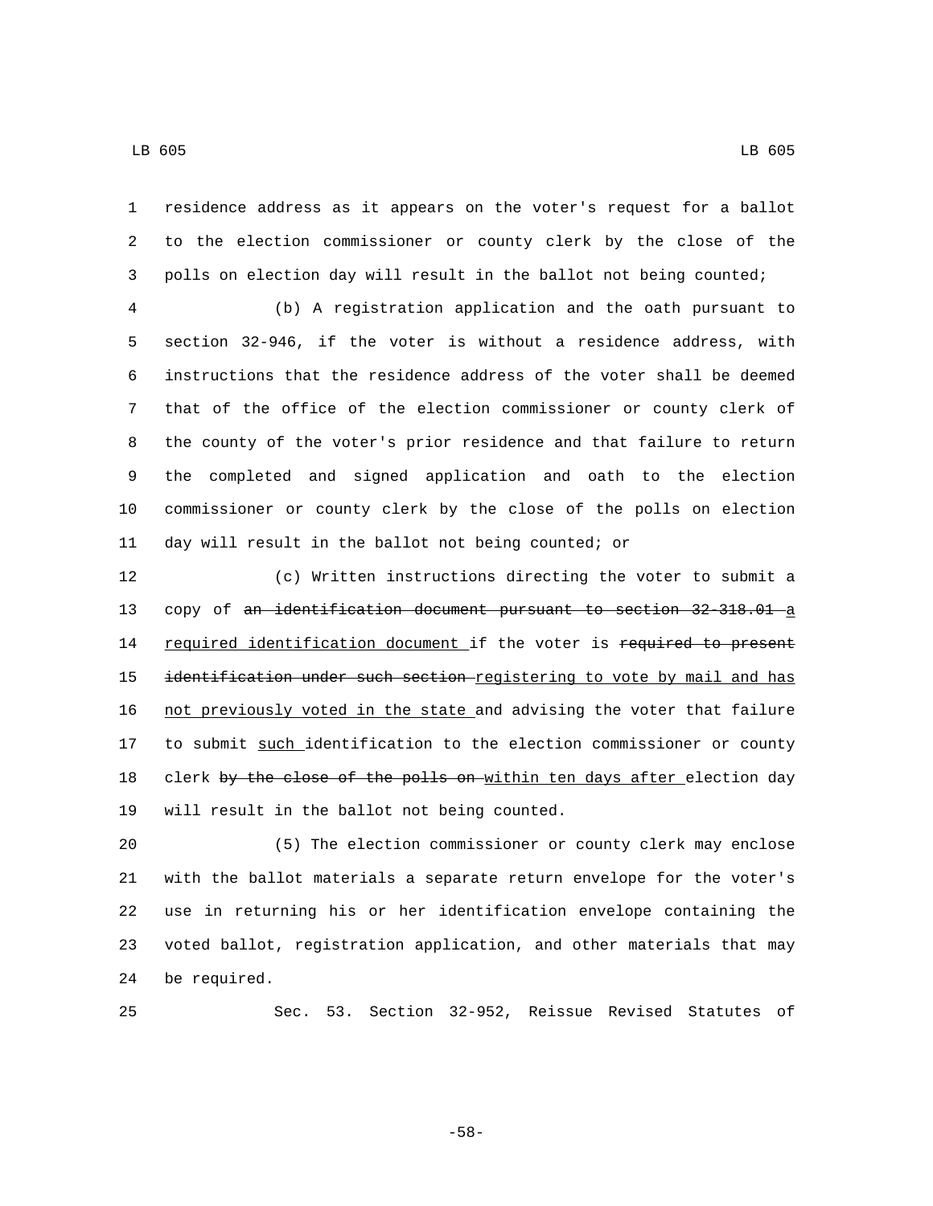residence address as it appears on the voter's request for a ballot to the election commissioner or county clerk by the close of the polls on election day will result in the ballot not being counted;

(b) A registration application and the oath pursuant to section 32-946, if the voter is without a residence address, with instructions that the residence address of the voter shall be deemed that of the office of the election commissioner or county clerk of the county of the voter's prior residence and that failure to return the completed and signed application and oath to the election commissioner or county clerk by the close of the polls on election day will result in the ballot not being counted; or

(c) Written instructions directing the voter to submit a copy of ~~an identification document pursuant to section 32-318.01~~ a required identification document if the voter is ~~required to present identification under such section~~ registering to vote by mail and has not previously voted in the state and advising the voter that failure to submit such identification to the election commissioner or county clerk ~~by the close of the polls on~~ within ten days after election day will result in the ballot not being counted.

(5) The election commissioner or county clerk may enclose with the ballot materials a separate return envelope for the voter's use in returning his or her identification envelope containing the voted ballot, registration application, and other materials that may be required.

Sec. 53. Section 32-952, Reissue Revised Statutes of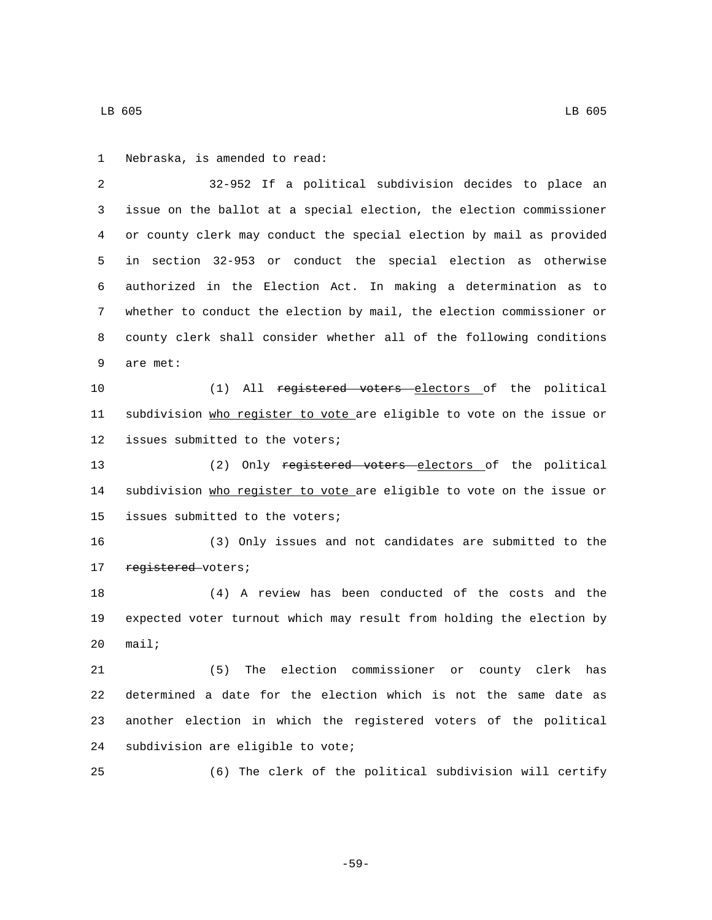Nebraska, is amended to read:

32-952 If a political subdivision decides to place an issue on the ballot at a special election, the election commissioner or county clerk may conduct the special election by mail as provided in section 32-953 or conduct the special election as otherwise authorized in the Election Act. In making a determination as to whether to conduct the election by mail, the election commissioner or county clerk shall consider whether all of the following conditions are met:

(1) All ~~registered voters~~ electors of the political subdivision who register to vote are eligible to vote on the issue or issues submitted to the voters;

(2) Only ~~registered voters~~ electors of the political subdivision who register to vote are eligible to vote on the issue or issues submitted to the voters;

(3) Only issues and not candidates are submitted to the ~~registered~~ voters;

(4) A review has been conducted of the costs and the expected voter turnout which may result from holding the election by mail;

(5) The election commissioner or county clerk has determined a date for the election which is not the same date as another election in which the registered voters of the political subdivision are eligible to vote;

(6) The clerk of the political subdivision will certify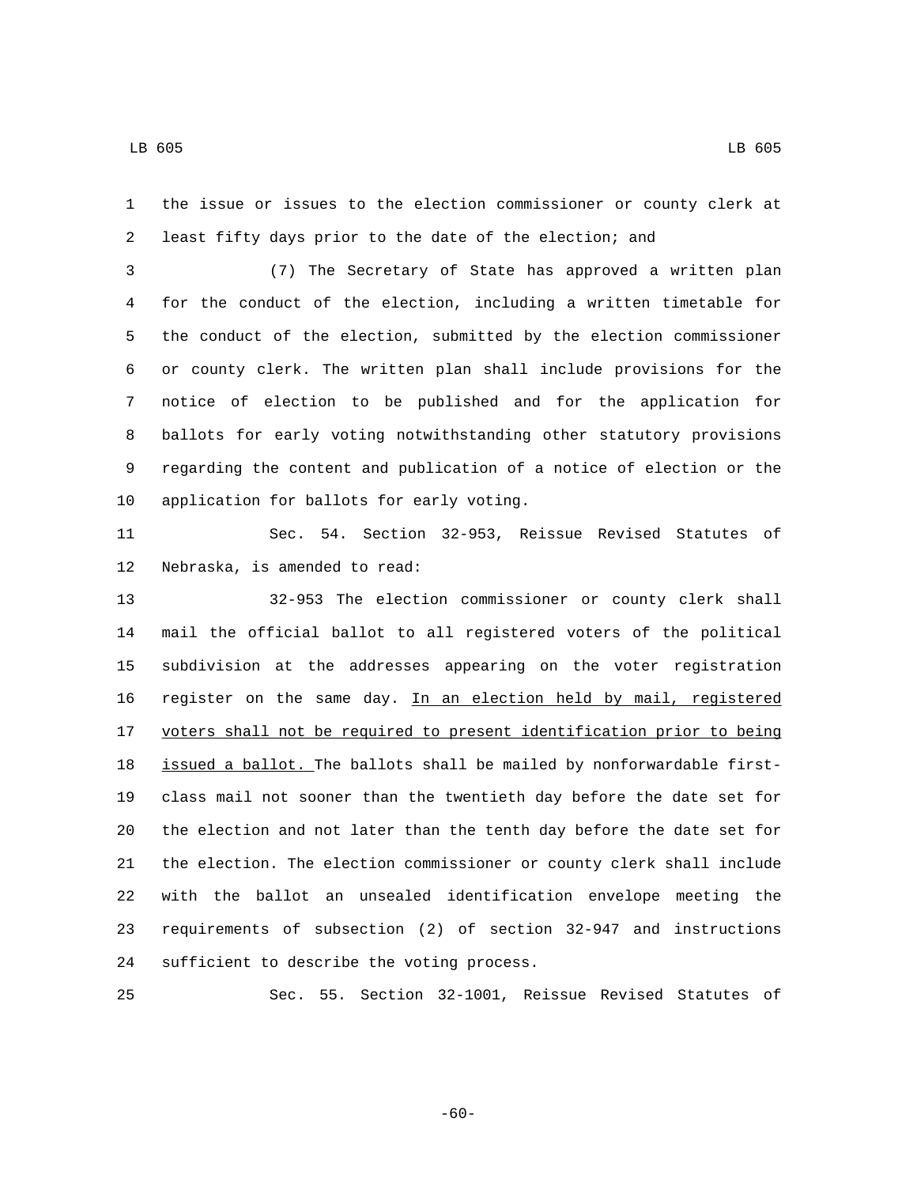the issue or issues to the election commissioner or county clerk at least fifty days prior to the date of the election; and

(7) The Secretary of State has approved a written plan for the conduct of the election, including a written timetable for the conduct of the election, submitted by the election commissioner or county clerk. The written plan shall include provisions for the notice of election to be published and for the application for ballots for early voting notwithstanding other statutory provisions regarding the content and publication of a notice of election or the application for ballots for early voting.

Sec. 54. Section 32-953, Reissue Revised Statutes of Nebraska, is amended to read:

32-953 The election commissioner or county clerk shall mail the official ballot to all registered voters of the political subdivision at the addresses appearing on the voter registration register on the same day. In an election held by mail, registered voters shall not be required to present identification prior to being issued a ballot. The ballots shall be mailed by nonforwardable first-class mail not sooner than the twentieth day before the date set for the election and not later than the tenth day before the date set for the election. The election commissioner or county clerk shall include with the ballot an unsealed identification envelope meeting the requirements of subsection (2) of section 32-947 and instructions sufficient to describe the voting process.

Sec. 55. Section 32-1001, Reissue Revised Statutes of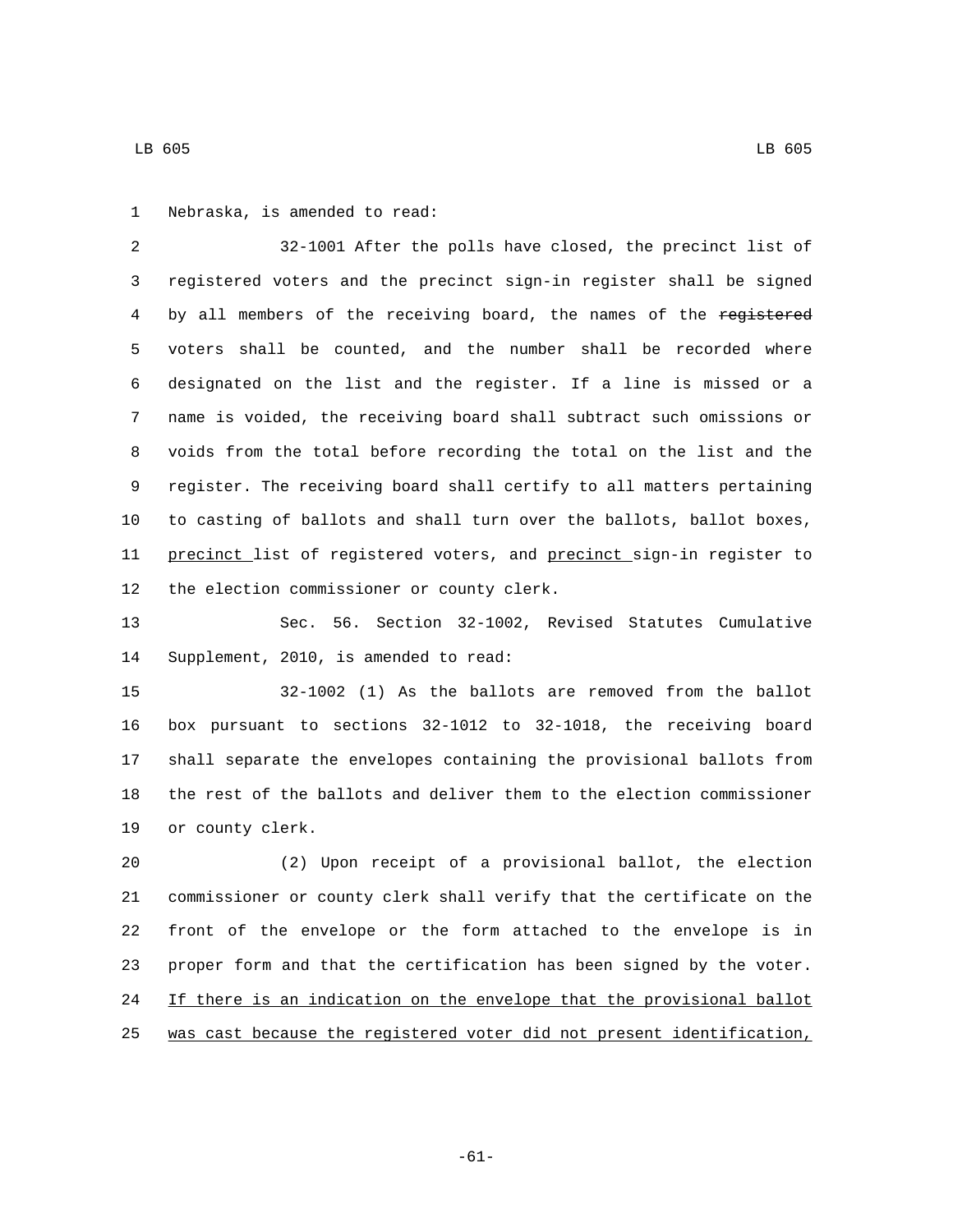Nebraska, is amended to read:

32-1001 After the polls have closed, the precinct list of registered voters and the precinct sign-in register shall be signed by all members of the receiving board, the names of the ~~registered~~ voters shall be counted, and the number shall be recorded where designated on the list and the register. If a line is missed or a name is voided, the receiving board shall subtract such omissions or voids from the total before recording the total on the list and the register. The receiving board shall certify to all matters pertaining to casting of ballots and shall turn over the ballots, ballot boxes, <u>precinct</u> list of registered voters, and <u>precinct</u> sign-in register to the election commissioner or county clerk.

Sec. 56. Section 32-1002, Revised Statutes Cumulative Supplement, 2010, is amended to read:

32-1002 (1) As the ballots are removed from the ballot box pursuant to sections 32-1012 to 32-1018, the receiving board shall separate the envelopes containing the provisional ballots from the rest of the ballots and deliver them to the election commissioner or county clerk.

(2) Upon receipt of a provisional ballot, the election commissioner or county clerk shall verify that the certificate on the front of the envelope or the form attached to the envelope is in proper form and that the certification has been signed by the voter. <u>If there is an indication on the envelope that the provisional ballot was cast because the registered voter did not present identification,</u>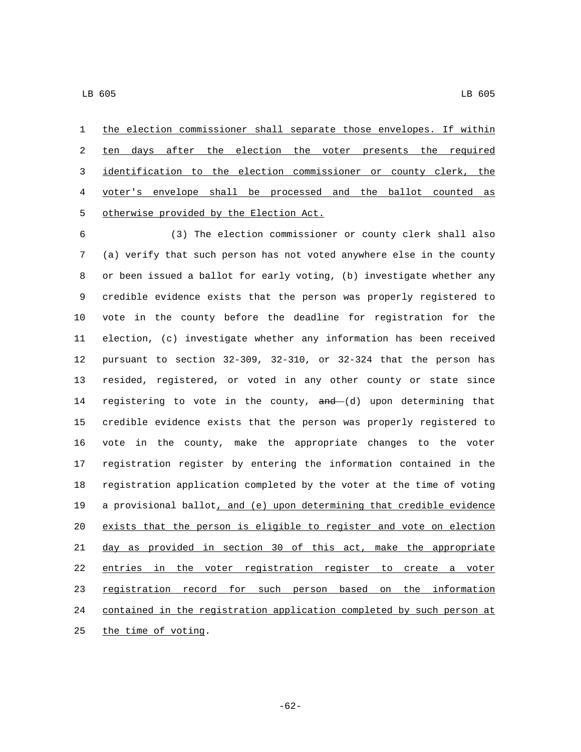the election commissioner shall separate those envelopes. If within ten days after the election the voter presents the required identification to the election commissioner or county clerk, the voter's envelope shall be processed and the ballot counted as otherwise provided by the Election Act.

(3) The election commissioner or county clerk shall also (a) verify that such person has not voted anywhere else in the county or been issued a ballot for early voting, (b) investigate whether any credible evidence exists that the person was properly registered to vote in the county before the deadline for registration for the election, (c) investigate whether any information has been received pursuant to section 32-309, 32-310, or 32-324 that the person has resided, registered, or voted in any other county or state since registering to vote in the county, ~~and~~ (d) upon determining that credible evidence exists that the person was properly registered to vote in the county, make the appropriate changes to the voter registration register by entering the information contained in the registration application completed by the voter at the time of voting a provisional ballot, and (e) upon determining that credible evidence exists that the person is eligible to register and vote on election day as provided in section 30 of this act, make the appropriate entries in the voter registration register to create a voter registration record for such person based on the information contained in the registration application completed by such person at the time of voting.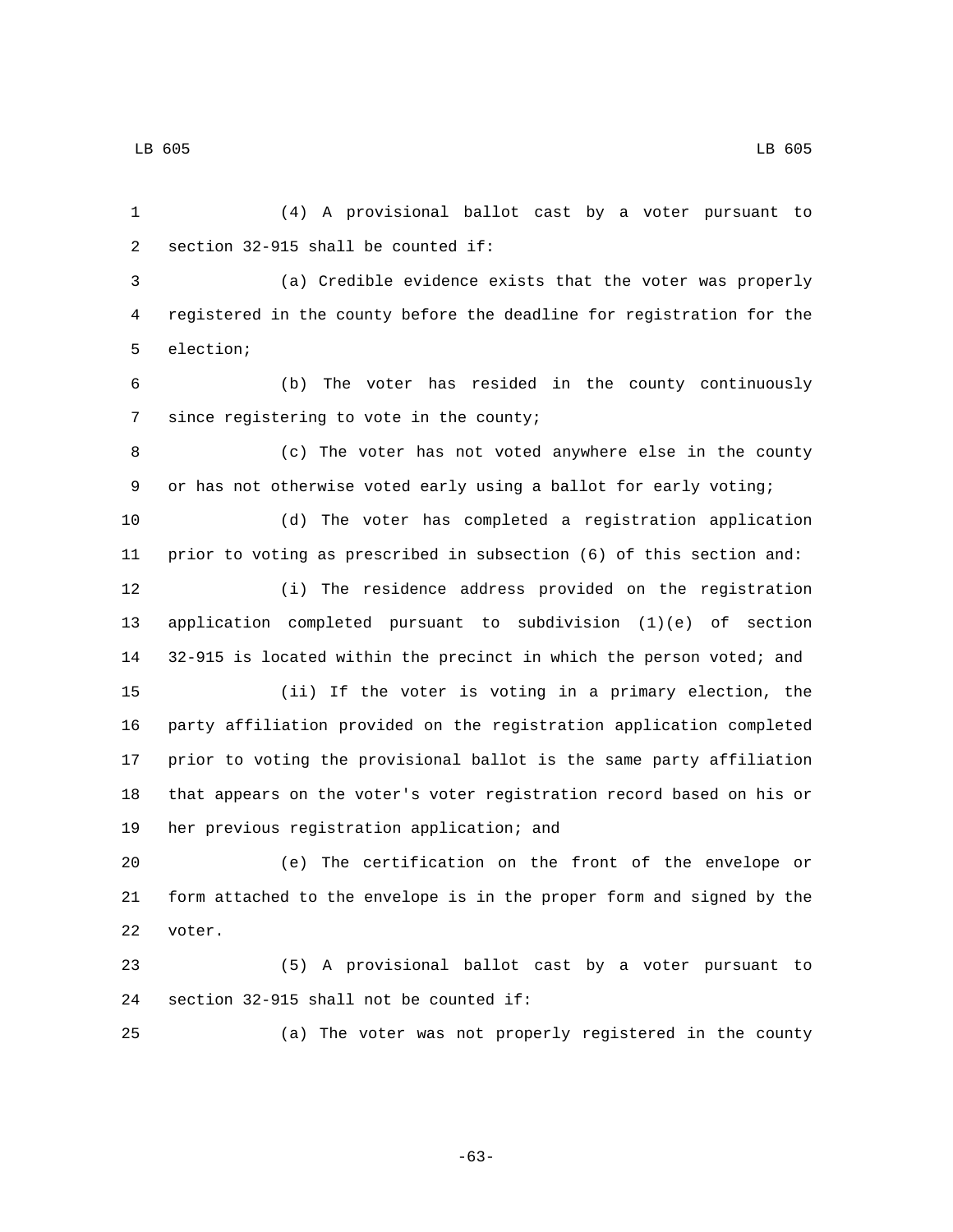(4) A provisional ballot cast by a voter pursuant to section 32-915 shall be counted if:

(a) Credible evidence exists that the voter was properly registered in the county before the deadline for registration for the election;

(b) The voter has resided in the county continuously since registering to vote in the county;

(c) The voter has not voted anywhere else in the county or has not otherwise voted early using a ballot for early voting;

(d) The voter has completed a registration application prior to voting as prescribed in subsection (6) of this section and:

(i) The residence address provided on the registration application completed pursuant to subdivision (1)(e) of section 32-915 is located within the precinct in which the person voted; and

(ii) If the voter is voting in a primary election, the party affiliation provided on the registration application completed prior to voting the provisional ballot is the same party affiliation that appears on the voter's voter registration record based on his or her previous registration application; and

(e) The certification on the front of the envelope or form attached to the envelope is in the proper form and signed by the voter.

(5) A provisional ballot cast by a voter pursuant to section 32-915 shall not be counted if:

(a) The voter was not properly registered in the county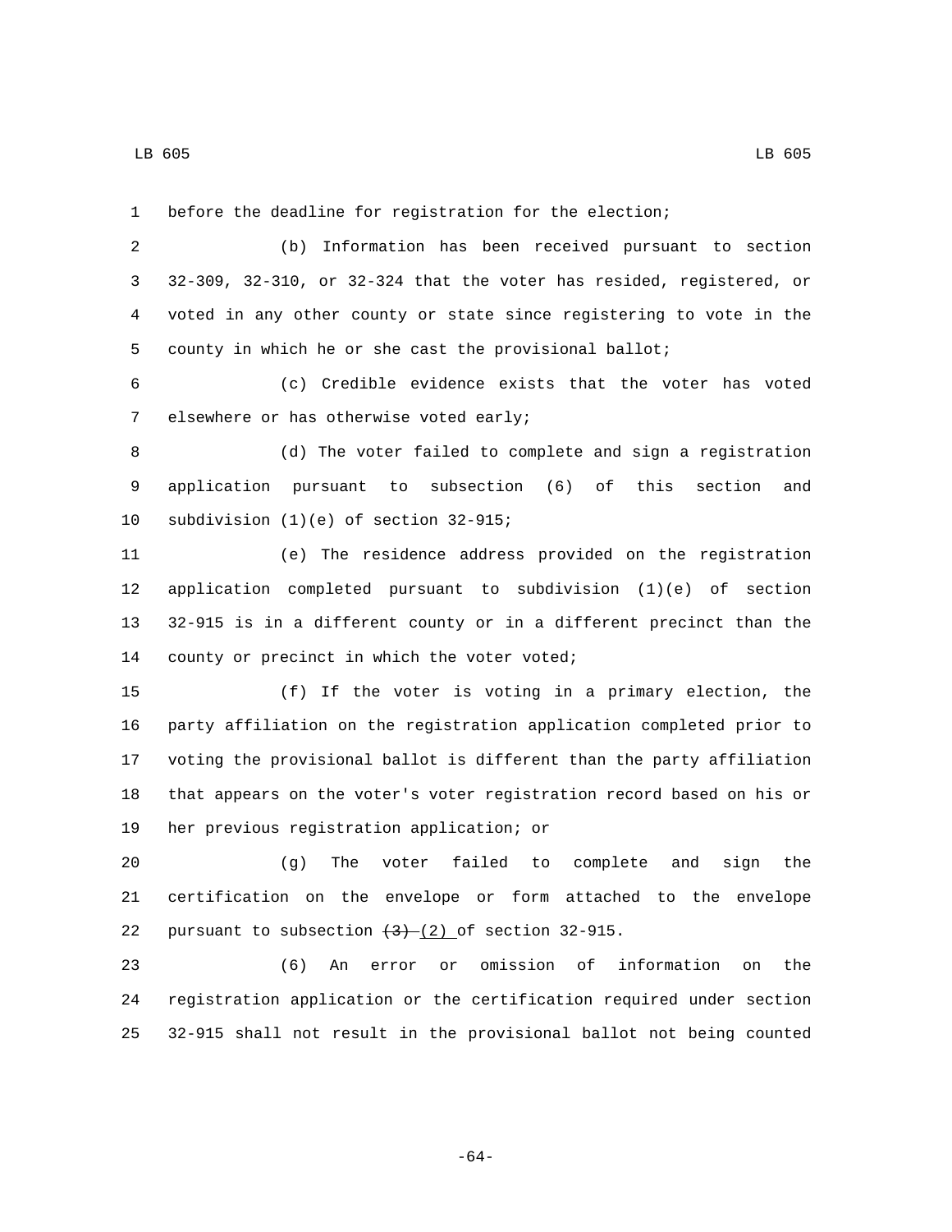before the deadline for registration for the election;

(b) Information has been received pursuant to section 32-309, 32-310, or 32-324 that the voter has resided, registered, or voted in any other county or state since registering to vote in the county in which he or she cast the provisional ballot;

(c) Credible evidence exists that the voter has voted elsewhere or has otherwise voted early;

(d) The voter failed to complete and sign a registration application pursuant to subsection (6) of this section and subdivision (1)(e) of section 32-915;

(e) The residence address provided on the registration application completed pursuant to subdivision (1)(e) of section 32-915 is in a different county or in a different precinct than the county or precinct in which the voter voted;

(f) If the voter is voting in a primary election, the party affiliation on the registration application completed prior to voting the provisional ballot is different than the party affiliation that appears on the voter's voter registration record based on his or her previous registration application; or

(g) The voter failed to complete and sign the certification on the envelope or form attached to the envelope pursuant to subsection ~~(3)~~ (2) of section 32-915.

(6) An error or omission of information on the registration application or the certification required under section 32-915 shall not result in the provisional ballot not being counted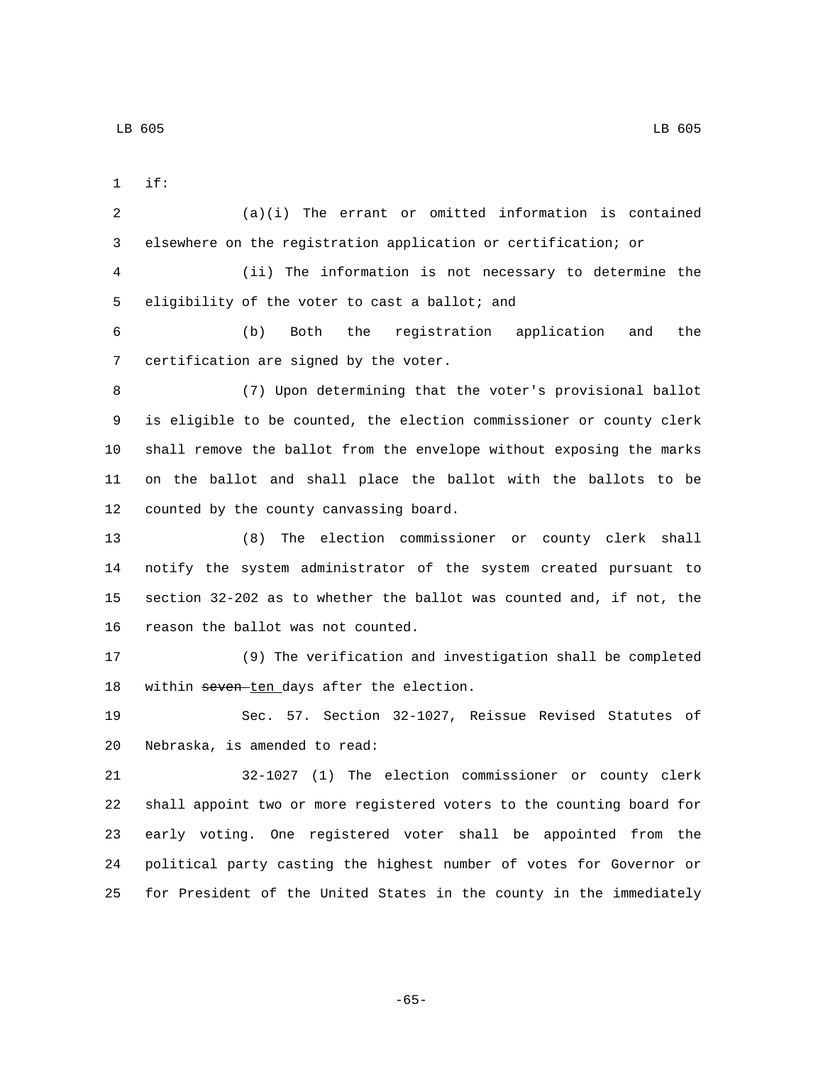if:

(a)(i) The errant or omitted information is contained elsewhere on the registration application or certification; or

(ii) The information is not necessary to determine the eligibility of the voter to cast a ballot; and

(b) Both the registration application and the certification are signed by the voter.

(7) Upon determining that the voter's provisional ballot is eligible to be counted, the election commissioner or county clerk shall remove the ballot from the envelope without exposing the marks on the ballot and shall place the ballot with the ballots to be counted by the county canvassing board.

(8) The election commissioner or county clerk shall notify the system administrator of the system created pursuant to section 32-202 as to whether the ballot was counted and, if not, the reason the ballot was not counted.

(9) The verification and investigation shall be completed within ~~seven~~ ten days after the election.

Sec. 57. Section 32-1027, Reissue Revised Statutes of Nebraska, is amended to read:

32-1027 (1) The election commissioner or county clerk shall appoint two or more registered voters to the counting board for early voting. One registered voter shall be appointed from the political party casting the highest number of votes for Governor or for President of the United States in the county in the immediately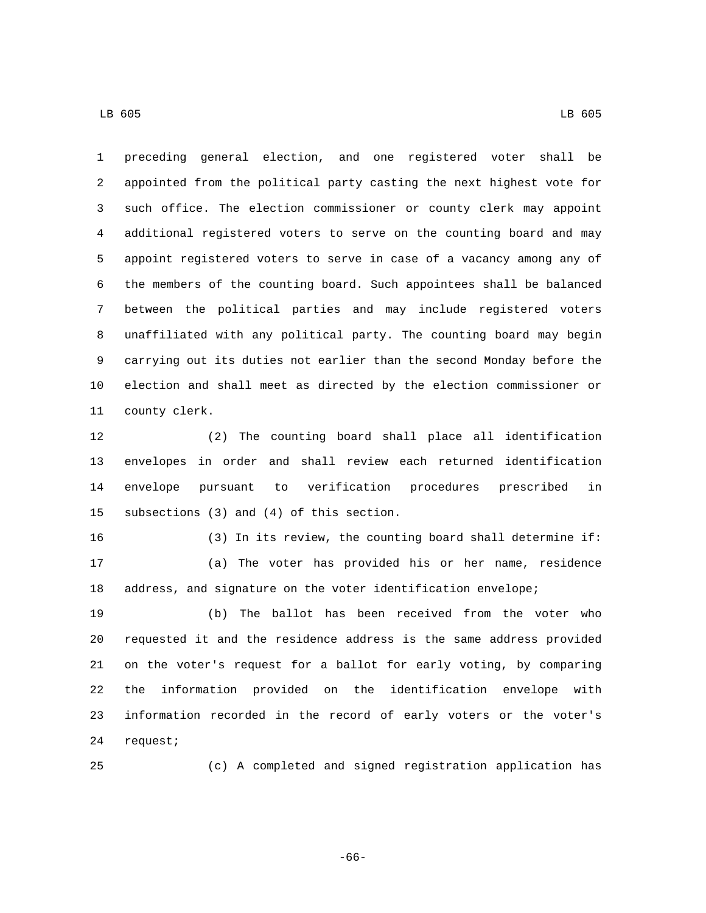preceding general election, and one registered voter shall be appointed from the political party casting the next highest vote for such office. The election commissioner or county clerk may appoint additional registered voters to serve on the counting board and may appoint registered voters to serve in case of a vacancy among any of the members of the counting board. Such appointees shall be balanced between the political parties and may include registered voters unaffiliated with any political party. The counting board may begin carrying out its duties not earlier than the second Monday before the election and shall meet as directed by the election commissioner or county clerk.

(2) The counting board shall place all identification envelopes in order and shall review each returned identification envelope pursuant to verification procedures prescribed in subsections (3) and (4) of this section.

(3) In its review, the counting board shall determine if:

(a) The voter has provided his or her name, residence address, and signature on the voter identification envelope;

(b) The ballot has been received from the voter who requested it and the residence address is the same address provided on the voter's request for a ballot for early voting, by comparing the information provided on the identification envelope with information recorded in the record of early voters or the voter's request;

(c) A completed and signed registration application has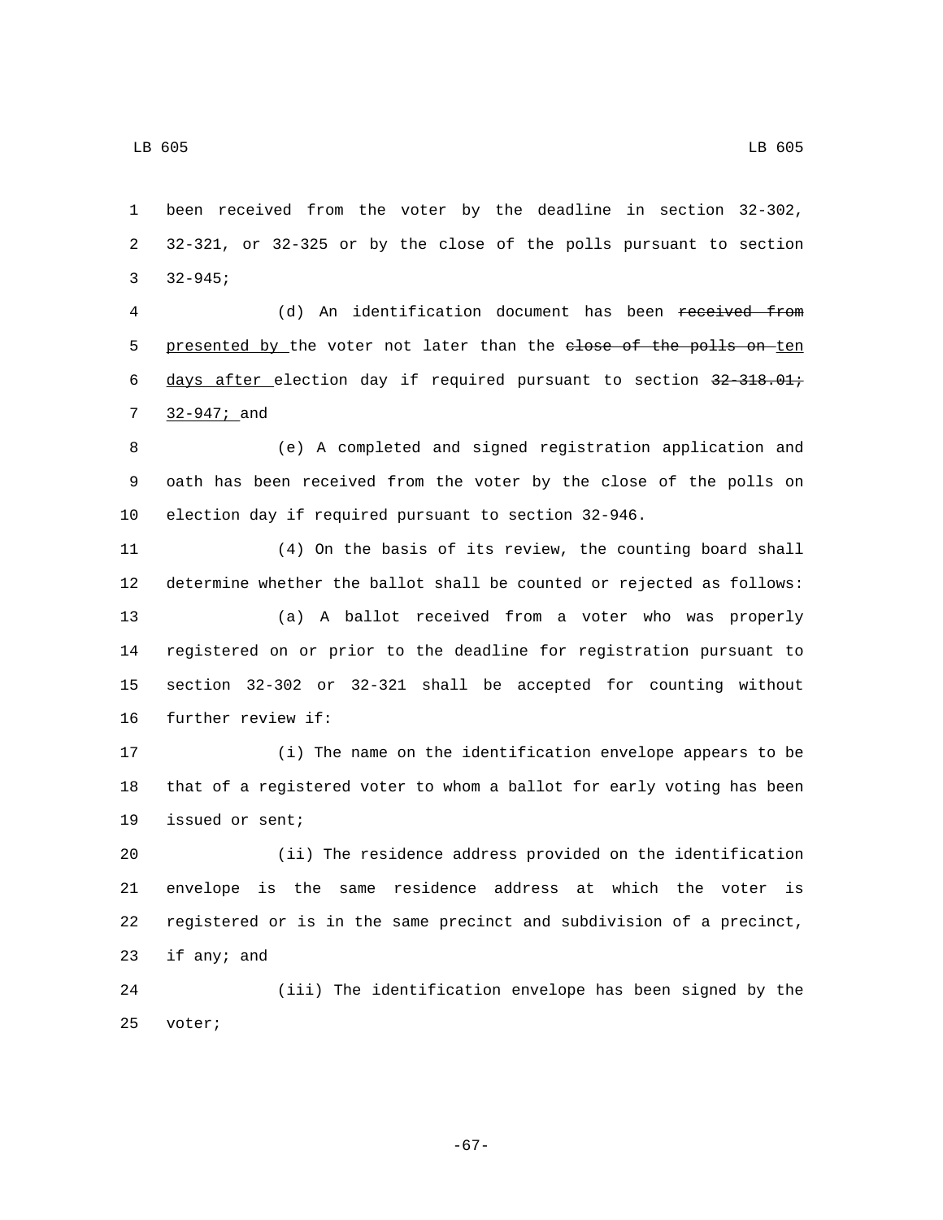been received from the voter by the deadline in section 32-302, 32-321, or 32-325 or by the close of the polls pursuant to section 32-945;

(d) An identification document has been ~~received from~~ presented by the voter not later than the ~~close of the polls on~~ ten days after election day if required pursuant to section ~~32-318.01;~~ 32-947; and

(e) A completed and signed registration application and oath has been received from the voter by the close of the polls on election day if required pursuant to section 32-946.

(4) On the basis of its review, the counting board shall determine whether the ballot shall be counted or rejected as follows:

(a) A ballot received from a voter who was properly registered on or prior to the deadline for registration pursuant to section 32-302 or 32-321 shall be accepted for counting without further review if:

(i) The name on the identification envelope appears to be that of a registered voter to whom a ballot for early voting has been issued or sent;

(ii) The residence address provided on the identification envelope is the same residence address at which the voter is registered or is in the same precinct and subdivision of a precinct, if any; and

(iii) The identification envelope has been signed by the voter;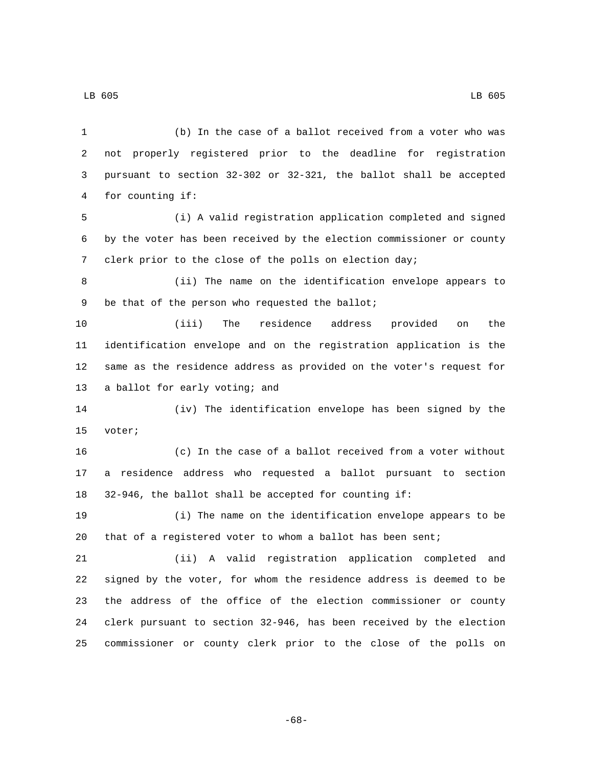(b) In the case of a ballot received from a voter who was not properly registered prior to the deadline for registration pursuant to section 32-302 or 32-321, the ballot shall be accepted for counting if:

(i) A valid registration application completed and signed by the voter has been received by the election commissioner or county clerk prior to the close of the polls on election day;

(ii) The name on the identification envelope appears to be that of the person who requested the ballot;

(iii) The residence address provided on the identification envelope and on the registration application is the same as the residence address as provided on the voter's request for a ballot for early voting; and

(iv) The identification envelope has been signed by the voter;

(c) In the case of a ballot received from a voter without a residence address who requested a ballot pursuant to section 32-946, the ballot shall be accepted for counting if:

(i) The name on the identification envelope appears to be that of a registered voter to whom a ballot has been sent;

(ii) A valid registration application completed and signed by the voter, for whom the residence address is deemed to be the address of the office of the election commissioner or county clerk pursuant to section 32-946, has been received by the election commissioner or county clerk prior to the close of the polls on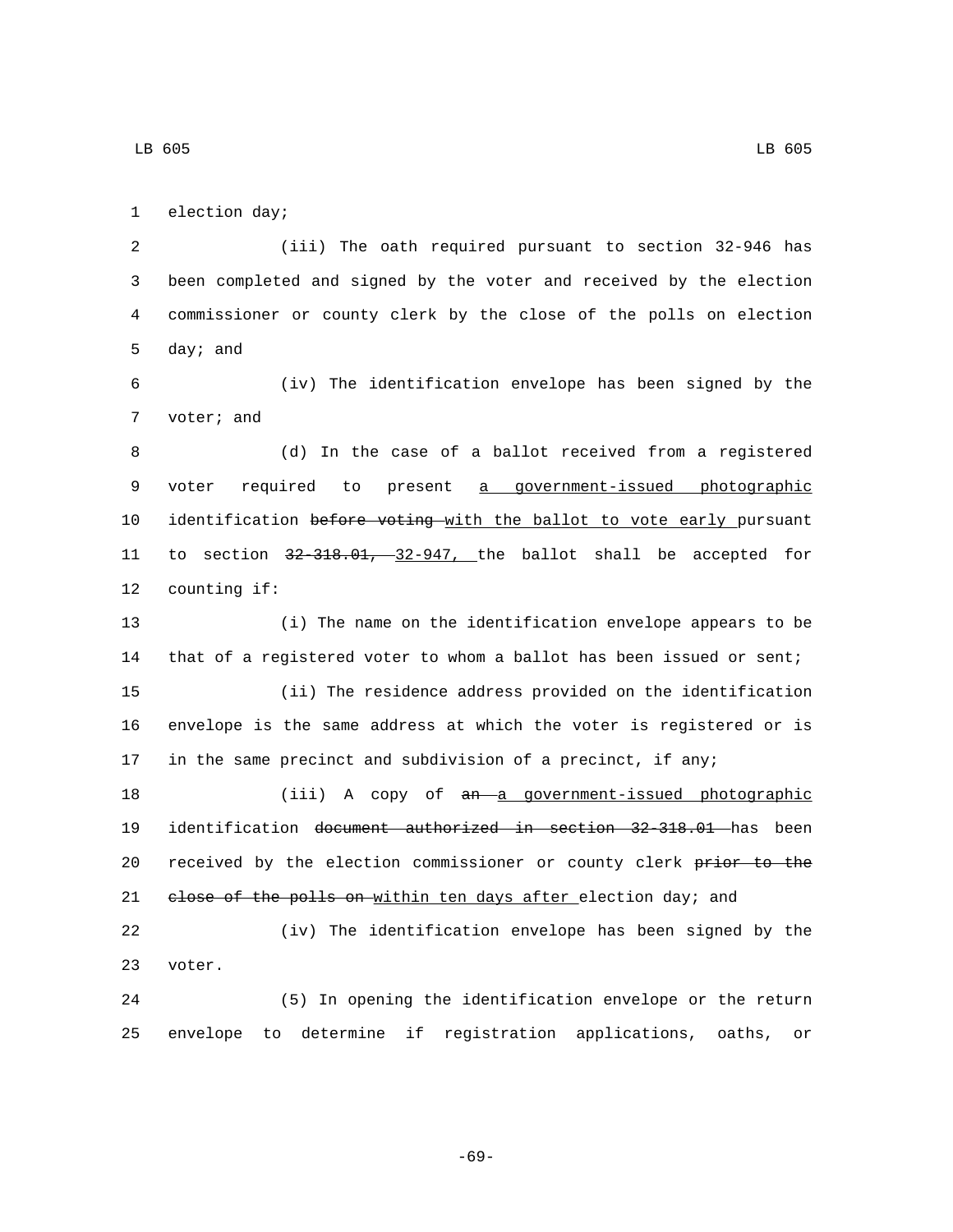election day;

(iii) The oath required pursuant to section 32-946 has been completed and signed by the voter and received by the election commissioner or county clerk by the close of the polls on election day; and

(iv) The identification envelope has been signed by the voter; and

(d) In the case of a ballot received from a registered voter required to present <u>a government-issued photographic</u> identification ~~before voting~~ <u>with the ballot to vote early</u> pursuant to section ~~32-318.01,~~ <u>32-947,</u> the ballot shall be accepted for counting if:

(i) The name on the identification envelope appears to be that of a registered voter to whom a ballot has been issued or sent;

(ii) The residence address provided on the identification envelope is the same address at which the voter is registered or is in the same precinct and subdivision of a precinct, if any;

(iii) A copy of ~~an~~ <u>a government-issued photographic</u> identification ~~document authorized in section 32-318.01~~ has been received by the election commissioner or county clerk ~~prior to the close of the polls on~~ <u>within ten days after</u> election day; and

(iv) The identification envelope has been signed by the voter.

(5) In opening the identification envelope or the return envelope to determine if registration applications, oaths, or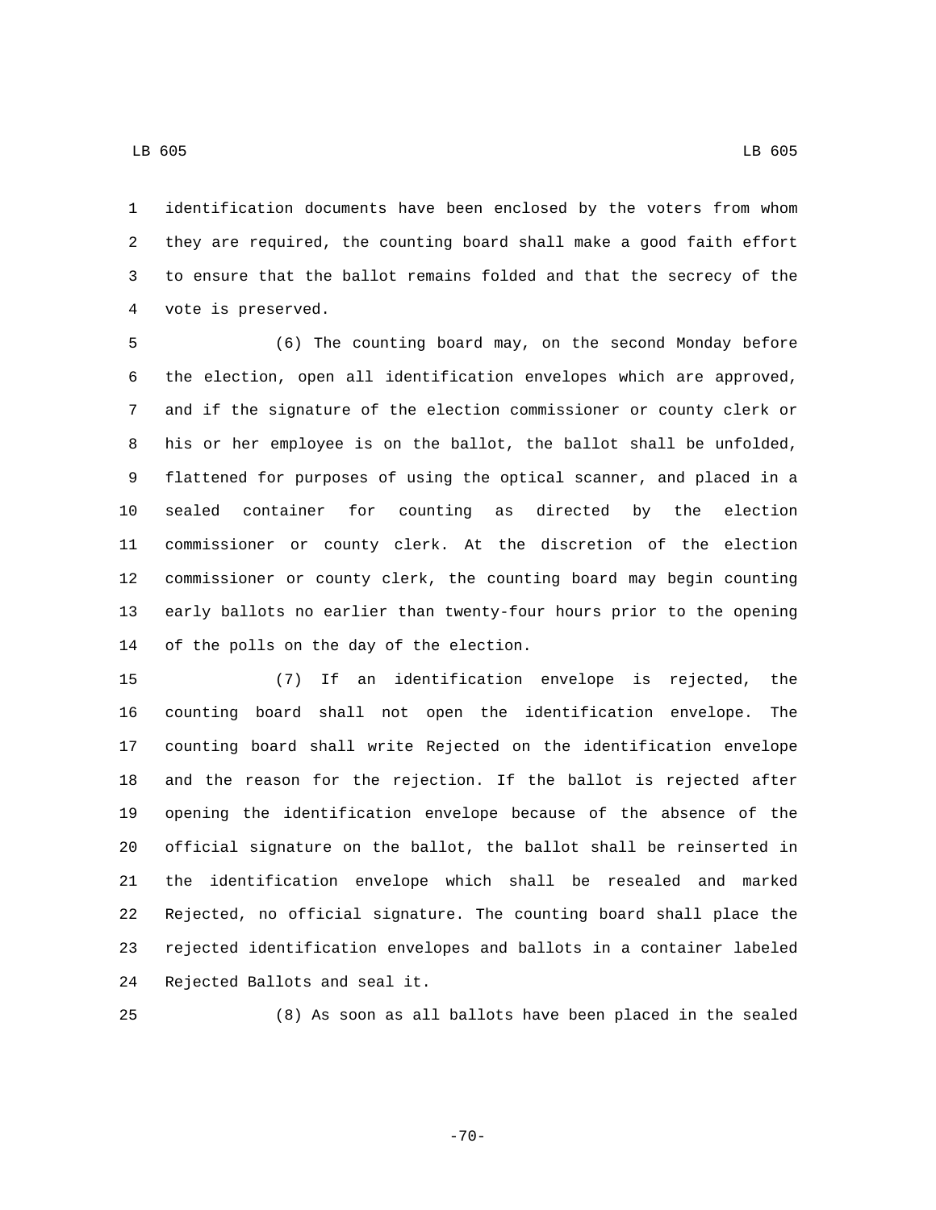identification documents have been enclosed by the voters from whom they are required, the counting board shall make a good faith effort to ensure that the ballot remains folded and that the secrecy of the vote is preserved.

(6) The counting board may, on the second Monday before the election, open all identification envelopes which are approved, and if the signature of the election commissioner or county clerk or his or her employee is on the ballot, the ballot shall be unfolded, flattened for purposes of using the optical scanner, and placed in a sealed container for counting as directed by the election commissioner or county clerk. At the discretion of the election commissioner or county clerk, the counting board may begin counting early ballots no earlier than twenty-four hours prior to the opening of the polls on the day of the election.

(7) If an identification envelope is rejected, the counting board shall not open the identification envelope. The counting board shall write Rejected on the identification envelope and the reason for the rejection. If the ballot is rejected after opening the identification envelope because of the absence of the official signature on the ballot, the ballot shall be reinserted in the identification envelope which shall be resealed and marked Rejected, no official signature. The counting board shall place the rejected identification envelopes and ballots in a container labeled Rejected Ballots and seal it.

(8) As soon as all ballots have been placed in the sealed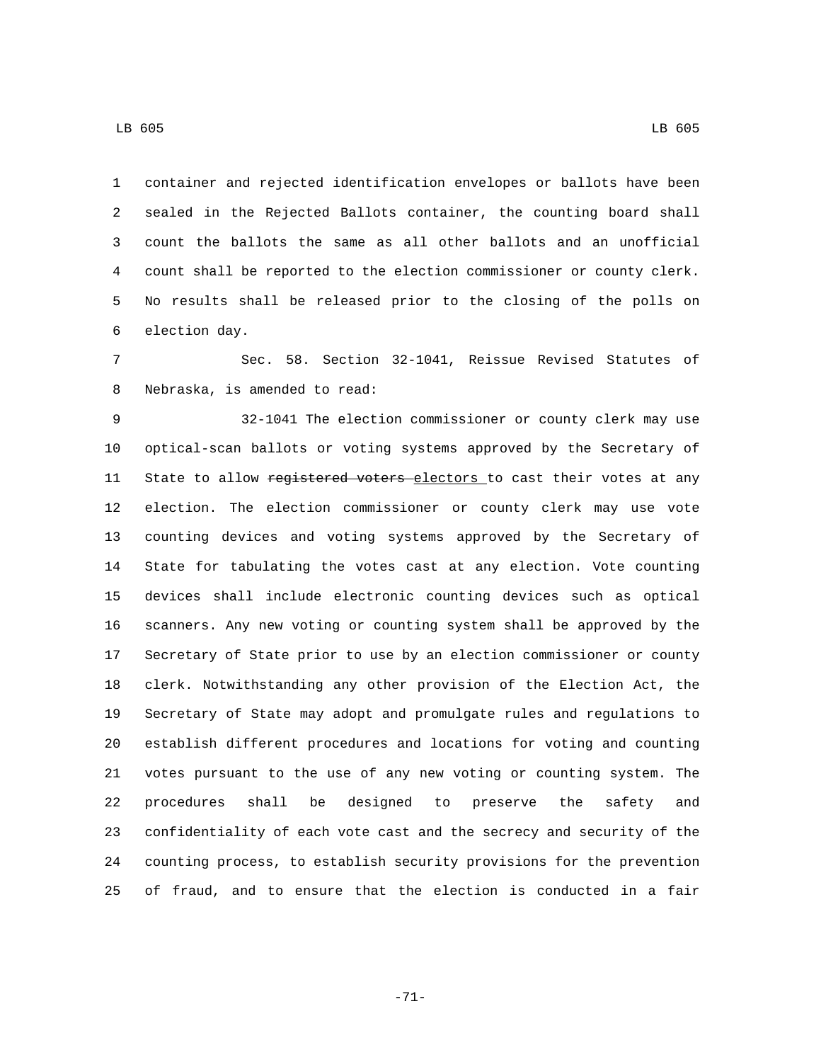container and rejected identification envelopes or ballots have been sealed in the Rejected Ballots container, the counting board shall count the ballots the same as all other ballots and an unofficial count shall be reported to the election commissioner or county clerk. No results shall be released prior to the closing of the polls on election day.

Sec. 58. Section 32-1041, Reissue Revised Statutes of Nebraska, is amended to read:

32-1041 The election commissioner or county clerk may use optical-scan ballots or voting systems approved by the Secretary of State to allow ~~registered voters~~ electors to cast their votes at any election. The election commissioner or county clerk may use vote counting devices and voting systems approved by the Secretary of State for tabulating the votes cast at any election. Vote counting devices shall include electronic counting devices such as optical scanners. Any new voting or counting system shall be approved by the Secretary of State prior to use by an election commissioner or county clerk. Notwithstanding any other provision of the Election Act, the Secretary of State may adopt and promulgate rules and regulations to establish different procedures and locations for voting and counting votes pursuant to the use of any new voting or counting system. The procedures shall be designed to preserve the safety and confidentiality of each vote cast and the secrecy and security of the counting process, to establish security provisions for the prevention of fraud, and to ensure that the election is conducted in a fair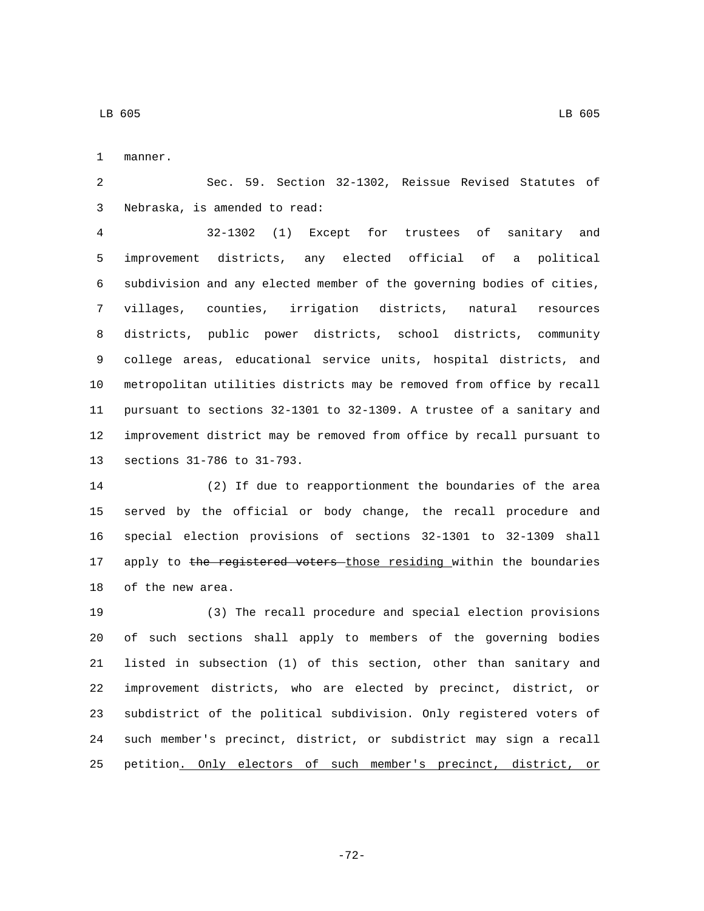manner.

Sec. 59. Section 32-1302, Reissue Revised Statutes of Nebraska, is amended to read:

32-1302 (1) Except for trustees of sanitary and improvement districts, any elected official of a political subdivision and any elected member of the governing bodies of cities, villages, counties, irrigation districts, natural resources districts, public power districts, school districts, community college areas, educational service units, hospital districts, and metropolitan utilities districts may be removed from office by recall pursuant to sections 32-1301 to 32-1309. A trustee of a sanitary and improvement district may be removed from office by recall pursuant to sections 31-786 to 31-793.

(2) If due to reapportionment the boundaries of the area served by the official or body change, the recall procedure and special election provisions of sections 32-1301 to 32-1309 shall apply to ~~the registered voters~~ those residing within the boundaries of the new area.

(3) The recall procedure and special election provisions of such sections shall apply to members of the governing bodies listed in subsection (1) of this section, other than sanitary and improvement districts, who are elected by precinct, district, or subdistrict of the political subdivision. Only registered voters of such member's precinct, district, or subdistrict may sign a recall petition. Only electors of such member's precinct, district, or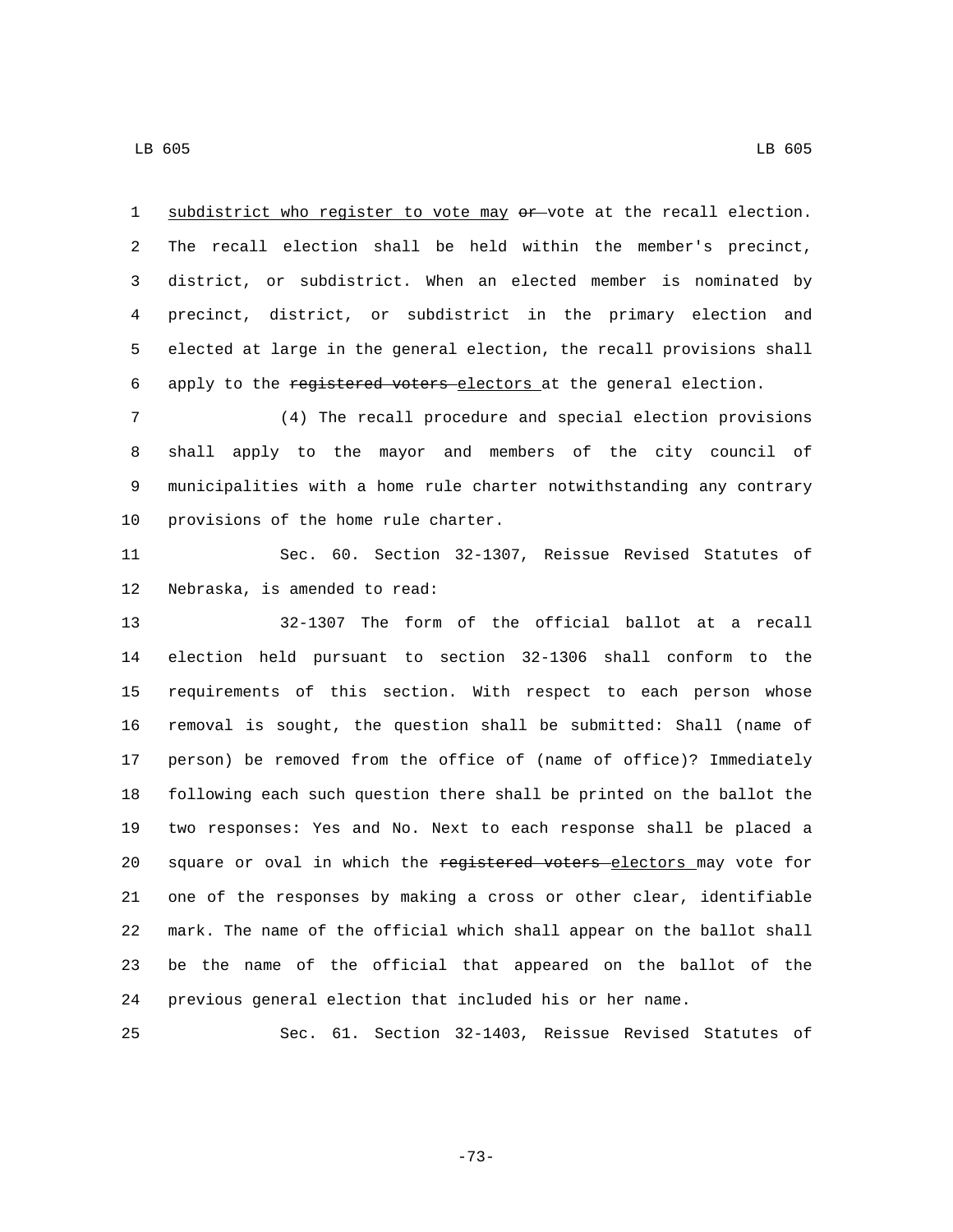subdistrict who register to vote may ~~or~~ vote at the recall election. The recall election shall be held within the member's precinct, district, or subdistrict. When an elected member is nominated by precinct, district, or subdistrict in the primary election and elected at large in the general election, the recall provisions shall apply to the ~~registered voters~~ electors at the general election.

(4) The recall procedure and special election provisions shall apply to the mayor and members of the city council of municipalities with a home rule charter notwithstanding any contrary provisions of the home rule charter.

Sec. 60. Section 32-1307, Reissue Revised Statutes of Nebraska, is amended to read:

32-1307 The form of the official ballot at a recall election held pursuant to section 32-1306 shall conform to the requirements of this section. With respect to each person whose removal is sought, the question shall be submitted: Shall (name of person) be removed from the office of (name of office)? Immediately following each such question there shall be printed on the ballot the two responses: Yes and No. Next to each response shall be placed a square or oval in which the ~~registered voters~~ electors may vote for one of the responses by making a cross or other clear, identifiable mark. The name of the official which shall appear on the ballot shall be the name of the official that appeared on the ballot of the previous general election that included his or her name.

Sec. 61. Section 32-1403, Reissue Revised Statutes of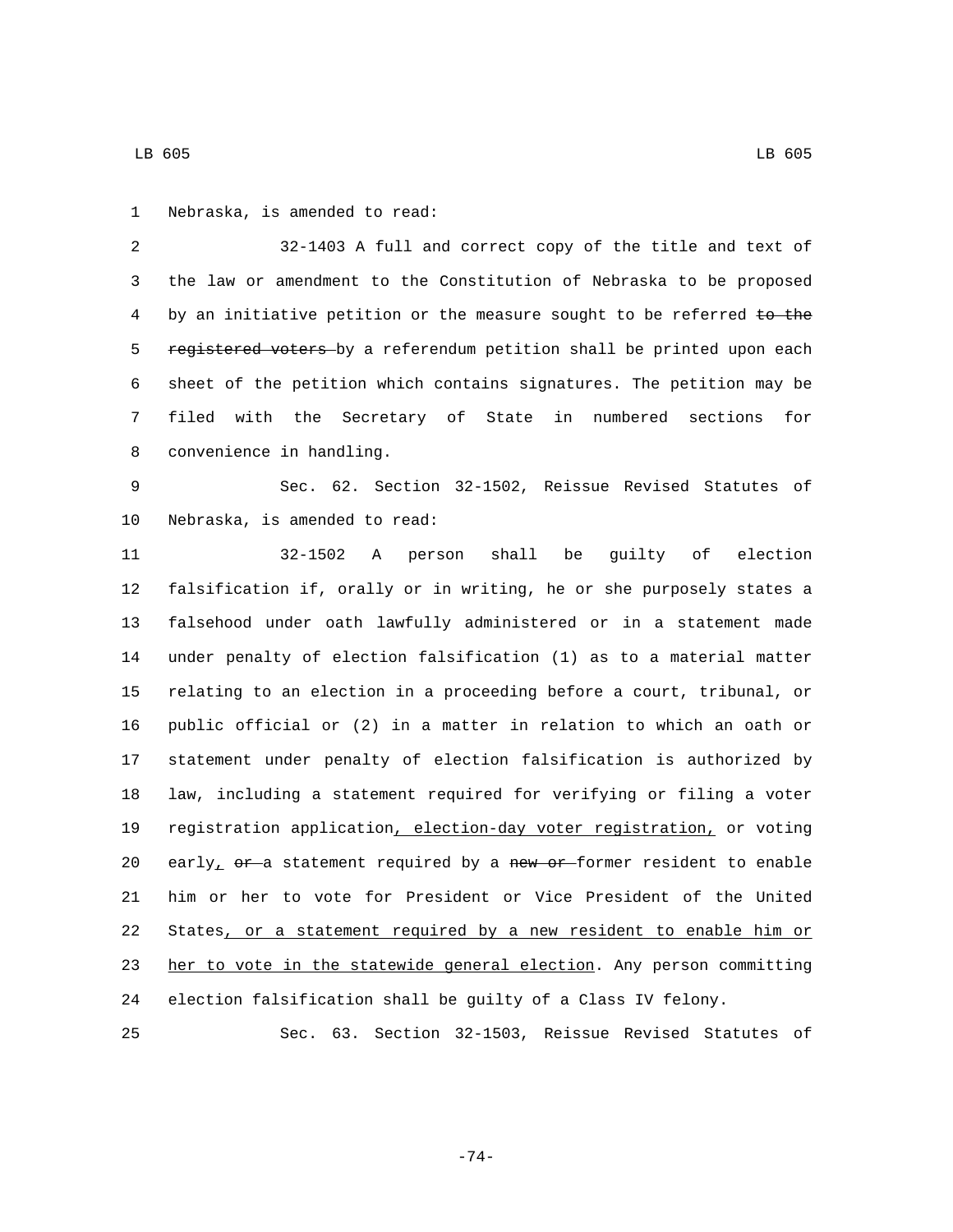Nebraska, is amended to read:

32-1403 A full and correct copy of the title and text of the law or amendment to the Constitution of Nebraska to be proposed by an initiative petition or the measure sought to be referred ~~to the registered voters~~ by a referendum petition shall be printed upon each sheet of the petition which contains signatures. The petition may be filed with the Secretary of State in numbered sections for convenience in handling.

Sec. 62. Section 32-1502, Reissue Revised Statutes of Nebraska, is amended to read:

32-1502 A person shall be guilty of election falsification if, orally or in writing, he or she purposely states a falsehood under oath lawfully administered or in a statement made under penalty of election falsification (1) as to a material matter relating to an election in a proceeding before a court, tribunal, or public official or (2) in a matter in relation to which an oath or statement under penalty of election falsification is authorized by law, including a statement required for verifying or filing a voter registration application<u>, election-day voter registration,</u> or voting early<u>,</u> ~~or~~ a statement required by a ~~new or~~ former resident to enable him or her to vote for President or Vice President of the United States<u>, or a statement required by a new resident to enable him or her to vote in the statewide general election</u>. Any person committing election falsification shall be guilty of a Class IV felony.

Sec. 63. Section 32-1503, Reissue Revised Statutes of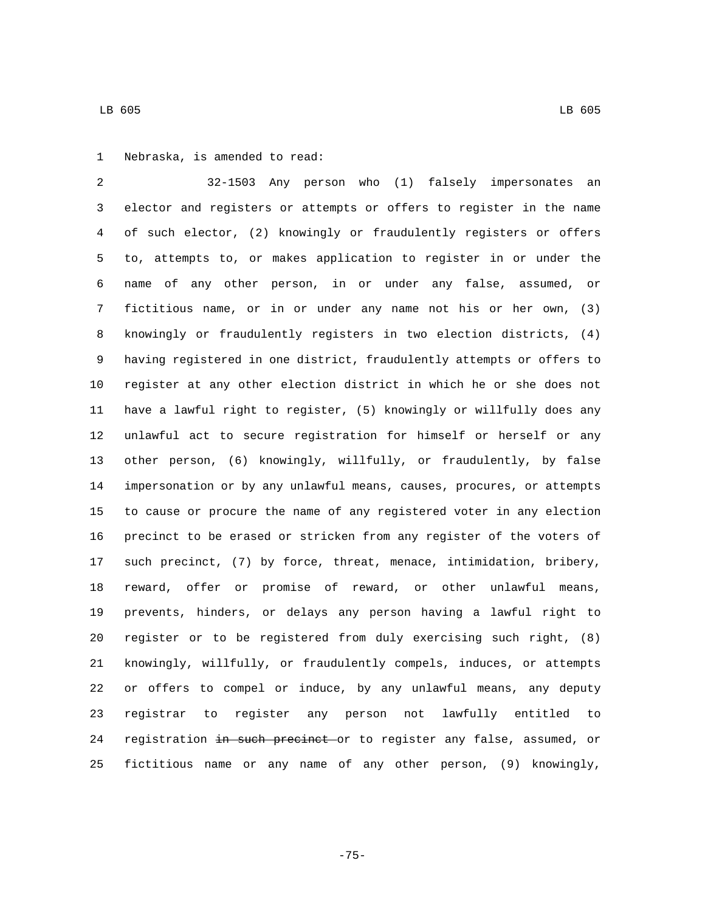Nebraska, is amended to read:

32-1503 Any person who (1) falsely impersonates an elector and registers or attempts or offers to register in the name of such elector, (2) knowingly or fraudulently registers or offers to, attempts to, or makes application to register in or under the name of any other person, in or under any false, assumed, or fictitious name, or in or under any name not his or her own, (3) knowingly or fraudulently registers in two election districts, (4) having registered in one district, fraudulently attempts or offers to register at any other election district in which he or she does not have a lawful right to register, (5) knowingly or willfully does any unlawful act to secure registration for himself or herself or any other person, (6) knowingly, willfully, or fraudulently, by false impersonation or by any unlawful means, causes, procures, or attempts to cause or procure the name of any registered voter in any election precinct to be erased or stricken from any register of the voters of such precinct, (7) by force, threat, menace, intimidation, bribery, reward, offer or promise of reward, or other unlawful means, prevents, hinders, or delays any person having a lawful right to register or to be registered from duly exercising such right, (8) knowingly, willfully, or fraudulently compels, induces, or attempts or offers to compel or induce, by any unlawful means, any deputy registrar to register any person not lawfully entitled to registration ~~in such precinct~~ or to register any false, assumed, or fictitious name or any name of any other person, (9) knowingly,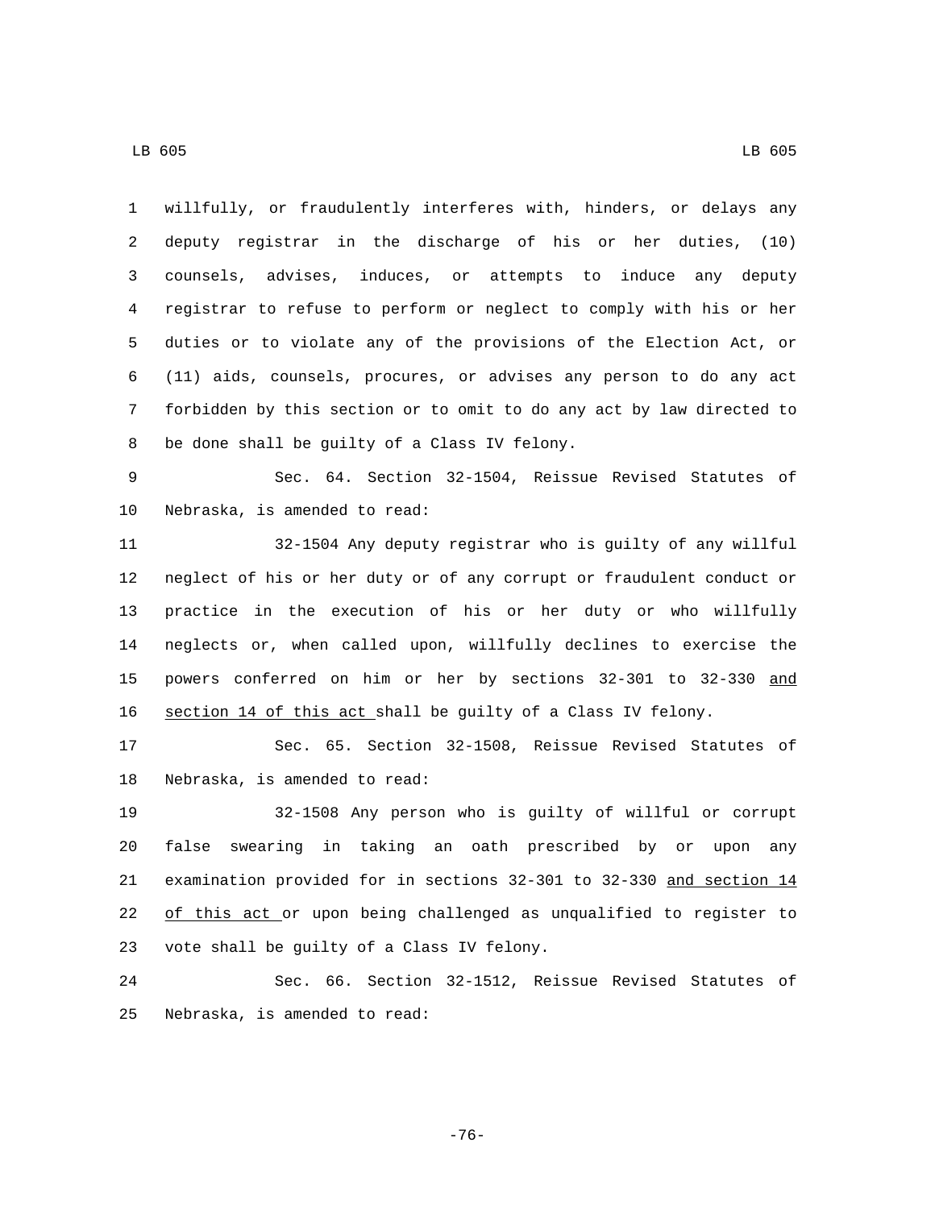willfully, or fraudulently interferes with, hinders, or delays any deputy registrar in the discharge of his or her duties, (10) counsels, advises, induces, or attempts to induce any deputy registrar to refuse to perform or neglect to comply with his or her duties or to violate any of the provisions of the Election Act, or (11) aids, counsels, procures, or advises any person to do any act forbidden by this section or to omit to do any act by law directed to be done shall be guilty of a Class IV felony.

Sec. 64. Section 32-1504, Reissue Revised Statutes of Nebraska, is amended to read:

32-1504 Any deputy registrar who is guilty of any willful neglect of his or her duty or of any corrupt or fraudulent conduct or practice in the execution of his or her duty or who willfully neglects or, when called upon, willfully declines to exercise the powers conferred on him or her by sections 32-301 to 32-330 <u>and section 14 of this act</u> shall be guilty of a Class IV felony.

Sec. 65. Section 32-1508, Reissue Revised Statutes of Nebraska, is amended to read:

32-1508 Any person who is guilty of willful or corrupt false swearing in taking an oath prescribed by or upon any examination provided for in sections 32-301 to 32-330 <u>and section 14 of this act</u> or upon being challenged as unqualified to register to vote shall be guilty of a Class IV felony.

Sec. 66. Section 32-1512, Reissue Revised Statutes of Nebraska, is amended to read: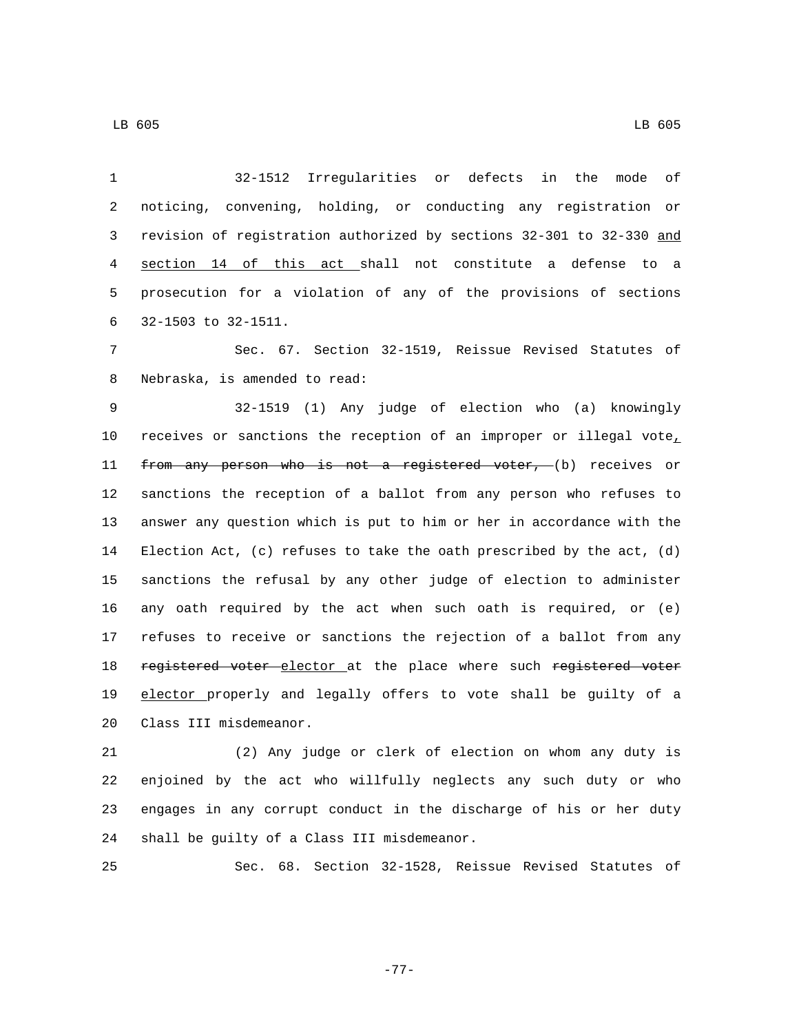32-1512 Irregularities or defects in the mode of noticing, convening, holding, or conducting any registration or revision of registration authorized by sections 32-301 to 32-330 <u>and section 14 of this act</u> shall not constitute a defense to a prosecution for a violation of any of the provisions of sections 32-1503 to 32-1511.

Sec. 67. Section 32-1519, Reissue Revised Statutes of Nebraska, is amended to read:

32-1519 (1) Any judge of election who (a) knowingly receives or sanctions the reception of an improper or illegal vote<u>,</u> ~~from any person who is not a registered voter,~~ (b) receives or sanctions the reception of a ballot from any person who refuses to answer any question which is put to him or her in accordance with the Election Act, (c) refuses to take the oath prescribed by the act, (d) sanctions the refusal by any other judge of election to administer any oath required by the act when such oath is required, or (e) refuses to receive or sanctions the rejection of a ballot from any ~~registered voter~~ <u>elector</u> at the place where such ~~registered voter~~ <u>elector</u> properly and legally offers to vote shall be guilty of a Class III misdemeanor.

(2) Any judge or clerk of election on whom any duty is enjoined by the act who willfully neglects any such duty or who engages in any corrupt conduct in the discharge of his or her duty shall be guilty of a Class III misdemeanor.

Sec. 68. Section 32-1528, Reissue Revised Statutes of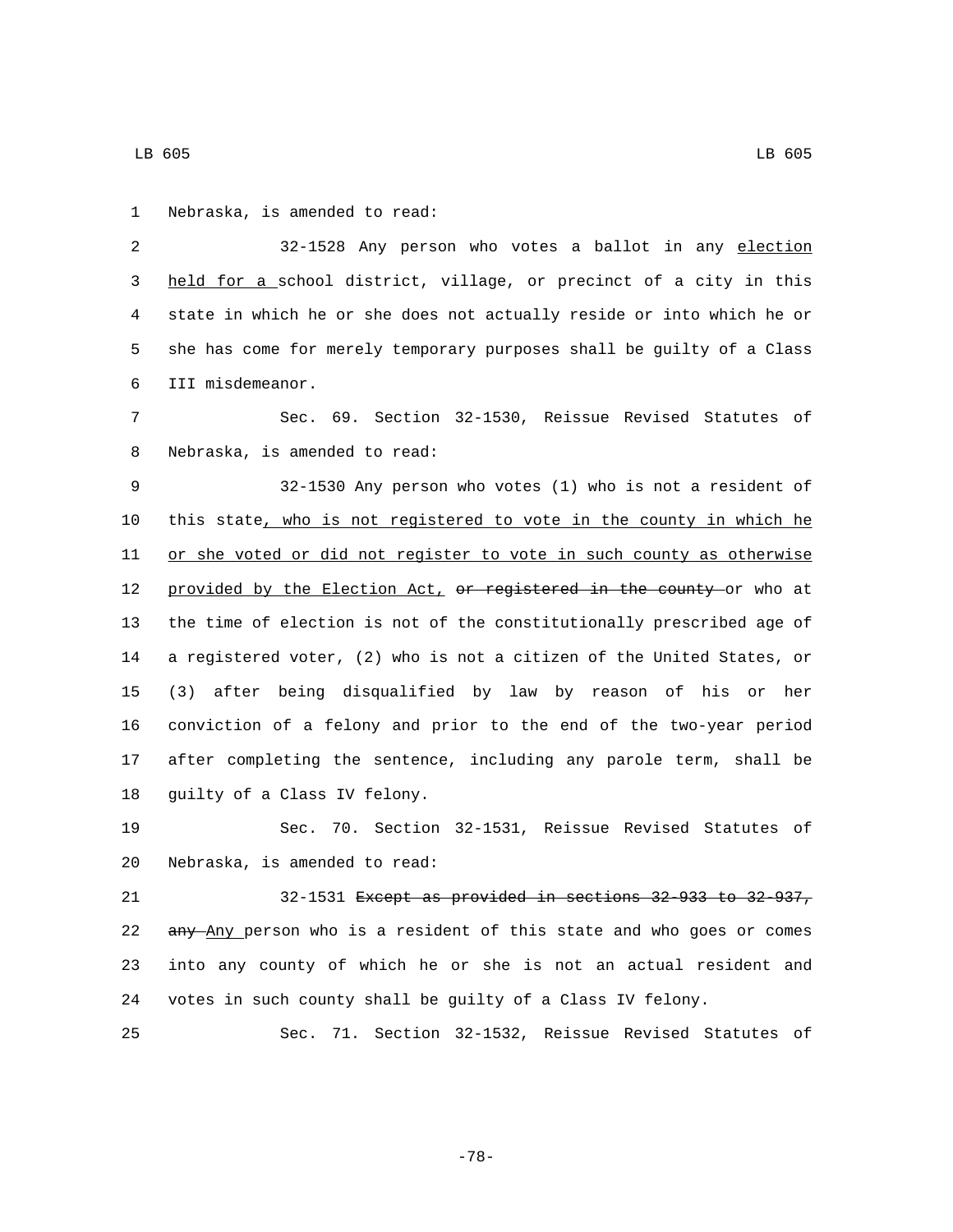Nebraska, is amended to read:

32-1528 Any person who votes a ballot in any <u>election held for a</u> school district, village, or precinct of a city in this state in which he or she does not actually reside or into which he or she has come for merely temporary purposes shall be guilty of a Class III misdemeanor.

Sec. 69. Section 32-1530, Reissue Revised Statutes of Nebraska, is amended to read:

32-1530 Any person who votes (1) who is not a resident of this state<u>, who is not registered to vote in the county in which he or she voted or did not register to vote in such county as otherwise provided by the Election Act,</u> ~~or registered in the county~~ or who at the time of election is not of the constitutionally prescribed age of a registered voter, (2) who is not a citizen of the United States, or (3) after being disqualified by law by reason of his or her conviction of a felony and prior to the end of the two-year period after completing the sentence, including any parole term, shall be guilty of a Class IV felony.

Sec. 70. Section 32-1531, Reissue Revised Statutes of Nebraska, is amended to read:

32-1531 ~~Except as provided in sections 32-933 to 32-937, any~~ <u>Any</u> person who is a resident of this state and who goes or comes into any county of which he or she is not an actual resident and votes in such county shall be guilty of a Class IV felony.

Sec. 71. Section 32-1532, Reissue Revised Statutes of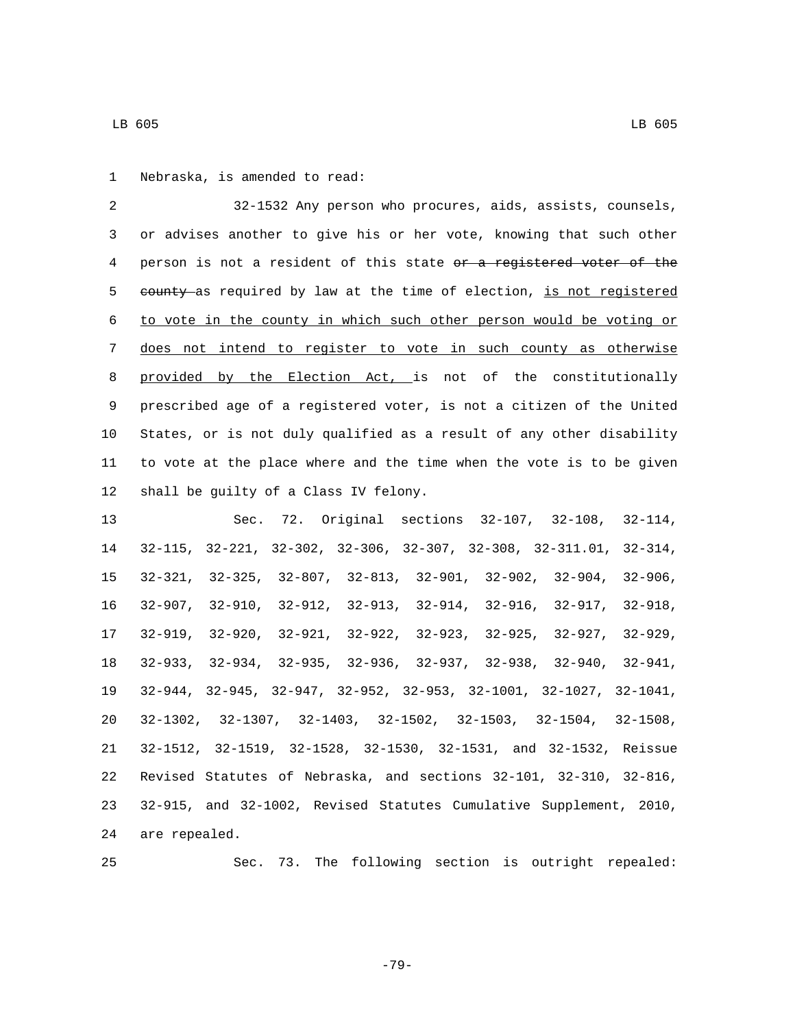Nebraska, is amended to read:

32-1532 Any person who procures, aids, assists, counsels, or advises another to give his or her vote, knowing that such other person is not a resident of this state ~~or a registered voter of the county~~ as required by law at the time of election, is not registered to vote in the county in which such other person would be voting or does not intend to register to vote in such county as otherwise provided by the Election Act, is not of the constitutionally prescribed age of a registered voter, is not a citizen of the United States, or is not duly qualified as a result of any other disability to vote at the place where and the time when the vote is to be given shall be guilty of a Class IV felony.

Sec. 72. Original sections 32-107, 32-108, 32-114, 32-115, 32-221, 32-302, 32-306, 32-307, 32-308, 32-311.01, 32-314, 32-321, 32-325, 32-807, 32-813, 32-901, 32-902, 32-904, 32-906, 32-907, 32-910, 32-912, 32-913, 32-914, 32-916, 32-917, 32-918, 32-919, 32-920, 32-921, 32-922, 32-923, 32-925, 32-927, 32-929, 32-933, 32-934, 32-935, 32-936, 32-937, 32-938, 32-940, 32-941, 32-944, 32-945, 32-947, 32-952, 32-953, 32-1001, 32-1027, 32-1041, 32-1302, 32-1307, 32-1403, 32-1502, 32-1503, 32-1504, 32-1508, 32-1512, 32-1519, 32-1528, 32-1530, 32-1531, and 32-1532, Reissue Revised Statutes of Nebraska, and sections 32-101, 32-310, 32-816, 32-915, and 32-1002, Revised Statutes Cumulative Supplement, 2010, are repealed.

Sec. 73. The following section is outright repealed: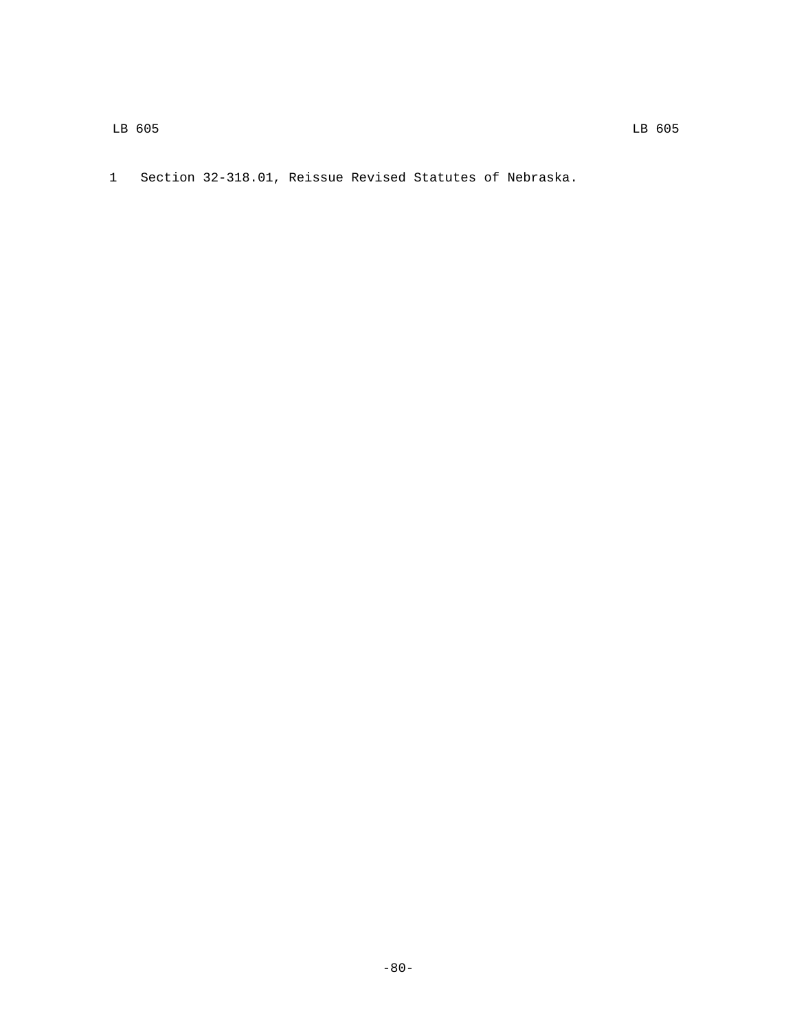Section 32-318.01, Reissue Revised Statutes of Nebraska.